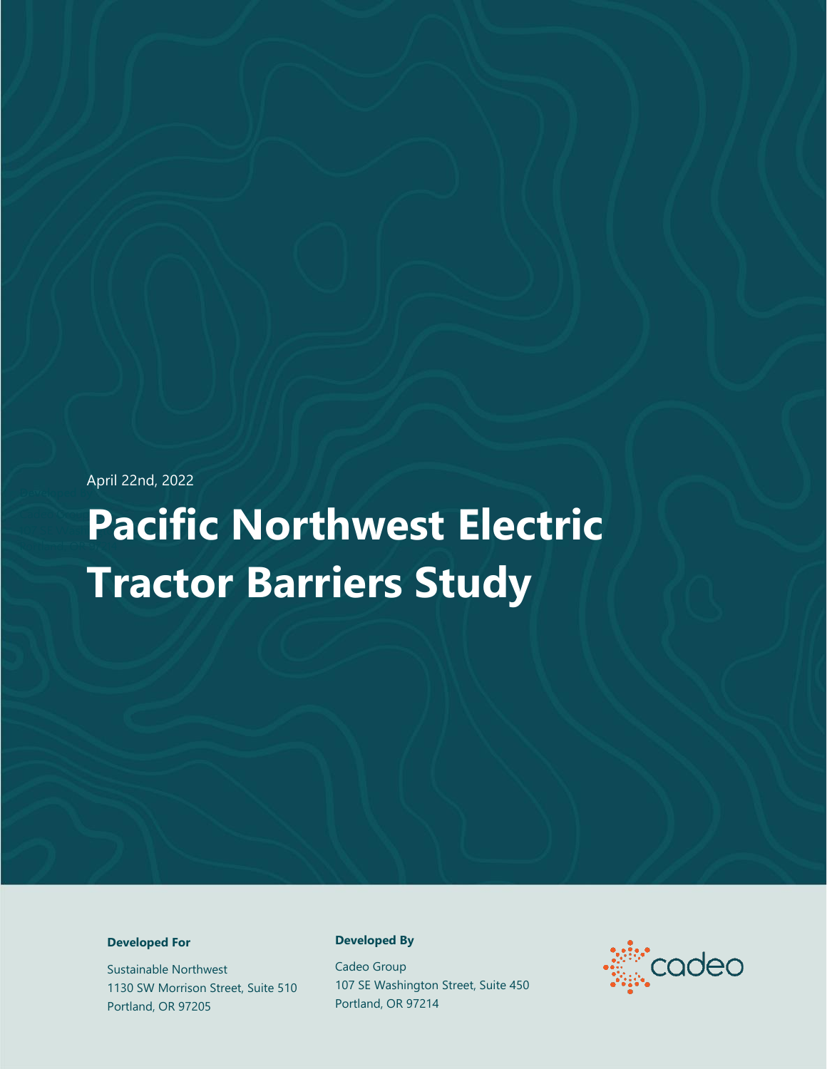April 22nd, 2022

# Pacific Northwest Electric Tractor Barriers Study

**Developed For**

Sustainable Northwest
1130 SW Morrison Street, Suite 510
Portland, OR 97205

**Developed By**

Cadeo Group
107 SE Washington Street, Suite 450
Portland, OR 97214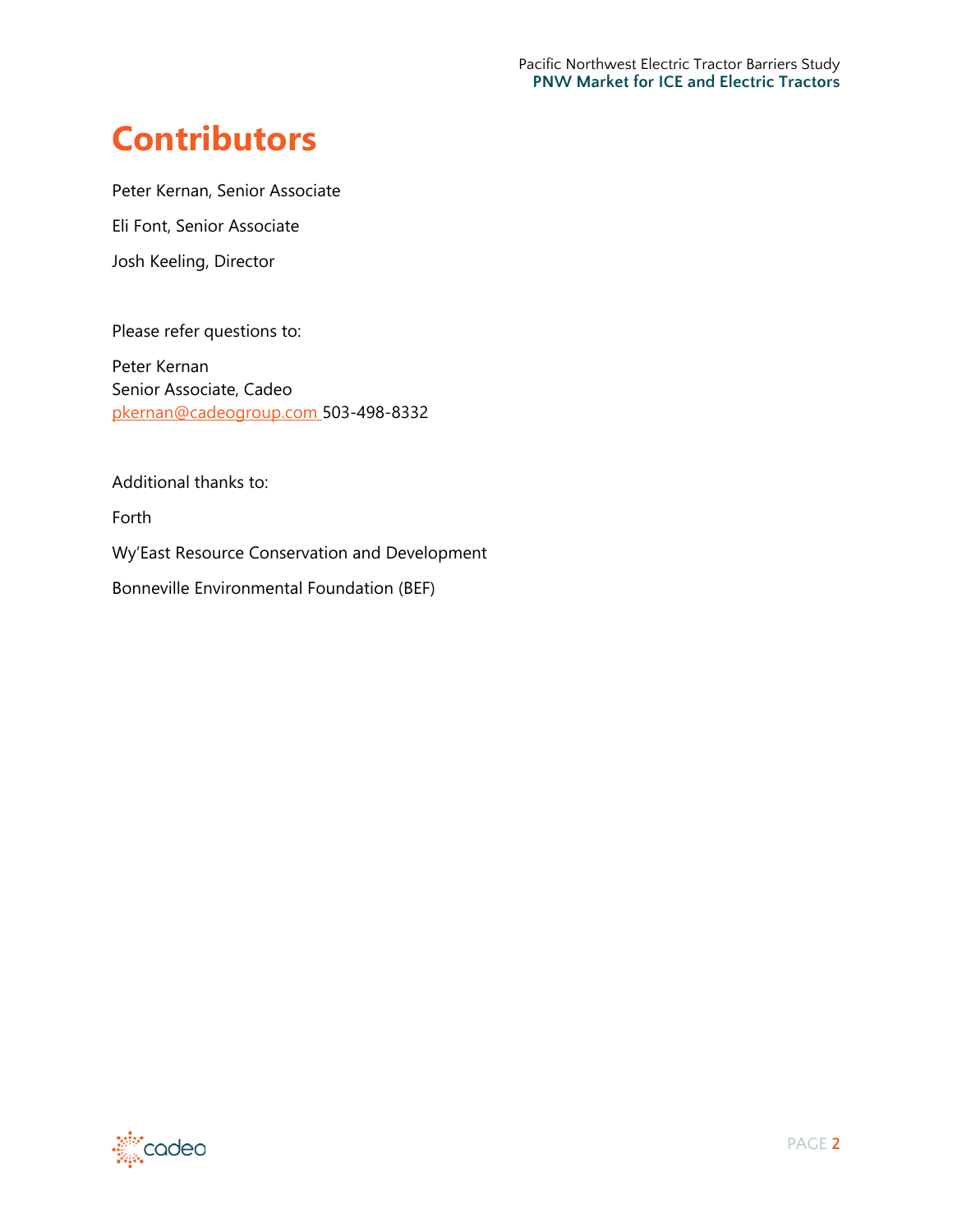# Contributors

Peter Kernan, Senior Associate

Eli Font, Senior Associate

Josh Keeling, Director

Please refer questions to:

Peter Kernan
Senior Associate, Cadeo
pkernan@cadeogroup.com 503-498-8332

Additional thanks to:

Forth

Wy'East Resource Conservation and Development

Bonneville Environmental Foundation (BEF)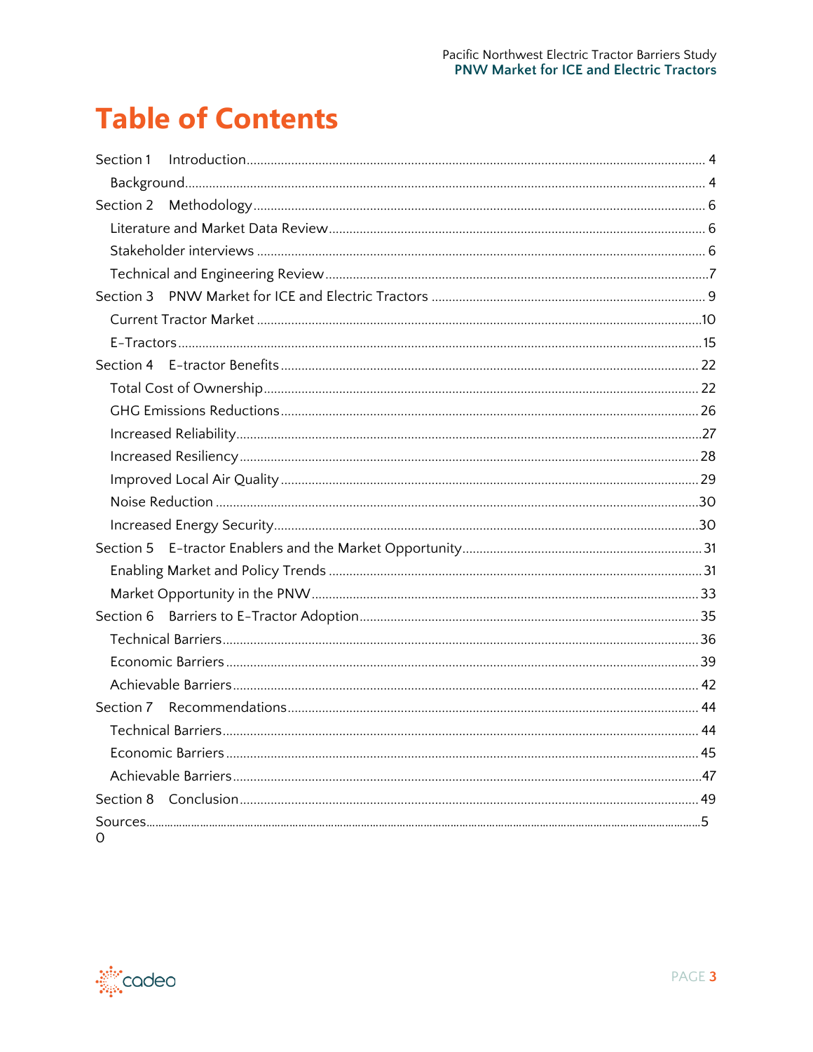# Table of Contents

Section 1 Introduction ........ 4

- Background ........ 4

Section 2 Methodology ........ 6

- Literature and Market Data Review ........ 6
- Stakeholder interviews ........ 6
- Technical and Engineering Review ........ 7

Section 3 PNW Market for ICE and Electric Tractors ........ 9

- Current Tractor Market ........ 10
- E-Tractors ........ 15

Section 4 E-tractor Benefits ........ 22

- Total Cost of Ownership ........ 22
- GHG Emissions Reductions ........ 26
- Increased Reliability ........ 27
- Increased Resiliency ........ 28
- Improved Local Air Quality ........ 29
- Noise Reduction ........ 30
- Increased Energy Security ........ 30

Section 5 E-tractor Enablers and the Market Opportunity ........ 31

- Enabling Market and Policy Trends ........ 31
- Market Opportunity in the PNW ........ 33

Section 6 Barriers to E-Tractor Adoption ........ 35

- Technical Barriers ........ 36
- Economic Barriers ........ 39
- Achievable Barriers ........ 42

Section 7 Recommendations ........ 44

- Technical Barriers ........ 44
- Economic Barriers ........ 45
- Achievable Barriers ........ 47

Section 8 Conclusion ........ 49

Sources ........ 50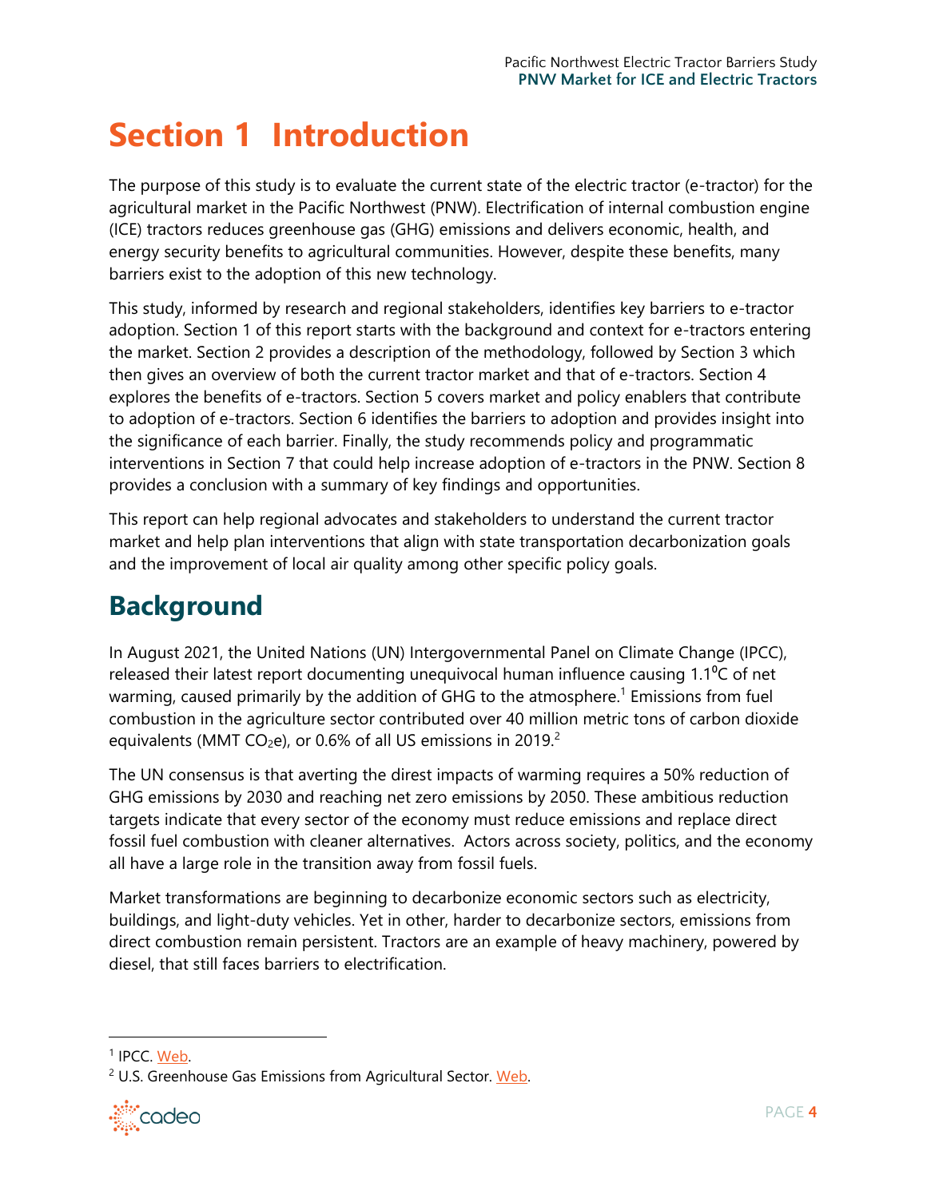# Section 1 Introduction

The purpose of this study is to evaluate the current state of the electric tractor (e-tractor) for the agricultural market in the Pacific Northwest (PNW). Electrification of internal combustion engine (ICE) tractors reduces greenhouse gas (GHG) emissions and delivers economic, health, and energy security benefits to agricultural communities. However, despite these benefits, many barriers exist to the adoption of this new technology.

This study, informed by research and regional stakeholders, identifies key barriers to e-tractor adoption. Section 1 of this report starts with the background and context for e-tractors entering the market. Section 2 provides a description of the methodology, followed by Section 3 which then gives an overview of both the current tractor market and that of e-tractors. Section 4 explores the benefits of e-tractors. Section 5 covers market and policy enablers that contribute to adoption of e-tractors. Section 6 identifies the barriers to adoption and provides insight into the significance of each barrier. Finally, the study recommends policy and programmatic interventions in Section 7 that could help increase adoption of e-tractors in the PNW. Section 8 provides a conclusion with a summary of key findings and opportunities.

This report can help regional advocates and stakeholders to understand the current tractor market and help plan interventions that align with state transportation decarbonization goals and the improvement of local air quality among other specific policy goals.

## Background

In August 2021, the United Nations (UN) Intergovernmental Panel on Climate Change (IPCC), released their latest report documenting unequivocal human influence causing 1.1$^{0}$C of net warming, caused primarily by the addition of GHG to the atmosphere.[1] Emissions from fuel combustion in the agriculture sector contributed over 40 million metric tons of carbon dioxide equivalents (MMT $CO_2$e), or 0.6% of all US emissions in 2019.[2]

The UN consensus is that averting the direst impacts of warming requires a 50% reduction of GHG emissions by 2030 and reaching net zero emissions by 2050. These ambitious reduction targets indicate that every sector of the economy must reduce emissions and replace direct fossil fuel combustion with cleaner alternatives. Actors across society, politics, and the economy all have a large role in the transition away from fossil fuels.

Market transformations are beginning to decarbonize economic sectors such as electricity, buildings, and light-duty vehicles. Yet in other, harder to decarbonize sectors, emissions from direct combustion remain persistent. Tractors are an example of heavy machinery, powered by diesel, that still faces barriers to electrification.

[1] IPCC. Web.

[2] U.S. Greenhouse Gas Emissions from Agricultural Sector. Web.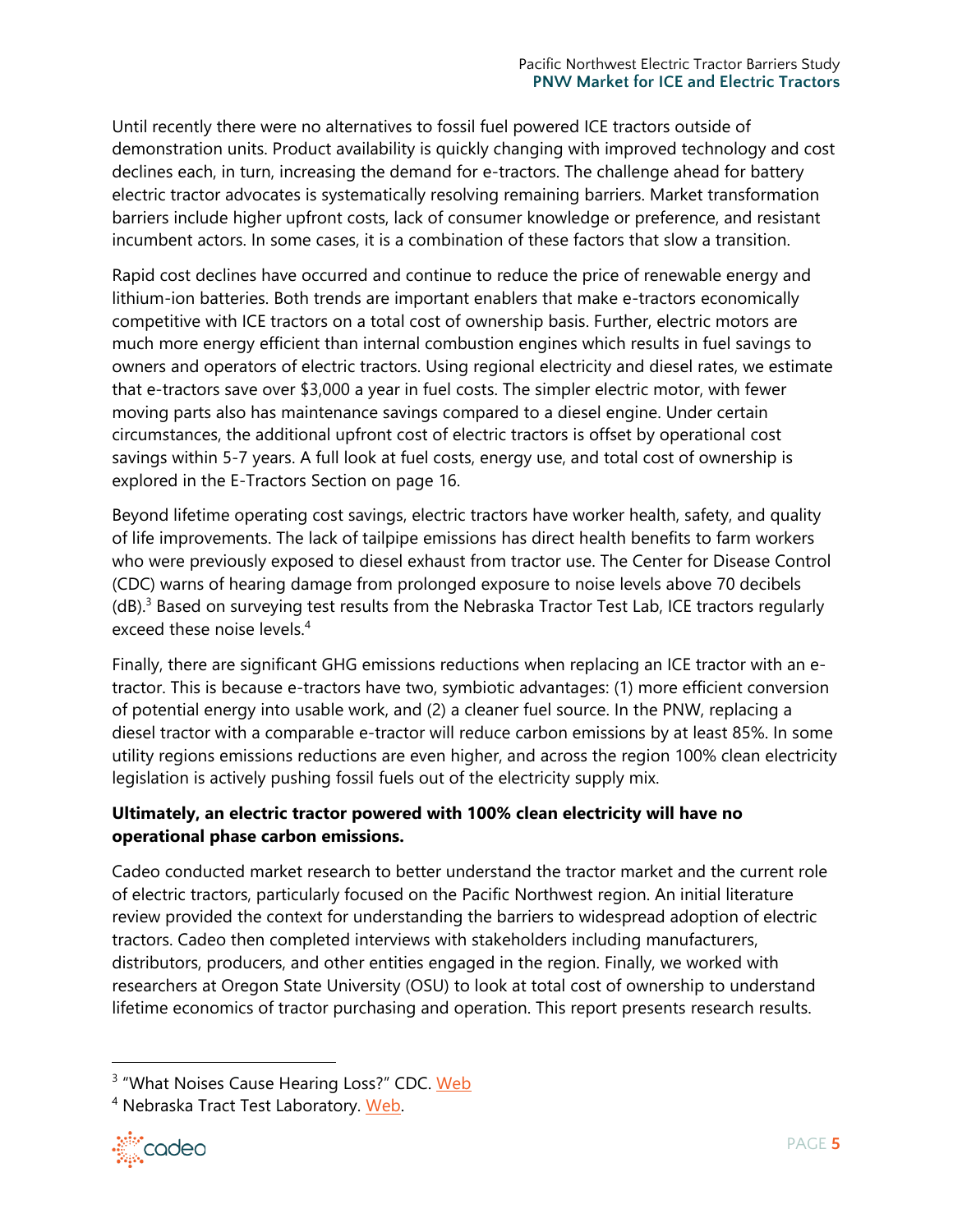Until recently there were no alternatives to fossil fuel powered ICE tractors outside of demonstration units. Product availability is quickly changing with improved technology and cost declines each, in turn, increasing the demand for e-tractors. The challenge ahead for battery electric tractor advocates is systematically resolving remaining barriers. Market transformation barriers include higher upfront costs, lack of consumer knowledge or preference, and resistant incumbent actors. In some cases, it is a combination of these factors that slow a transition.

Rapid cost declines have occurred and continue to reduce the price of renewable energy and lithium-ion batteries. Both trends are important enablers that make e-tractors economically competitive with ICE tractors on a total cost of ownership basis. Further, electric motors are much more energy efficient than internal combustion engines which results in fuel savings to owners and operators of electric tractors. Using regional electricity and diesel rates, we estimate that e-tractors save over $3,000 a year in fuel costs. The simpler electric motor, with fewer moving parts also has maintenance savings compared to a diesel engine. Under certain circumstances, the additional upfront cost of electric tractors is offset by operational cost savings within 5-7 years. A full look at fuel costs, energy use, and total cost of ownership is explored in the E-Tractors Section on page 16.

Beyond lifetime operating cost savings, electric tractors have worker health, safety, and quality of life improvements. The lack of tailpipe emissions has direct health benefits to farm workers who were previously exposed to diesel exhaust from tractor use. The Center for Disease Control (CDC) warns of hearing damage from prolonged exposure to noise levels above 70 decibels (dB).[3] Based on surveying test results from the Nebraska Tractor Test Lab, ICE tractors regularly exceed these noise levels.[4]

Finally, there are significant GHG emissions reductions when replacing an ICE tractor with an e-tractor. This is because e-tractors have two, symbiotic advantages: (1) more efficient conversion of potential energy into usable work, and (2) a cleaner fuel source. In the PNW, replacing a diesel tractor with a comparable e-tractor will reduce carbon emissions by at least 85%. In some utility regions emissions reductions are even higher, and across the region 100% clean electricity legislation is actively pushing fossil fuels out of the electricity supply mix.

**Ultimately, an electric tractor powered with 100% clean electricity will have no operational phase carbon emissions.**

Cadeo conducted market research to better understand the tractor market and the current role of electric tractors, particularly focused on the Pacific Northwest region. An initial literature review provided the context for understanding the barriers to widespread adoption of electric tractors. Cadeo then completed interviews with stakeholders including manufacturers, distributors, producers, and other entities engaged in the region. Finally, we worked with researchers at Oregon State University (OSU) to look at total cost of ownership to understand lifetime economics of tractor purchasing and operation. This report presents research results.

---

[3] "What Noises Cause Hearing Loss?" CDC. Web

[4] Nebraska Tract Test Laboratory. Web.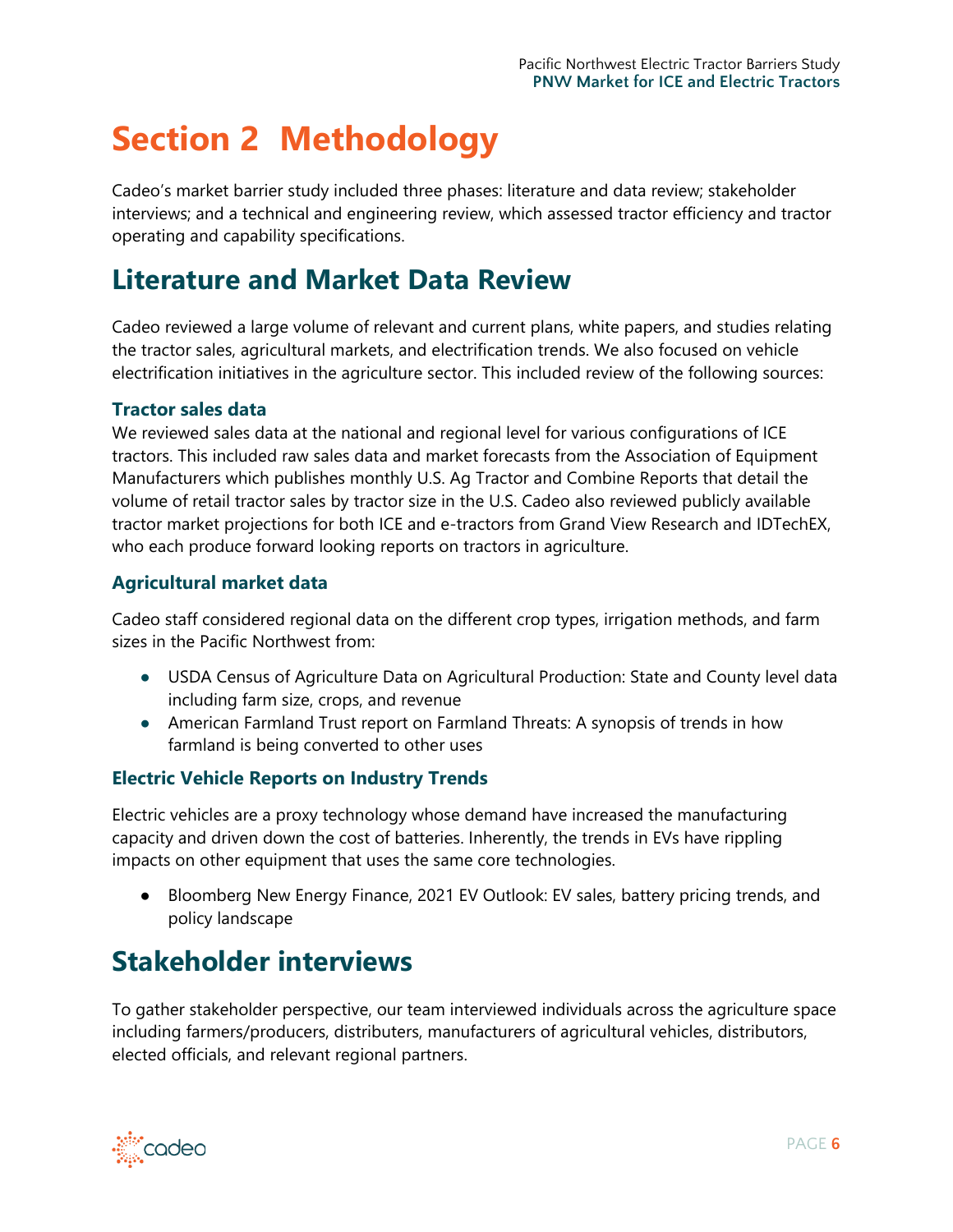# Section 2 Methodology

Cadeo's market barrier study included three phases: literature and data review; stakeholder interviews; and a technical and engineering review, which assessed tractor efficiency and tractor operating and capability specifications.

## Literature and Market Data Review

Cadeo reviewed a large volume of relevant and current plans, white papers, and studies relating the tractor sales, agricultural markets, and electrification trends. We also focused on vehicle electrification initiatives in the agriculture sector. This included review of the following sources:

### Tractor sales data

We reviewed sales data at the national and regional level for various configurations of ICE tractors. This included raw sales data and market forecasts from the Association of Equipment Manufacturers which publishes monthly U.S. Ag Tractor and Combine Reports that detail the volume of retail tractor sales by tractor size in the U.S. Cadeo also reviewed publicly available tractor market projections for both ICE and e-tractors from Grand View Research and IDTechEX, who each produce forward looking reports on tractors in agriculture.

### Agricultural market data

Cadeo staff considered regional data on the different crop types, irrigation methods, and farm sizes in the Pacific Northwest from:

- USDA Census of Agriculture Data on Agricultural Production: State and County level data including farm size, crops, and revenue
- American Farmland Trust report on Farmland Threats: A synopsis of trends in how farmland is being converted to other uses

### Electric Vehicle Reports on Industry Trends

Electric vehicles are a proxy technology whose demand have increased the manufacturing capacity and driven down the cost of batteries. Inherently, the trends in EVs have rippling impacts on other equipment that uses the same core technologies.

- Bloomberg New Energy Finance, 2021 EV Outlook: EV sales, battery pricing trends, and policy landscape

## Stakeholder interviews

To gather stakeholder perspective, our team interviewed individuals across the agriculture space including farmers/producers, distributers, manufacturers of agricultural vehicles, distributors, elected officials, and relevant regional partners.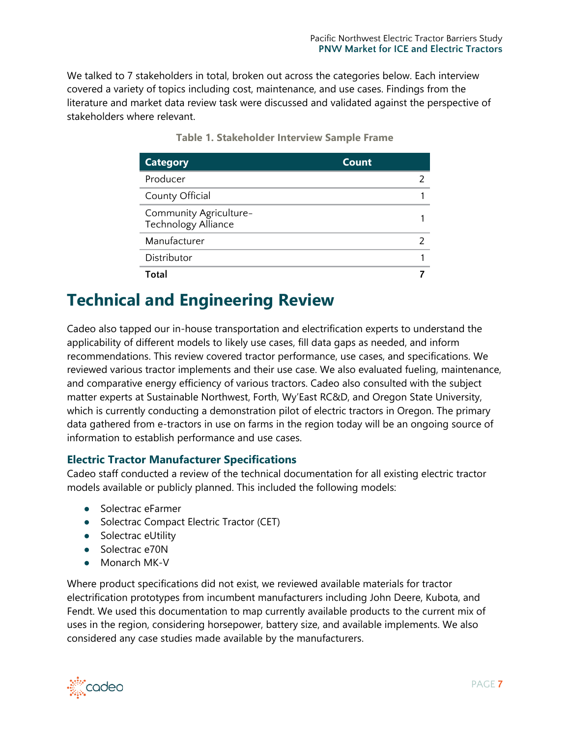We talked to 7 stakeholders in total, broken out across the categories below. Each interview covered a variety of topics including cost, maintenance, and use cases. Findings from the literature and market data review task were discussed and validated against the perspective of stakeholders where relevant.

**Table 1. Stakeholder Interview Sample Frame**

| Category | Count |
| --- | --- |
| Producer | 2 |
| County Official | 1 |
| Community Agriculture-Technology Alliance | 1 |
| Manufacturer | 2 |
| Distributor | 1 |
| **Total** | **7** |

# Technical and Engineering Review

Cadeo also tapped our in-house transportation and electrification experts to understand the applicability of different models to likely use cases, fill data gaps as needed, and inform recommendations. This review covered tractor performance, use cases, and specifications. We reviewed various tractor implements and their use case. We also evaluated fueling, maintenance, and comparative energy efficiency of various tractors. Cadeo also consulted with the subject matter experts at Sustainable Northwest, Forth, Wy'East RC&D, and Oregon State University, which is currently conducting a demonstration pilot of electric tractors in Oregon. The primary data gathered from e-tractors in use on farms in the region today will be an ongoing source of information to establish performance and use cases.

## Electric Tractor Manufacturer Specifications

Cadeo staff conducted a review of the technical documentation for all existing electric tractor models available or publicly planned. This included the following models:

- Solectrac eFarmer
- Solectrac Compact Electric Tractor (CET)
- Solectrac eUtility
- Solectrac e70N
- Monarch MK-V

Where product specifications did not exist, we reviewed available materials for tractor electrification prototypes from incumbent manufacturers including John Deere, Kubota, and Fendt. We used this documentation to map currently available products to the current mix of uses in the region, considering horsepower, battery size, and available implements. We also considered any case studies made available by the manufacturers.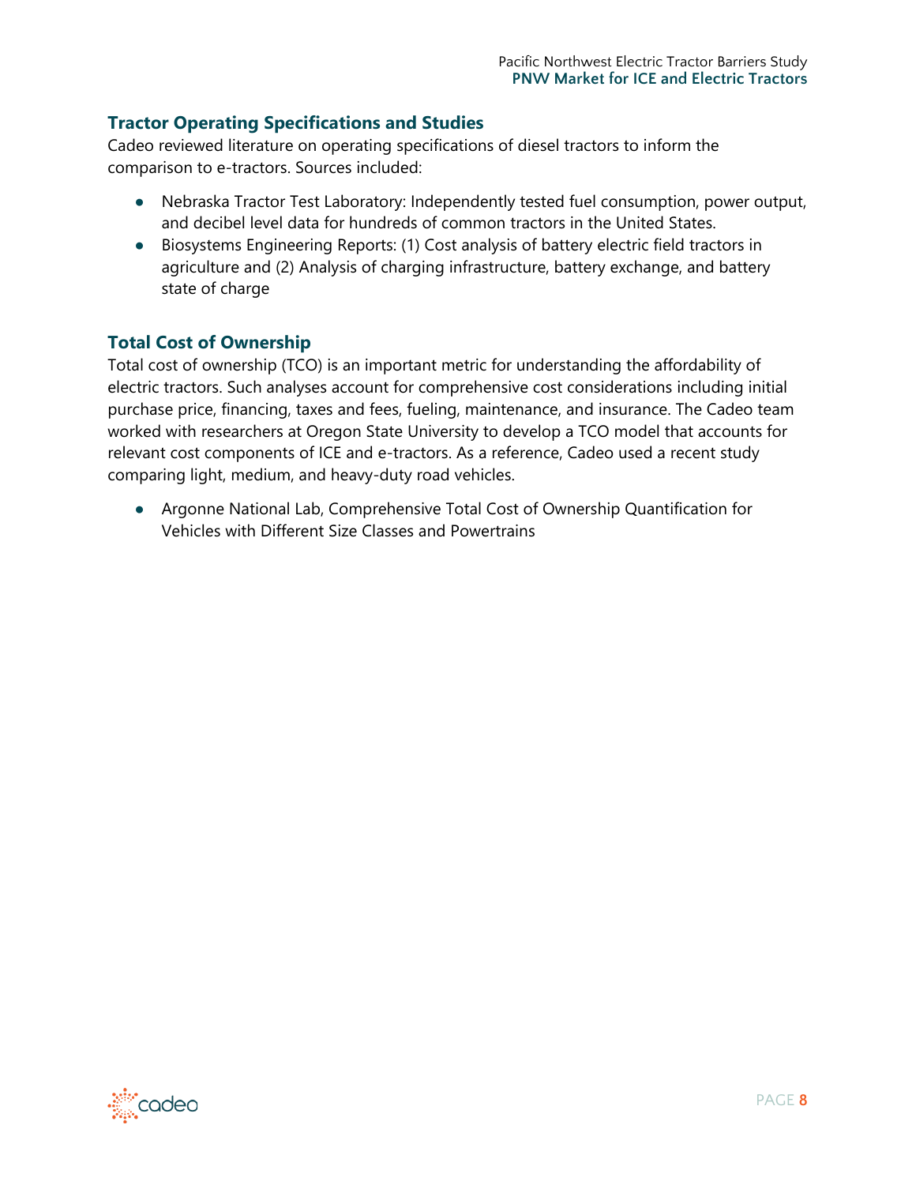### Tractor Operating Specifications and Studies

Cadeo reviewed literature on operating specifications of diesel tractors to inform the comparison to e-tractors. Sources included:

- Nebraska Tractor Test Laboratory: Independently tested fuel consumption, power output, and decibel level data for hundreds of common tractors in the United States.
- Biosystems Engineering Reports: (1) Cost analysis of battery electric field tractors in agriculture and (2) Analysis of charging infrastructure, battery exchange, and battery state of charge

### Total Cost of Ownership

Total cost of ownership (TCO) is an important metric for understanding the affordability of electric tractors. Such analyses account for comprehensive cost considerations including initial purchase price, financing, taxes and fees, fueling, maintenance, and insurance. The Cadeo team worked with researchers at Oregon State University to develop a TCO model that accounts for relevant cost components of ICE and e-tractors. As a reference, Cadeo used a recent study comparing light, medium, and heavy-duty road vehicles.

- Argonne National Lab, Comprehensive Total Cost of Ownership Quantification for Vehicles with Different Size Classes and Powertrains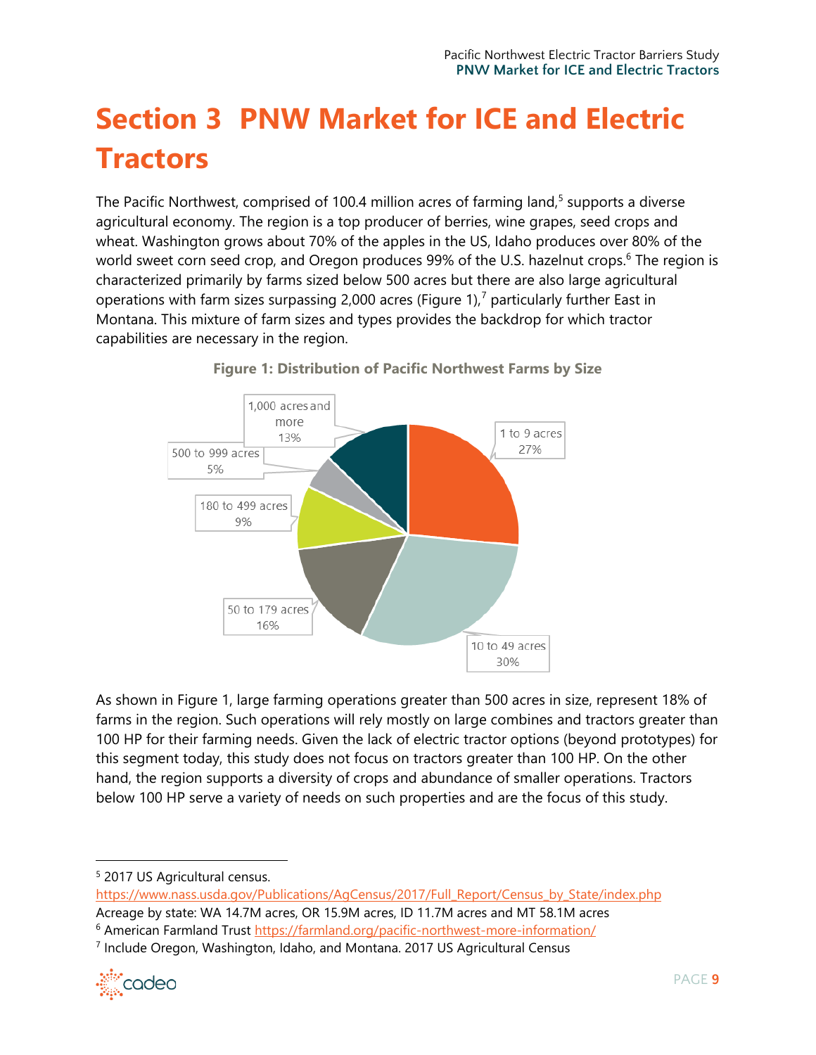# Section 3 PNW Market for ICE and Electric Tractors

The Pacific Northwest, comprised of 100.4 million acres of farming land,[5] supports a diverse agricultural economy. The region is a top producer of berries, wine grapes, seed crops and wheat. Washington grows about 70% of the apples in the US, Idaho produces over 80% of the world sweet corn seed crop, and Oregon produces 99% of the U.S. hazelnut crops.[6] The region is characterized primarily by farms sized below 500 acres but there are also large agricultural operations with farm sizes surpassing 2,000 acres (Figure 1),[7] particularly further East in Montana. This mixture of farm sizes and types provides the backdrop for which tractor capabilities are necessary in the region.

**Figure 1: Distribution of Pacific Northwest Farms by Size**

| Farm Size | Share |
|---|---|
| 1 to 9 acres | 27% |
| 10 to 49 acres | 30% |
| 50 to 179 acres | 16% |
| 180 to 499 acres | 9% |
| 500 to 999 acres | 5% |
| 1,000 acres and more | 13% |

As shown in Figure 1, large farming operations greater than 500 acres in size, represent 18% of farms in the region. Such operations will rely mostly on large combines and tractors greater than 100 HP for their farming needs. Given the lack of electric tractor options (beyond prototypes) for this segment today, this study does not focus on tractors greater than 100 HP. On the other hand, the region supports a diversity of crops and abundance of smaller operations. Tractors below 100 HP serve a variety of needs on such properties and are the focus of this study.

---

[5] 2017 US Agricultural census. https://www.nass.usda.gov/Publications/AgCensus/2017/Full_Report/Census_by_State/index.php
Acreage by state: WA 14.7M acres, OR 15.9M acres, ID 11.7M acres and MT 58.1M acres

[6] American Farmland Trust https://farmland.org/pacific-northwest-more-information/

[7] Include Oregon, Washington, Idaho, and Montana. 2017 US Agricultural Census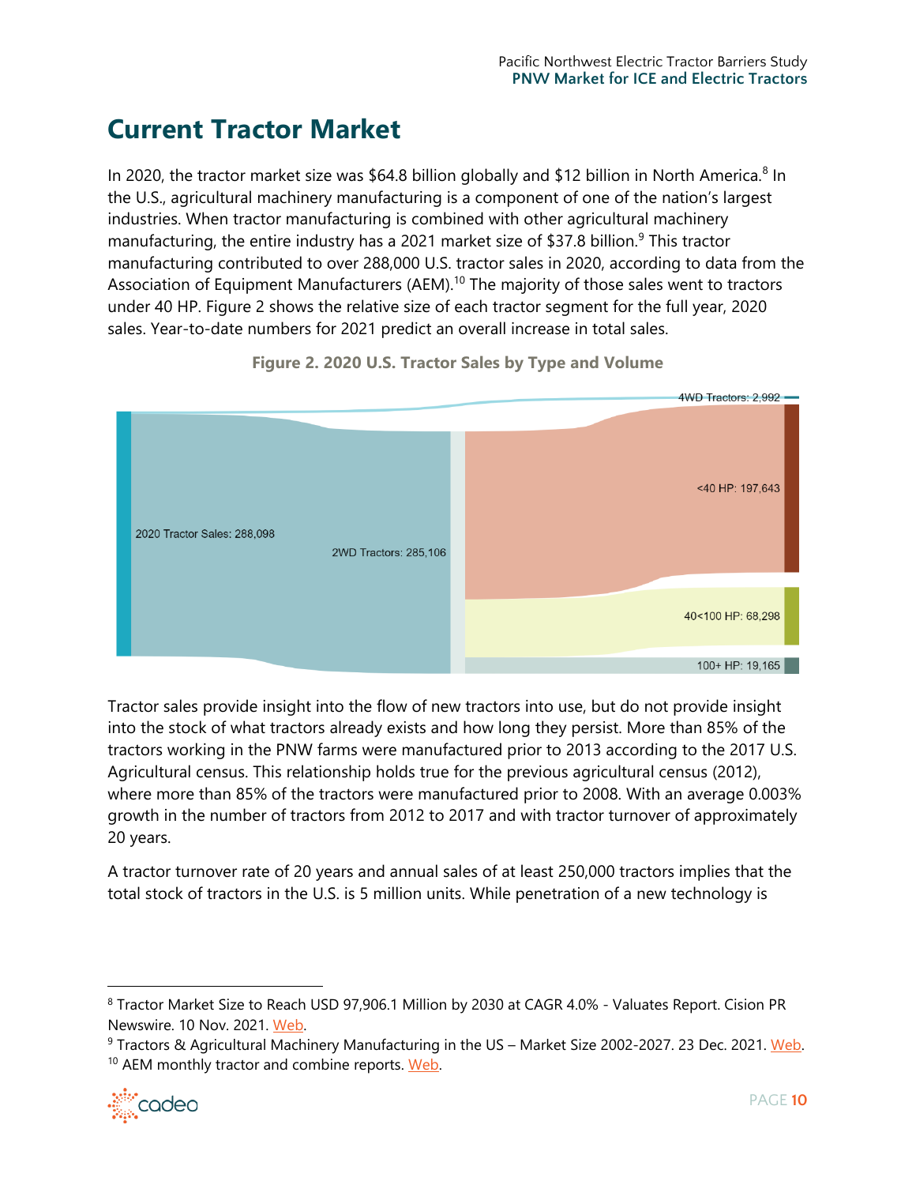# Current Tractor Market

In 2020, the tractor market size was $64.8 billion globally and $12 billion in North America.[8] In the U.S., agricultural machinery manufacturing is a component of one of the nation's largest industries. When tractor manufacturing is combined with other agricultural machinery manufacturing, the entire industry has a 2021 market size of $37.8 billion.[9] This tractor manufacturing contributed to over 288,000 U.S. tractor sales in 2020, according to data from the Association of Equipment Manufacturers (AEM).[10] The majority of those sales went to tractors under 40 HP. Figure 2 shows the relative size of each tractor segment for the full year, 2020 sales. Year-to-date numbers for 2021 predict an overall increase in total sales.

**Figure 2. 2020 U.S. Tractor Sales by Type and Volume**

2020 Tractor Sales: 288,098

2WD Tractors: 285,106

4WD Tractors: 2,992

<40 HP: 197,643

40<100 HP: 68,298

100+ HP: 19,165

Tractor sales provide insight into the flow of new tractors into use, but do not provide insight into the stock of what tractors already exists and how long they persist. More than 85% of the tractors working in the PNW farms were manufactured prior to 2013 according to the 2017 U.S. Agricultural census. This relationship holds true for the previous agricultural census (2012), where more than 85% of the tractors were manufactured prior to 2008. With an average 0.003% growth in the number of tractors from 2012 to 2017 and with tractor turnover of approximately 20 years.

A tractor turnover rate of 20 years and annual sales of at least 250,000 tractors implies that the total stock of tractors in the U.S. is 5 million units. While penetration of a new technology is

---

[8] Tractor Market Size to Reach USD 97,906.1 Million by 2030 at CAGR 4.0% - Valuates Report. Cision PR Newswire. 10 Nov. 2021. Web.

[9] Tractors & Agricultural Machinery Manufacturing in the US – Market Size 2002-2027. 23 Dec. 2021. Web.

[10] AEM monthly tractor and combine reports. Web.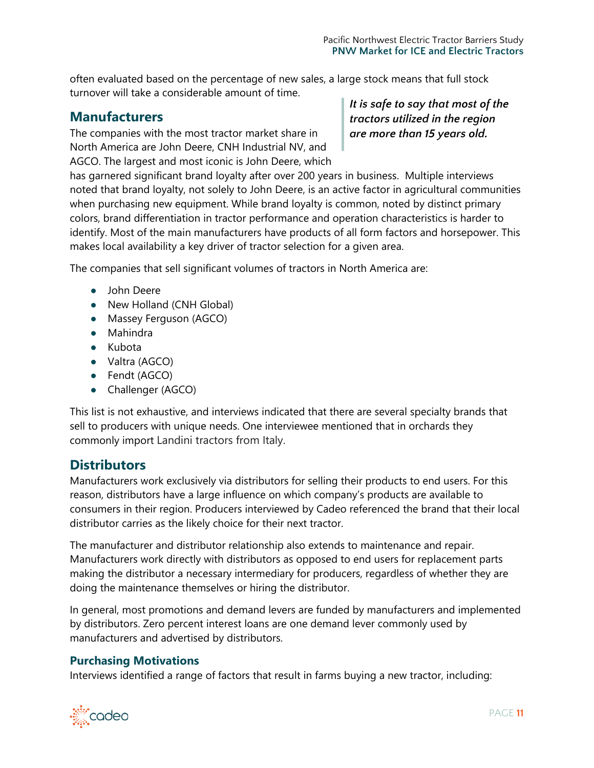often evaluated based on the percentage of new sales, a large stock means that full stock turnover will take a considerable amount of time.

> ***It is safe to say that most of the tractors utilized in the region are more than 15 years old.***

## Manufacturers

The companies with the most tractor market share in North America are John Deere, CNH Industrial NV, and AGCO. The largest and most iconic is John Deere, which has garnered significant brand loyalty after over 200 years in business. Multiple interviews noted that brand loyalty, not solely to John Deere, is an active factor in agricultural communities when purchasing new equipment. While brand loyalty is common, noted by distinct primary colors, brand differentiation in tractor performance and operation characteristics is harder to identify. Most of the main manufacturers have products of all form factors and horsepower. This makes local availability a key driver of tractor selection for a given area.

The companies that sell significant volumes of tractors in North America are:

- John Deere
- New Holland (CNH Global)
- Massey Ferguson (AGCO)
- Mahindra
- Kubota
- Valtra (AGCO)
- Fendt (AGCO)
- Challenger (AGCO)

This list is not exhaustive, and interviews indicated that there are several specialty brands that sell to producers with unique needs. One interviewee mentioned that in orchards they commonly import Landini tractors from Italy.

## Distributors

Manufacturers work exclusively via distributors for selling their products to end users. For this reason, distributors have a large influence on which company's products are available to consumers in their region. Producers interviewed by Cadeo referenced the brand that their local distributor carries as the likely choice for their next tractor.

The manufacturer and distributor relationship also extends to maintenance and repair. Manufacturers work directly with distributors as opposed to end users for replacement parts making the distributor a necessary intermediary for producers, regardless of whether they are doing the maintenance themselves or hiring the distributor.

In general, most promotions and demand levers are funded by manufacturers and implemented by distributors. Zero percent interest loans are one demand lever commonly used by manufacturers and advertised by distributors.

### Purchasing Motivations

Interviews identified a range of factors that result in farms buying a new tractor, including: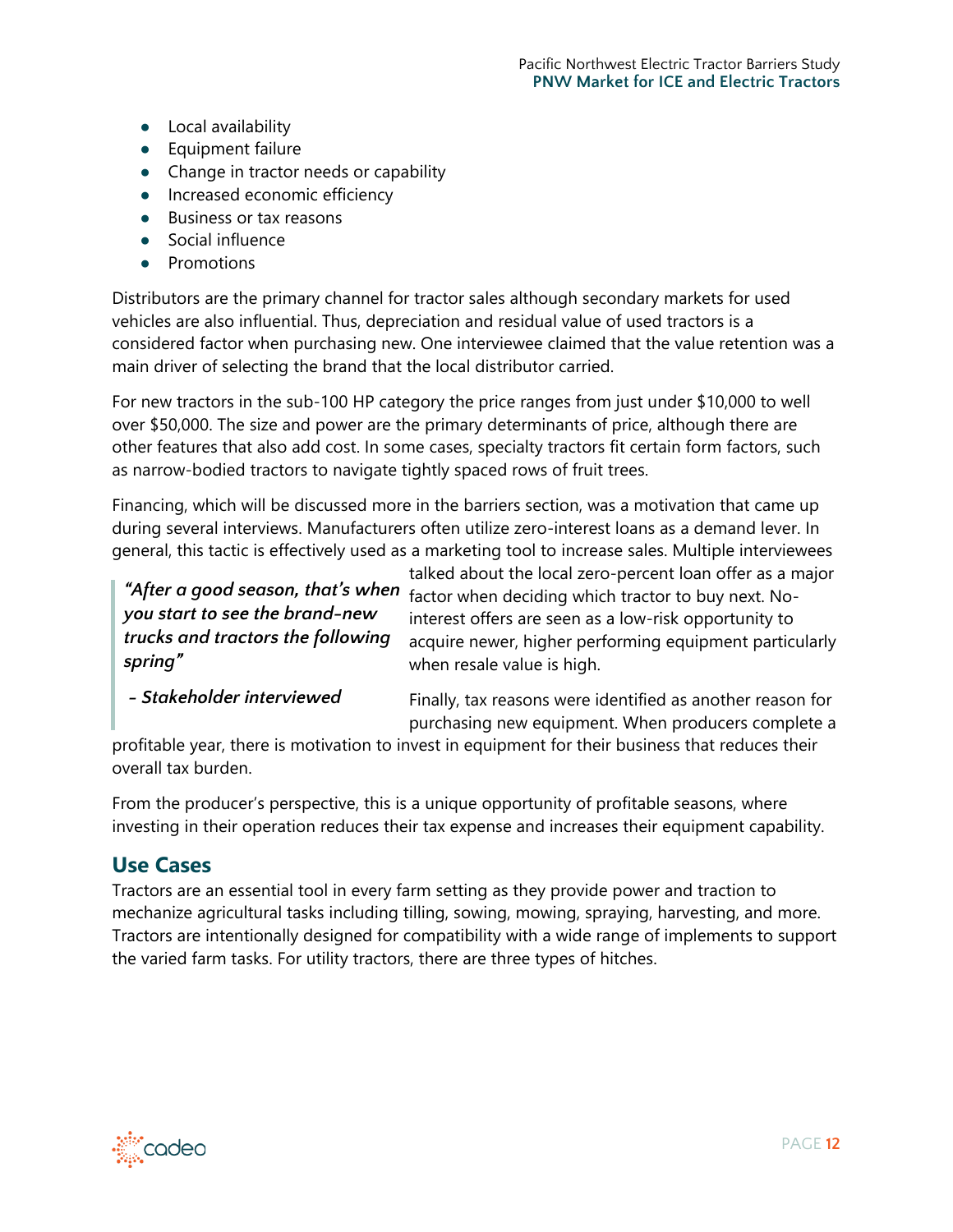- Local availability
- Equipment failure
- Change in tractor needs or capability
- Increased economic efficiency
- Business or tax reasons
- Social influence
- Promotions

Distributors are the primary channel for tractor sales although secondary markets for used vehicles are also influential. Thus, depreciation and residual value of used tractors is a considered factor when purchasing new. One interviewee claimed that the value retention was a main driver of selecting the brand that the local distributor carried.

For new tractors in the sub-100 HP category the price ranges from just under $10,000 to well over $50,000. The size and power are the primary determinants of price, although there are other features that also add cost. In some cases, specialty tractors fit certain form factors, such as narrow-bodied tractors to navigate tightly spaced rows of fruit trees.

Financing, which will be discussed more in the barriers section, was a motivation that came up during several interviews. Manufacturers often utilize zero-interest loans as a demand lever. In general, this tactic is effectively used as a marketing tool to increase sales. Multiple interviewees talked about the local zero-percent loan offer as a major factor when deciding which tractor to buy next. No-interest offers are seen as a low-risk opportunity to acquire newer, higher performing equipment particularly when resale value is high.

> ***"After a good season, that's when you start to see the brand-new trucks and tractors the following spring"***
>
> ***- Stakeholder interviewed***

Finally, tax reasons were identified as another reason for purchasing new equipment. When producers complete a profitable year, there is motivation to invest in equipment for their business that reduces their overall tax burden.

From the producer's perspective, this is a unique opportunity of profitable seasons, where investing in their operation reduces their tax expense and increases their equipment capability.

## Use Cases

Tractors are an essential tool in every farm setting as they provide power and traction to mechanize agricultural tasks including tilling, sowing, mowing, spraying, harvesting, and more. Tractors are intentionally designed for compatibility with a wide range of implements to support the varied farm tasks. For utility tractors, there are three types of hitches.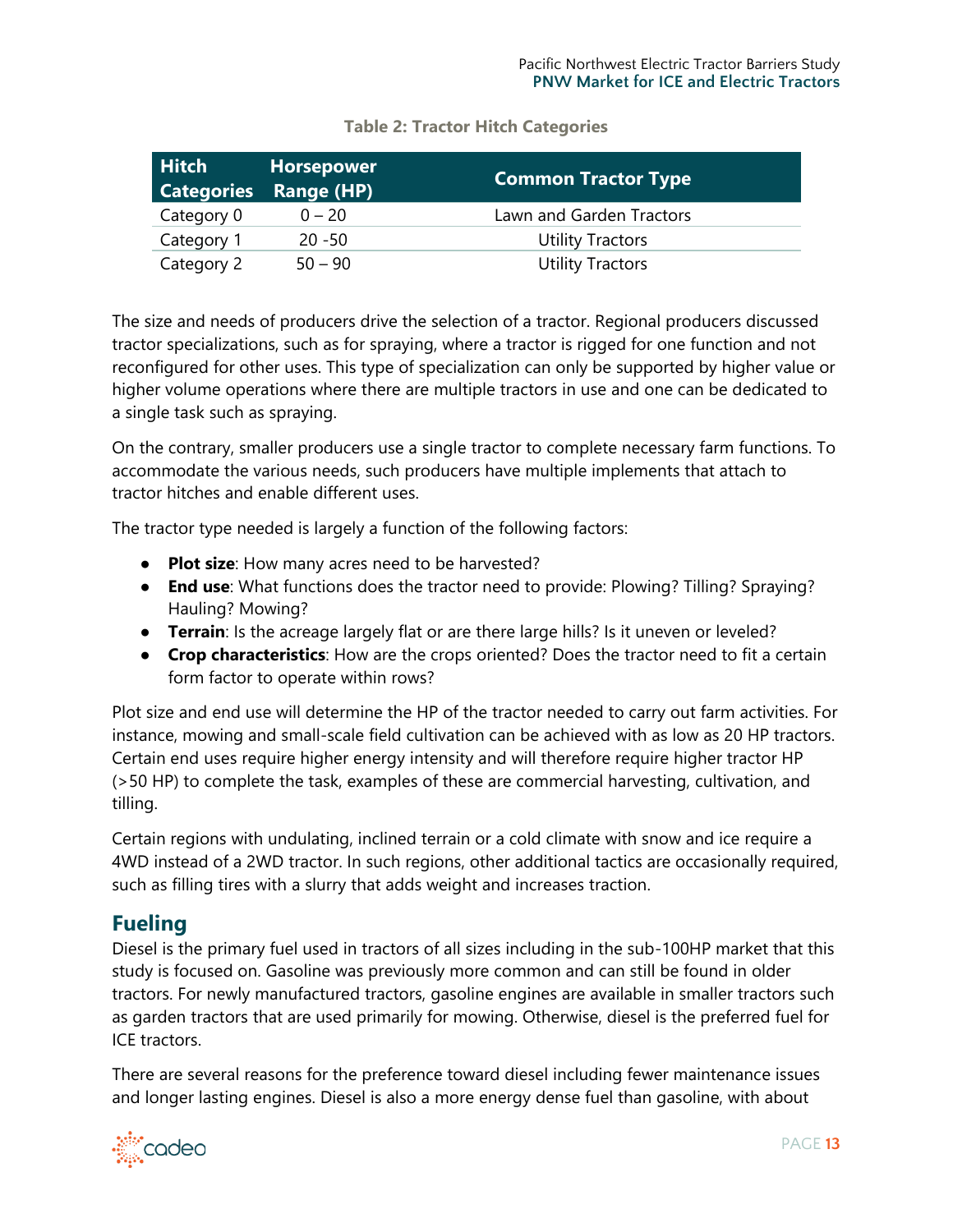**Table 2: Tractor Hitch Categories**

| Hitch Categories | Horsepower Range (HP) | Common Tractor Type |
|---|---|---|
| Category 0 | 0 – 20 | Lawn and Garden Tractors |
| Category 1 | 20 -50 | Utility Tractors |
| Category 2 | 50 – 90 | Utility Tractors |

The size and needs of producers drive the selection of a tractor. Regional producers discussed tractor specializations, such as for spraying, where a tractor is rigged for one function and not reconfigured for other uses. This type of specialization can only be supported by higher value or higher volume operations where there are multiple tractors in use and one can be dedicated to a single task such as spraying.

On the contrary, smaller producers use a single tractor to complete necessary farm functions. To accommodate the various needs, such producers have multiple implements that attach to tractor hitches and enable different uses.

The tractor type needed is largely a function of the following factors:

- **Plot size**: How many acres need to be harvested?
- **End use**: What functions does the tractor need to provide: Plowing? Tilling? Spraying? Hauling? Mowing?
- **Terrain**: Is the acreage largely flat or are there large hills? Is it uneven or leveled?
- **Crop characteristics**: How are the crops oriented? Does the tractor need to fit a certain form factor to operate within rows?

Plot size and end use will determine the HP of the tractor needed to carry out farm activities. For instance, mowing and small-scale field cultivation can be achieved with as low as 20 HP tractors. Certain end uses require higher energy intensity and will therefore require higher tractor HP (>50 HP) to complete the task, examples of these are commercial harvesting, cultivation, and tilling.

Certain regions with undulating, inclined terrain or a cold climate with snow and ice require a 4WD instead of a 2WD tractor. In such regions, other additional tactics are occasionally required, such as filling tires with a slurry that adds weight and increases traction.

## Fueling

Diesel is the primary fuel used in tractors of all sizes including in the sub-100HP market that this study is focused on. Gasoline was previously more common and can still be found in older tractors. For newly manufactured tractors, gasoline engines are available in smaller tractors such as garden tractors that are used primarily for mowing. Otherwise, diesel is the preferred fuel for ICE tractors.

There are several reasons for the preference toward diesel including fewer maintenance issues and longer lasting engines. Diesel is also a more energy dense fuel than gasoline, with about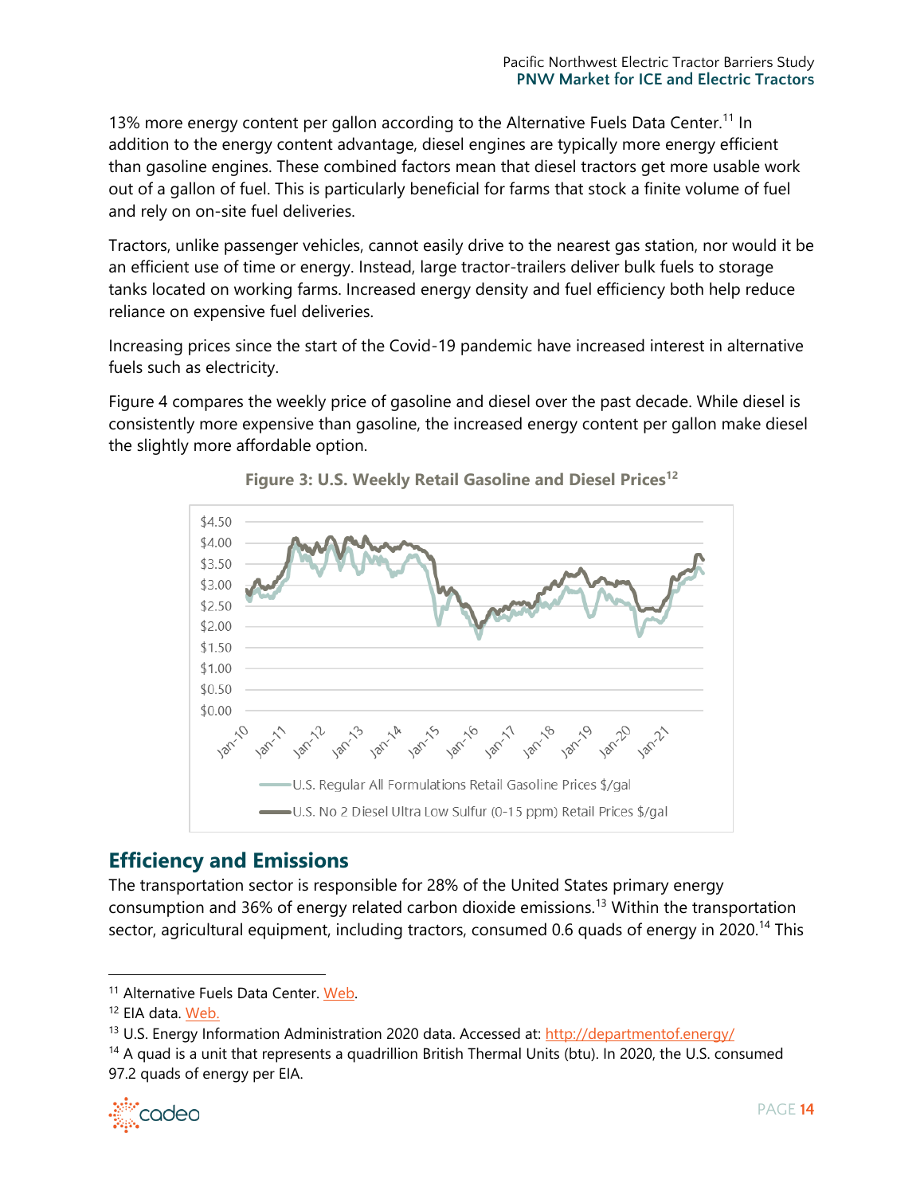13% more energy content per gallon according to the Alternative Fuels Data Center.[11] In addition to the energy content advantage, diesel engines are typically more energy efficient than gasoline engines. These combined factors mean that diesel tractors get more usable work out of a gallon of fuel. This is particularly beneficial for farms that stock a finite volume of fuel and rely on on-site fuel deliveries.

Tractors, unlike passenger vehicles, cannot easily drive to the nearest gas station, nor would it be an efficient use of time or energy. Instead, large tractor-trailers deliver bulk fuels to storage tanks located on working farms. Increased energy density and fuel efficiency both help reduce reliance on expensive fuel deliveries.

Increasing prices since the start of the Covid-19 pandemic have increased interest in alternative fuels such as electricity.

Figure 4 compares the weekly price of gasoline and diesel over the past decade. While diesel is consistently more expensive than gasoline, the increased energy content per gallon make diesel the slightly more affordable option.

**Figure 3: U.S. Weekly Retail Gasoline and Diesel Prices[12]**

## Efficiency and Emissions

The transportation sector is responsible for 28% of the United States primary energy consumption and 36% of energy related carbon dioxide emissions.[13] Within the transportation sector, agricultural equipment, including tractors, consumed 0.6 quads of energy in 2020.[14] This

---

[11] Alternative Fuels Data Center. Web.

[12] EIA data. Web.

[13] U.S. Energy Information Administration 2020 data. Accessed at: http://departmentof.energy/

[14] A quad is a unit that represents a quadrillion British Thermal Units (btu). In 2020, the U.S. consumed 97.2 quads of energy per EIA.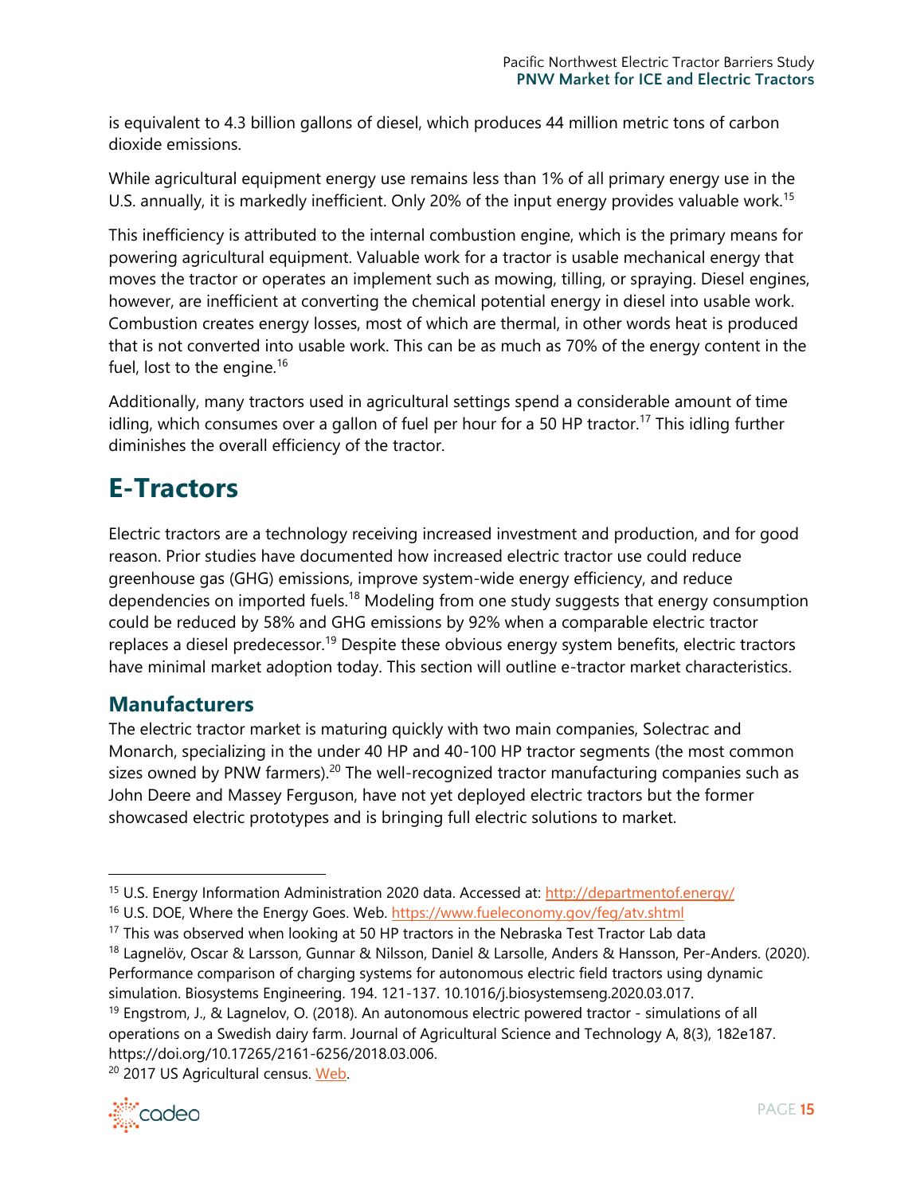is equivalent to 4.3 billion gallons of diesel, which produces 44 million metric tons of carbon dioxide emissions.

While agricultural equipment energy use remains less than 1% of all primary energy use in the U.S. annually, it is markedly inefficient. Only 20% of the input energy provides valuable work.[15]

This inefficiency is attributed to the internal combustion engine, which is the primary means for powering agricultural equipment. Valuable work for a tractor is usable mechanical energy that moves the tractor or operates an implement such as mowing, tilling, or spraying. Diesel engines, however, are inefficient at converting the chemical potential energy in diesel into usable work. Combustion creates energy losses, most of which are thermal, in other words heat is produced that is not converted into usable work. This can be as much as 70% of the energy content in the fuel, lost to the engine.[16]

Additionally, many tractors used in agricultural settings spend a considerable amount of time idling, which consumes over a gallon of fuel per hour for a 50 HP tractor.[17] This idling further diminishes the overall efficiency of the tractor.

# E-Tractors

Electric tractors are a technology receiving increased investment and production, and for good reason. Prior studies have documented how increased electric tractor use could reduce greenhouse gas (GHG) emissions, improve system-wide energy efficiency, and reduce dependencies on imported fuels.[18] Modeling from one study suggests that energy consumption could be reduced by 58% and GHG emissions by 92% when a comparable electric tractor replaces a diesel predecessor.[19] Despite these obvious energy system benefits, electric tractors have minimal market adoption today. This section will outline e-tractor market characteristics.

## Manufacturers

The electric tractor market is maturing quickly with two main companies, Solectrac and Monarch, specializing in the under 40 HP and 40-100 HP tractor segments (the most common sizes owned by PNW farmers).[20] The well-recognized tractor manufacturing companies such as John Deere and Massey Ferguson, have not yet deployed electric tractors but the former showcased electric prototypes and is bringing full electric solutions to market.

---

[15] U.S. Energy Information Administration 2020 data. Accessed at: http://departmentof.energy/

[16] U.S. DOE, Where the Energy Goes. Web. https://www.fueleconomy.gov/feg/atv.shtml

[17] This was observed when looking at 50 HP tractors in the Nebraska Test Tractor Lab data

[18] Lagnelöv, Oscar & Larsson, Gunnar & Nilsson, Daniel & Larsolle, Anders & Hansson, Per-Anders. (2020). Performance comparison of charging systems for autonomous electric field tractors using dynamic simulation. Biosystems Engineering. 194. 121-137. 10.1016/j.biosystemseng.2020.03.017.

[19] Engstrom, J., & Lagnelov, O. (2018). An autonomous electric powered tractor - simulations of all operations on a Swedish dairy farm. Journal of Agricultural Science and Technology A, 8(3), 182e187. https://doi.org/10.17265/2161-6256/2018.03.006.

[20] 2017 US Agricultural census. Web.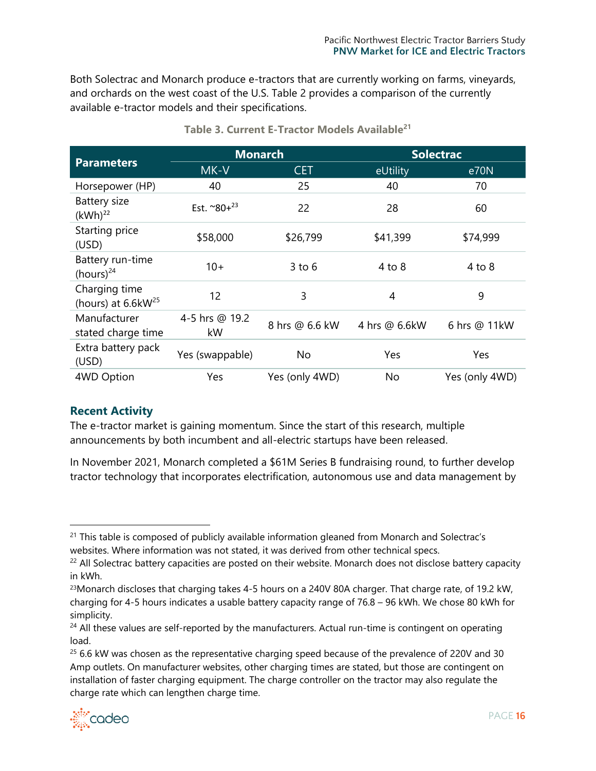Both Solectrac and Monarch produce e-tractors that are currently working on farms, vineyards, and orchards on the west coast of the U.S. Table 2 provides a comparison of the currently available e-tractor models and their specifications.

**Table 3. Current E-Tractor Models Available[21]**

| Parameters | Monarch | | Solectrac | |
|---|---|---|---|---|
| | MK-V | CET | eUtility | e70N |
| Horsepower (HP) | 40 | 25 | 40 | 70 |
| Battery size (kWh)[22] | Est. ~80+[23] | 22 | 28 | 60 |
| Starting price (USD) | $58,000 | $26,799 | $41,399 | $74,999 |
| Battery run-time (hours)[24] | 10+ | 3 to 6 | 4 to 8 | 4 to 8 |
| Charging time (hours) at 6.6kW[25] | 12 | 3 | 4 | 9 |
| Manufacturer stated charge time | 4-5 hrs @ 19.2 kW | 8 hrs @ 6.6 kW | 4 hrs @ 6.6kW | 6 hrs @ 11kW |
| Extra battery pack (USD) | Yes (swappable) | No | Yes | Yes |
| 4WD Option | Yes | Yes (only 4WD) | No | Yes (only 4WD) |

### Recent Activity

The e-tractor market is gaining momentum. Since the start of this research, multiple announcements by both incumbent and all-electric startups have been released.

In November 2021, Monarch completed a $61M Series B fundraising round, to further develop tractor technology that incorporates electrification, autonomous use and data management by

---

[21] This table is composed of publicly available information gleaned from Monarch and Solectrac's websites. Where information was not stated, it was derived from other technical specs.

[22] All Solectrac battery capacities are posted on their website. Monarch does not disclose battery capacity in kWh.

[23] Monarch discloses that charging takes 4-5 hours on a 240V 80A charger. That charge rate, of 19.2 kW, charging for 4-5 hours indicates a usable battery capacity range of 76.8 – 96 kWh. We chose 80 kWh for simplicity.

[24] All these values are self-reported by the manufacturers. Actual run-time is contingent on operating load.

[25] 6.6 kW was chosen as the representative charging speed because of the prevalence of 220V and 30 Amp outlets. On manufacturer websites, other charging times are stated, but those are contingent on installation of faster charging equipment. The charge controller on the tractor may also regulate the charge rate which can lengthen charge time.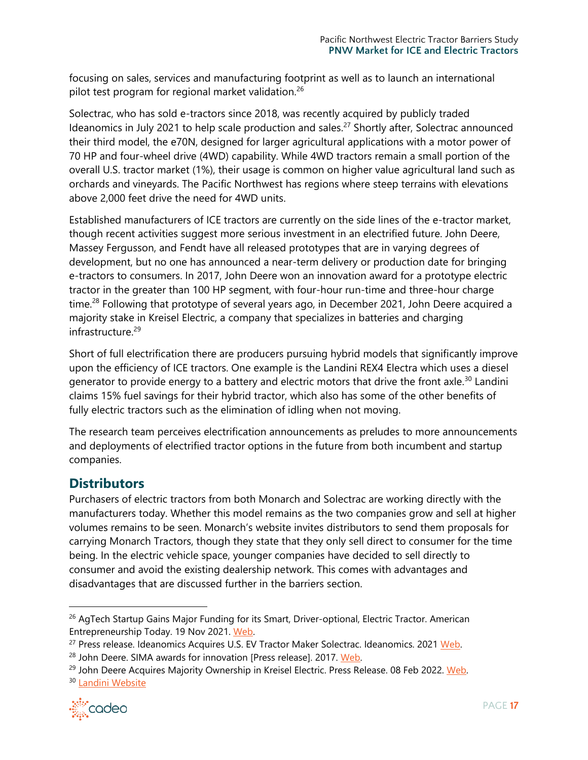focusing on sales, services and manufacturing footprint as well as to launch an international pilot test program for regional market validation.[26]

Solectrac, who has sold e-tractors since 2018, was recently acquired by publicly traded Ideanomics in July 2021 to help scale production and sales.[27] Shortly after, Solectrac announced their third model, the e70N, designed for larger agricultural applications with a motor power of 70 HP and four-wheel drive (4WD) capability. While 4WD tractors remain a small portion of the overall U.S. tractor market (1%), their usage is common on higher value agricultural land such as orchards and vineyards. The Pacific Northwest has regions where steep terrains with elevations above 2,000 feet drive the need for 4WD units.

Established manufacturers of ICE tractors are currently on the side lines of the e-tractor market, though recent activities suggest more serious investment in an electrified future. John Deere, Massey Fergusson, and Fendt have all released prototypes that are in varying degrees of development, but no one has announced a near-term delivery or production date for bringing e-tractors to consumers. In 2017, John Deere won an innovation award for a prototype electric tractor in the greater than 100 HP segment, with four-hour run-time and three-hour charge time.[28] Following that prototype of several years ago, in December 2021, John Deere acquired a majority stake in Kreisel Electric, a company that specializes in batteries and charging infrastructure.[29]

Short of full electrification there are producers pursuing hybrid models that significantly improve upon the efficiency of ICE tractors. One example is the Landini REX4 Electra which uses a diesel generator to provide energy to a battery and electric motors that drive the front axle.[30] Landini claims 15% fuel savings for their hybrid tractor, which also has some of the other benefits of fully electric tractors such as the elimination of idling when not moving.

The research team perceives electrification announcements as preludes to more announcements and deployments of electrified tractor options in the future from both incumbent and startup companies.

## Distributors

Purchasers of electric tractors from both Monarch and Solectrac are working directly with the manufacturers today. Whether this model remains as the two companies grow and sell at higher volumes remains to be seen. Monarch's website invites distributors to send them proposals for carrying Monarch Tractors, though they state that they only sell direct to consumer for the time being. In the electric vehicle space, younger companies have decided to sell directly to consumer and avoid the existing dealership network. This comes with advantages and disadvantages that are discussed further in the barriers section.

---

[26] AgTech Startup Gains Major Funding for its Smart, Driver-optional, Electric Tractor. American Entrepreneurship Today. 19 Nov 2021. Web.

[27] Press release. Ideanomics Acquires U.S. EV Tractor Maker Solectrac. Ideanomics. 2021 Web.

[28] John Deere. SIMA awards for innovation [Press release]. 2017. Web.

[29] John Deere Acquires Majority Ownership in Kreisel Electric. Press Release. 08 Feb 2022. Web.

[30] Landini Website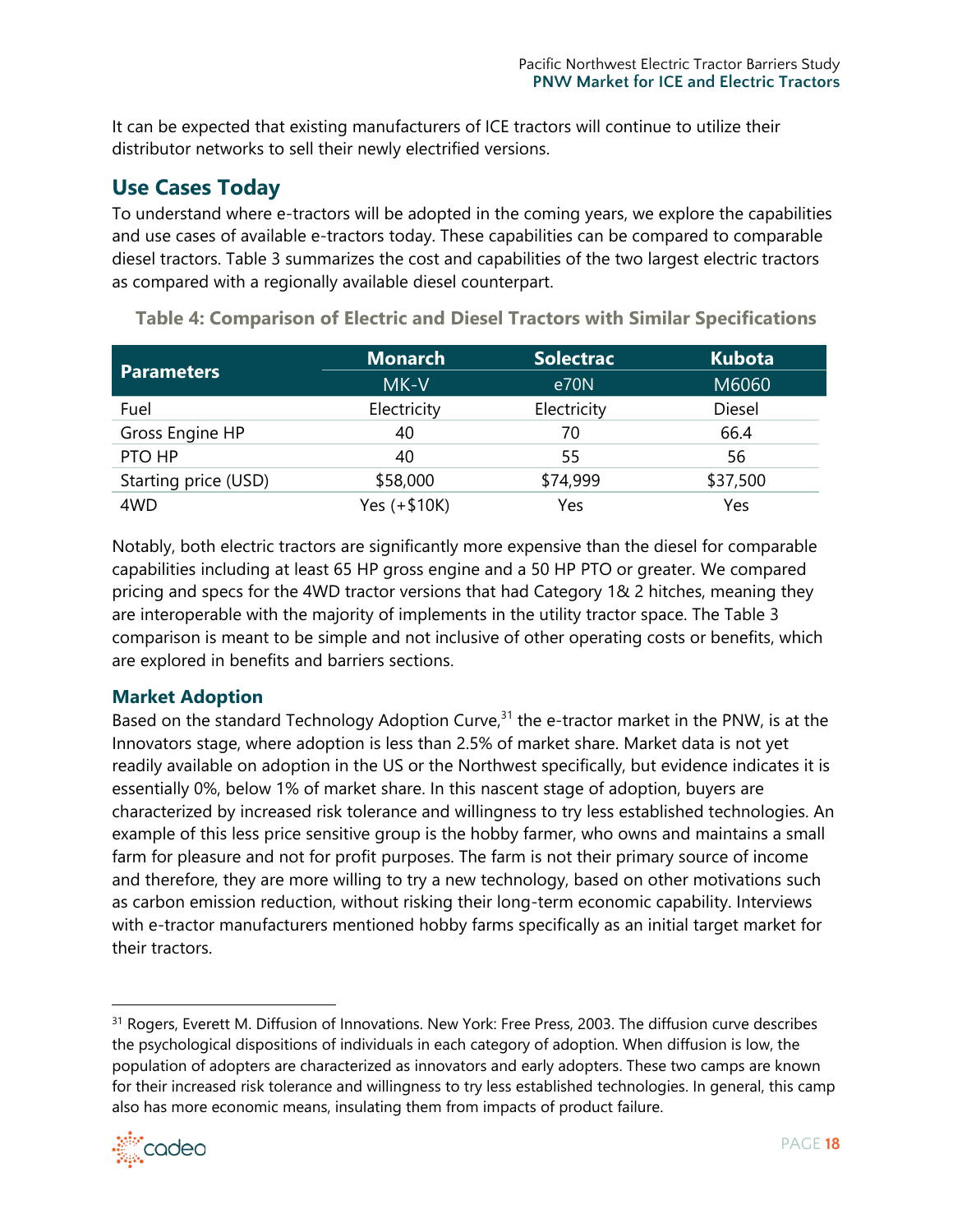It can be expected that existing manufacturers of ICE tractors will continue to utilize their distributor networks to sell their newly electrified versions.

## Use Cases Today

To understand where e-tractors will be adopted in the coming years, we explore the capabilities and use cases of available e-tractors today. These capabilities can be compared to comparable diesel tractors. Table 3 summarizes the cost and capabilities of the two largest electric tractors as compared with a regionally available diesel counterpart.

**Table 4: Comparison of Electric and Diesel Tractors with Similar Specifications**

| Parameters | Monarch | Solectrac | Kubota |
|---|---|---|---|
| | MK-V | e70N | M6060 |
| Fuel | Electricity | Electricity | Diesel |
| Gross Engine HP | 40 | 70 | 66.4 |
| PTO HP | 40 | 55 | 56 |
| Starting price (USD) | $58,000 | $74,999 | $37,500 |
| 4WD | Yes (+$10K) | Yes | Yes |

Notably, both electric tractors are significantly more expensive than the diesel for comparable capabilities including at least 65 HP gross engine and a 50 HP PTO or greater. We compared pricing and specs for the 4WD tractor versions that had Category 1& 2 hitches, meaning they are interoperable with the majority of implements in the utility tractor space. The Table 3 comparison is meant to be simple and not inclusive of other operating costs or benefits, which are explored in benefits and barriers sections.

### Market Adoption

Based on the standard Technology Adoption Curve,[31] the e-tractor market in the PNW, is at the Innovators stage, where adoption is less than 2.5% of market share. Market data is not yet readily available on adoption in the US or the Northwest specifically, but evidence indicates it is essentially 0%, below 1% of market share. In this nascent stage of adoption, buyers are characterized by increased risk tolerance and willingness to try less established technologies. An example of this less price sensitive group is the hobby farmer, who owns and maintains a small farm for pleasure and not for profit purposes. The farm is not their primary source of income and therefore, they are more willing to try a new technology, based on other motivations such as carbon emission reduction, without risking their long-term economic capability. Interviews with e-tractor manufacturers mentioned hobby farms specifically as an initial target market for their tractors.

[31] Rogers, Everett M. Diffusion of Innovations. New York: Free Press, 2003. The diffusion curve describes the psychological dispositions of individuals in each category of adoption. When diffusion is low, the population of adopters are characterized as innovators and early adopters. These two camps are known for their increased risk tolerance and willingness to try less established technologies. In general, this camp also has more economic means, insulating them from impacts of product failure.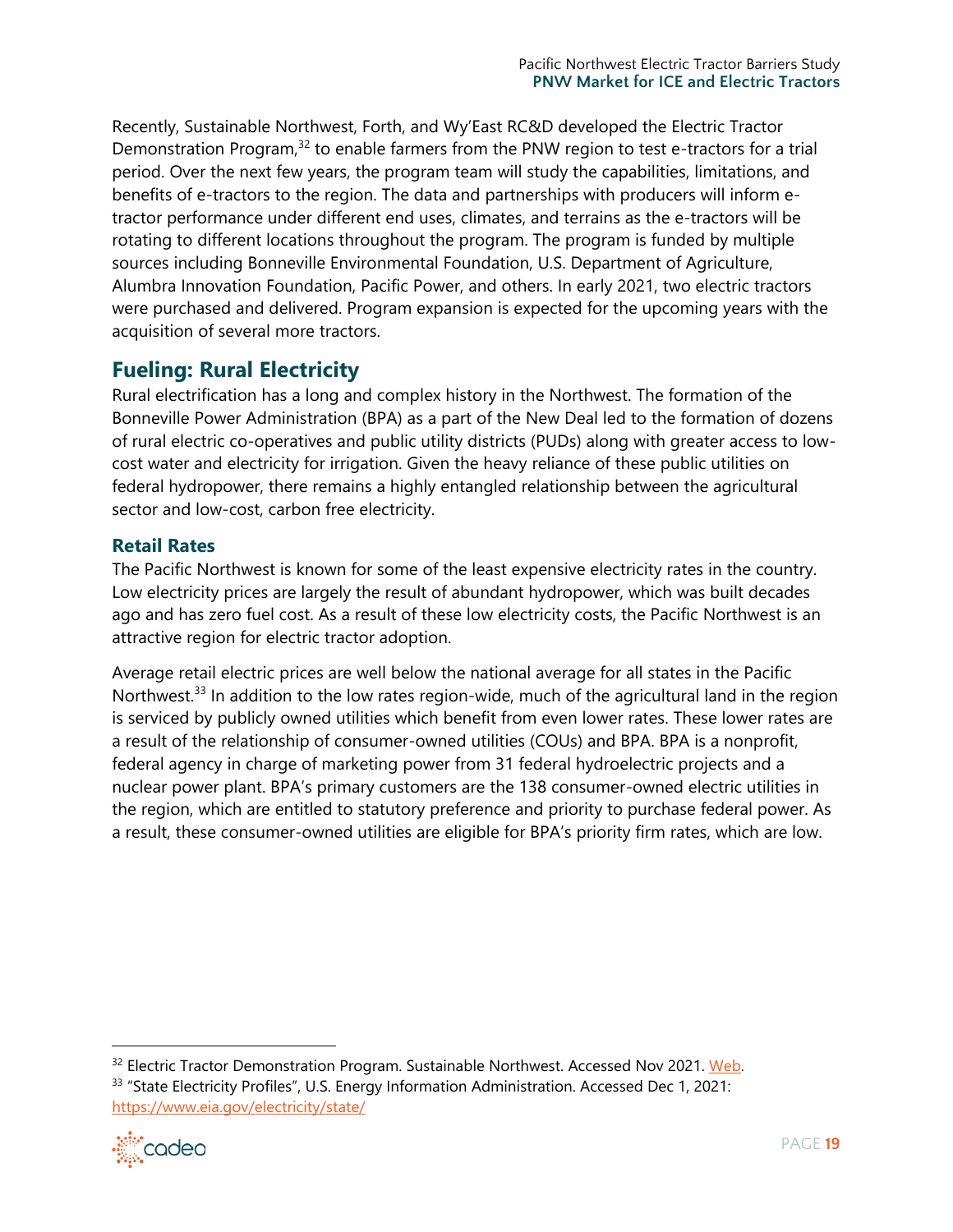Recently, Sustainable Northwest, Forth, and Wy'East RC&D developed the Electric Tractor Demonstration Program,[32] to enable farmers from the PNW region to test e-tractors for a trial period. Over the next few years, the program team will study the capabilities, limitations, and benefits of e-tractors to the region. The data and partnerships with producers will inform e-tractor performance under different end uses, climates, and terrains as the e-tractors will be rotating to different locations throughout the program. The program is funded by multiple sources including Bonneville Environmental Foundation, U.S. Department of Agriculture, Alumbra Innovation Foundation, Pacific Power, and others. In early 2021, two electric tractors were purchased and delivered. Program expansion is expected for the upcoming years with the acquisition of several more tractors.

## Fueling: Rural Electricity

Rural electrification has a long and complex history in the Northwest. The formation of the Bonneville Power Administration (BPA) as a part of the New Deal led to the formation of dozens of rural electric co-operatives and public utility districts (PUDs) along with greater access to low-cost water and electricity for irrigation. Given the heavy reliance of these public utilities on federal hydropower, there remains a highly entangled relationship between the agricultural sector and low-cost, carbon free electricity.

### Retail Rates

The Pacific Northwest is known for some of the least expensive electricity rates in the country. Low electricity prices are largely the result of abundant hydropower, which was built decades ago and has zero fuel cost. As a result of these low electricity costs, the Pacific Northwest is an attractive region for electric tractor adoption.

Average retail electric prices are well below the national average for all states in the Pacific Northwest.[33] In addition to the low rates region-wide, much of the agricultural land in the region is serviced by publicly owned utilities which benefit from even lower rates. These lower rates are a result of the relationship of consumer-owned utilities (COUs) and BPA. BPA is a nonprofit, federal agency in charge of marketing power from 31 federal hydroelectric projects and a nuclear power plant. BPA's primary customers are the 138 consumer-owned electric utilities in the region, which are entitled to statutory preference and priority to purchase federal power. As a result, these consumer-owned utilities are eligible for BPA's priority firm rates, which are low.

---

[32] Electric Tractor Demonstration Program. Sustainable Northwest. Accessed Nov 2021. Web.

[33] "State Electricity Profiles", U.S. Energy Information Administration. Accessed Dec 1, 2021: https://www.eia.gov/electricity/state/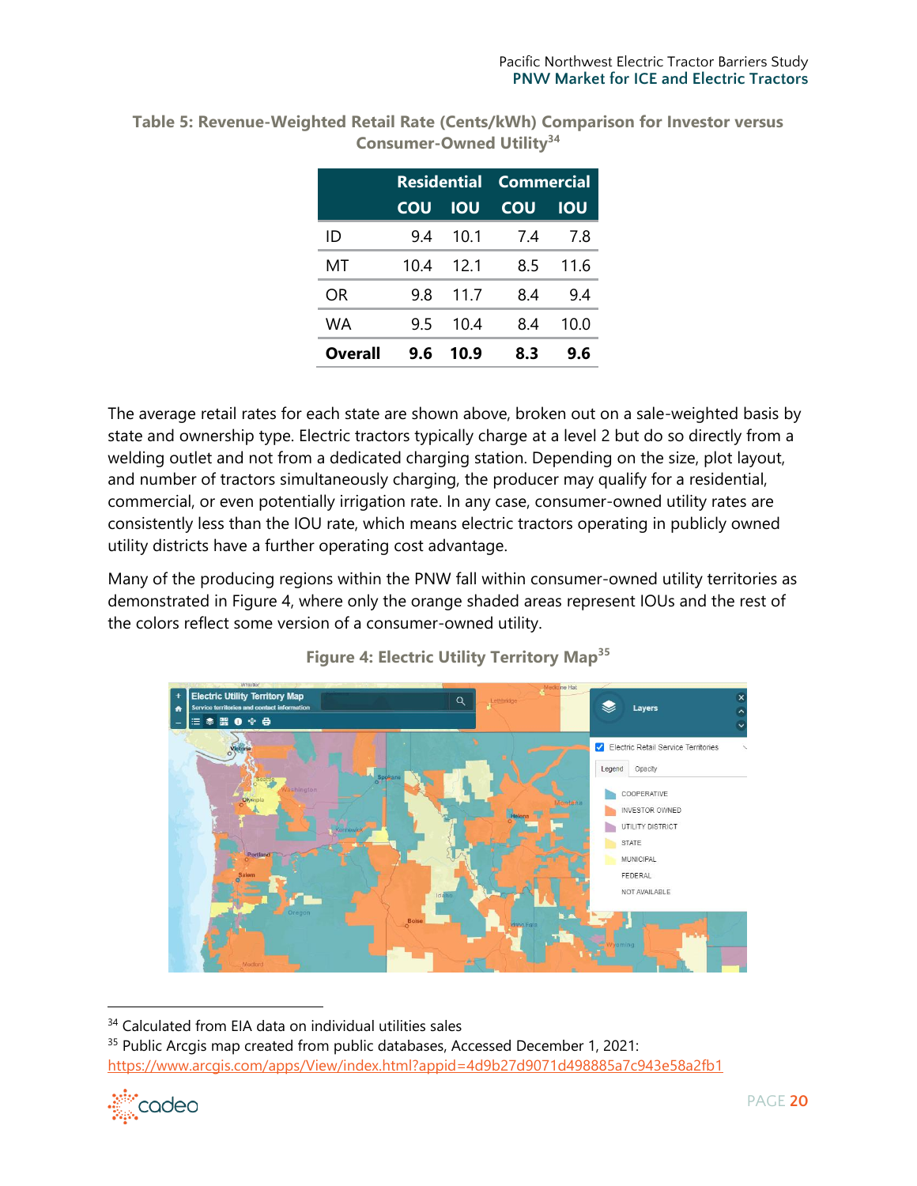**Table 5: Revenue-Weighted Retail Rate (Cents/kWh) Comparison for Investor versus Consumer-Owned Utility[34]**

| | Residential | | Commercial | |
|---|---|---|---|---|
| | COU | IOU | COU | IOU |
| ID | 9.4 | 10.1 | 7.4 | 7.8 |
| MT | 10.4 | 12.1 | 8.5 | 11.6 |
| OR | 9.8 | 11.7 | 8.4 | 9.4 |
| WA | 9.5 | 10.4 | 8.4 | 10.0 |
| **Overall** | **9.6** | **10.9** | **8.3** | **9.6** |

The average retail rates for each state are shown above, broken out on a sale-weighted basis by state and ownership type. Electric tractors typically charge at a level 2 but do so directly from a welding outlet and not from a dedicated charging station. Depending on the size, plot layout, and number of tractors simultaneously charging, the producer may qualify for a residential, commercial, or even potentially irrigation rate. In any case, consumer-owned utility rates are consistently less than the IOU rate, which means electric tractors operating in publicly owned utility districts have a further operating cost advantage.

Many of the producing regions within the PNW fall within consumer-owned utility territories as demonstrated in Figure 4, where only the orange shaded areas represent IOUs and the rest of the colors reflect some version of a consumer-owned utility.

**Figure 4: Electric Utility Territory Map[35]**

[34] Calculated from EIA data on individual utilities sales

[35] Public Arcgis map created from public databases, Accessed December 1, 2021: https://www.arcgis.com/apps/View/index.html?appid=4d9b27d9071d498885a7c943e58a2fb1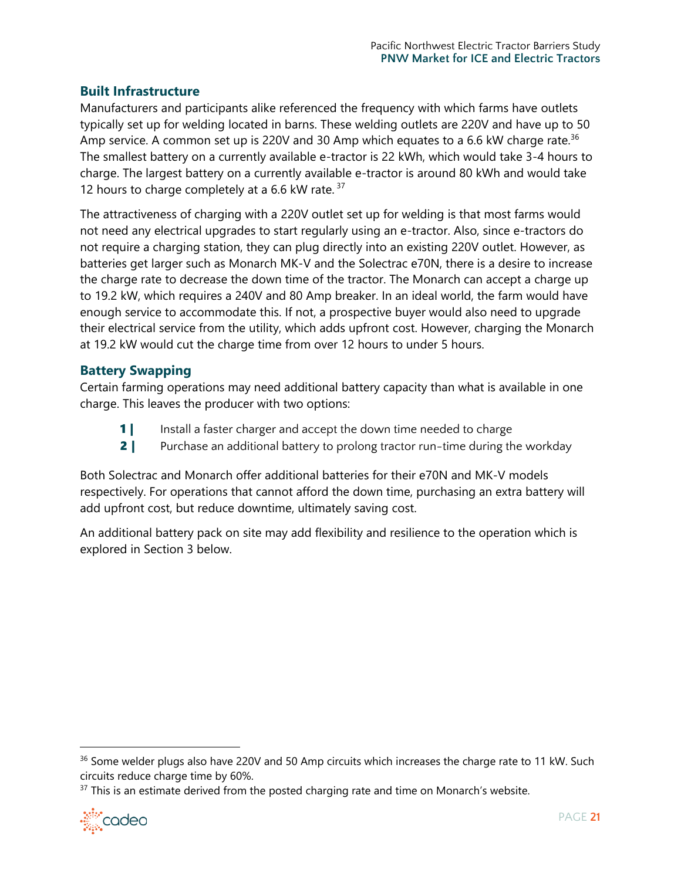### Built Infrastructure

Manufacturers and participants alike referenced the frequency with which farms have outlets typically set up for welding located in barns. These welding outlets are 220V and have up to 50 Amp service. A common set up is 220V and 30 Amp which equates to a 6.6 kW charge rate.[36] The smallest battery on a currently available e-tractor is 22 kWh, which would take 3-4 hours to charge. The largest battery on a currently available e-tractor is around 80 kWh and would take 12 hours to charge completely at a 6.6 kW rate.[37]

The attractiveness of charging with a 220V outlet set up for welding is that most farms would not need any electrical upgrades to start regularly using an e-tractor. Also, since e-tractors do not require a charging station, they can plug directly into an existing 220V outlet. However, as batteries get larger such as Monarch MK-V and the Solectrac e70N, there is a desire to increase the charge rate to decrease the down time of the tractor. The Monarch can accept a charge up to 19.2 kW, which requires a 240V and 80 Amp breaker. In an ideal world, the farm would have enough service to accommodate this. If not, a prospective buyer would also need to upgrade their electrical service from the utility, which adds upfront cost. However, charging the Monarch at 19.2 kW would cut the charge time from over 12 hours to under 5 hours.

### Battery Swapping

Certain farming operations may need additional battery capacity than what is available in one charge. This leaves the producer with two options:

1. Install a faster charger and accept the down time needed to charge
2. Purchase an additional battery to prolong tractor run-time during the workday

Both Solectrac and Monarch offer additional batteries for their e70N and MK-V models respectively. For operations that cannot afford the down time, purchasing an extra battery will add upfront cost, but reduce downtime, ultimately saving cost.

An additional battery pack on site may add flexibility and resilience to the operation which is explored in Section 3 below.

---

[36] Some welder plugs also have 220V and 50 Amp circuits which increases the charge rate to 11 kW. Such circuits reduce charge time by 60%.

[37] This is an estimate derived from the posted charging rate and time on Monarch's website.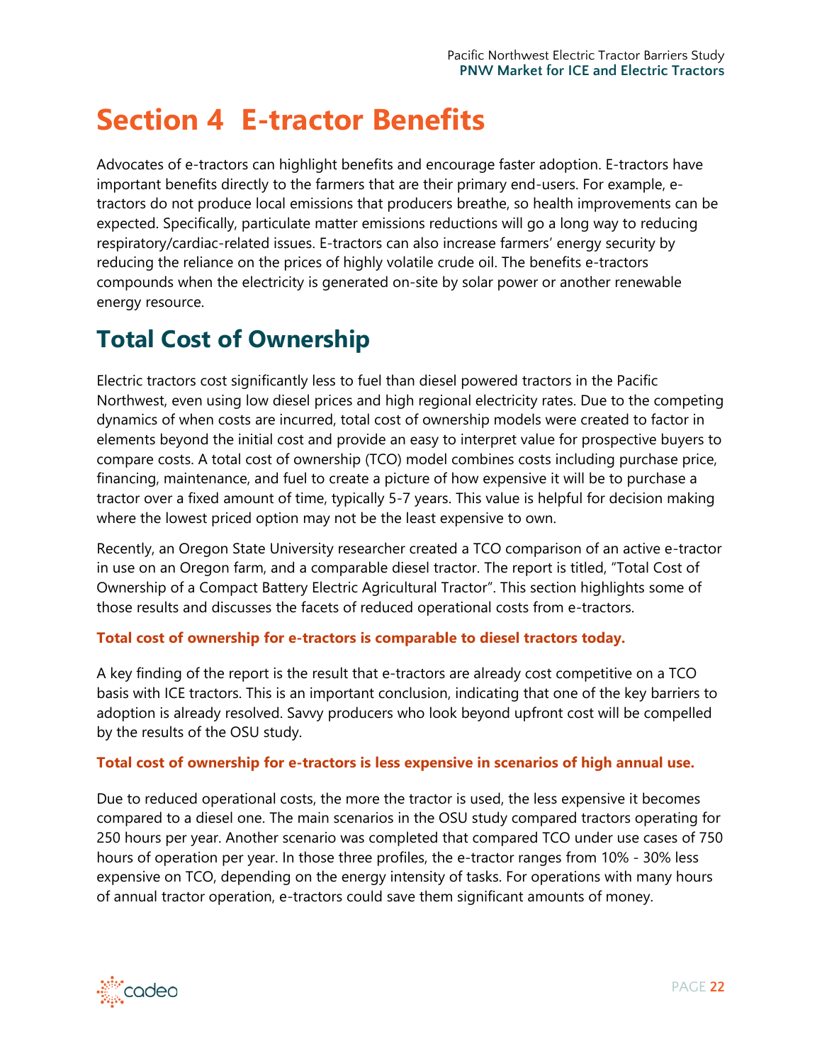# Section 4 E-tractor Benefits

Advocates of e-tractors can highlight benefits and encourage faster adoption. E-tractors have important benefits directly to the farmers that are their primary end-users. For example, e-tractors do not produce local emissions that producers breathe, so health improvements can be expected. Specifically, particulate matter emissions reductions will go a long way to reducing respiratory/cardiac-related issues. E-tractors can also increase farmers' energy security by reducing the reliance on the prices of highly volatile crude oil. The benefits e-tractors compounds when the electricity is generated on-site by solar power or another renewable energy resource.

## Total Cost of Ownership

Electric tractors cost significantly less to fuel than diesel powered tractors in the Pacific Northwest, even using low diesel prices and high regional electricity rates. Due to the competing dynamics of when costs are incurred, total cost of ownership models were created to factor in elements beyond the initial cost and provide an easy to interpret value for prospective buyers to compare costs. A total cost of ownership (TCO) model combines costs including purchase price, financing, maintenance, and fuel to create a picture of how expensive it will be to purchase a tractor over a fixed amount of time, typically 5-7 years. This value is helpful for decision making where the lowest priced option may not be the least expensive to own.

Recently, an Oregon State University researcher created a TCO comparison of an active e-tractor in use on an Oregon farm, and a comparable diesel tractor. The report is titled, "Total Cost of Ownership of a Compact Battery Electric Agricultural Tractor". This section highlights some of those results and discusses the facets of reduced operational costs from e-tractors.

**Total cost of ownership for e-tractors is comparable to diesel tractors today.**

A key finding of the report is the result that e-tractors are already cost competitive on a TCO basis with ICE tractors. This is an important conclusion, indicating that one of the key barriers to adoption is already resolved. Savvy producers who look beyond upfront cost will be compelled by the results of the OSU study.

**Total cost of ownership for e-tractors is less expensive in scenarios of high annual use.**

Due to reduced operational costs, the more the tractor is used, the less expensive it becomes compared to a diesel one. The main scenarios in the OSU study compared tractors operating for 250 hours per year. Another scenario was completed that compared TCO under use cases of 750 hours of operation per year. In those three profiles, the e-tractor ranges from 10% - 30% less expensive on TCO, depending on the energy intensity of tasks. For operations with many hours of annual tractor operation, e-tractors could save them significant amounts of money.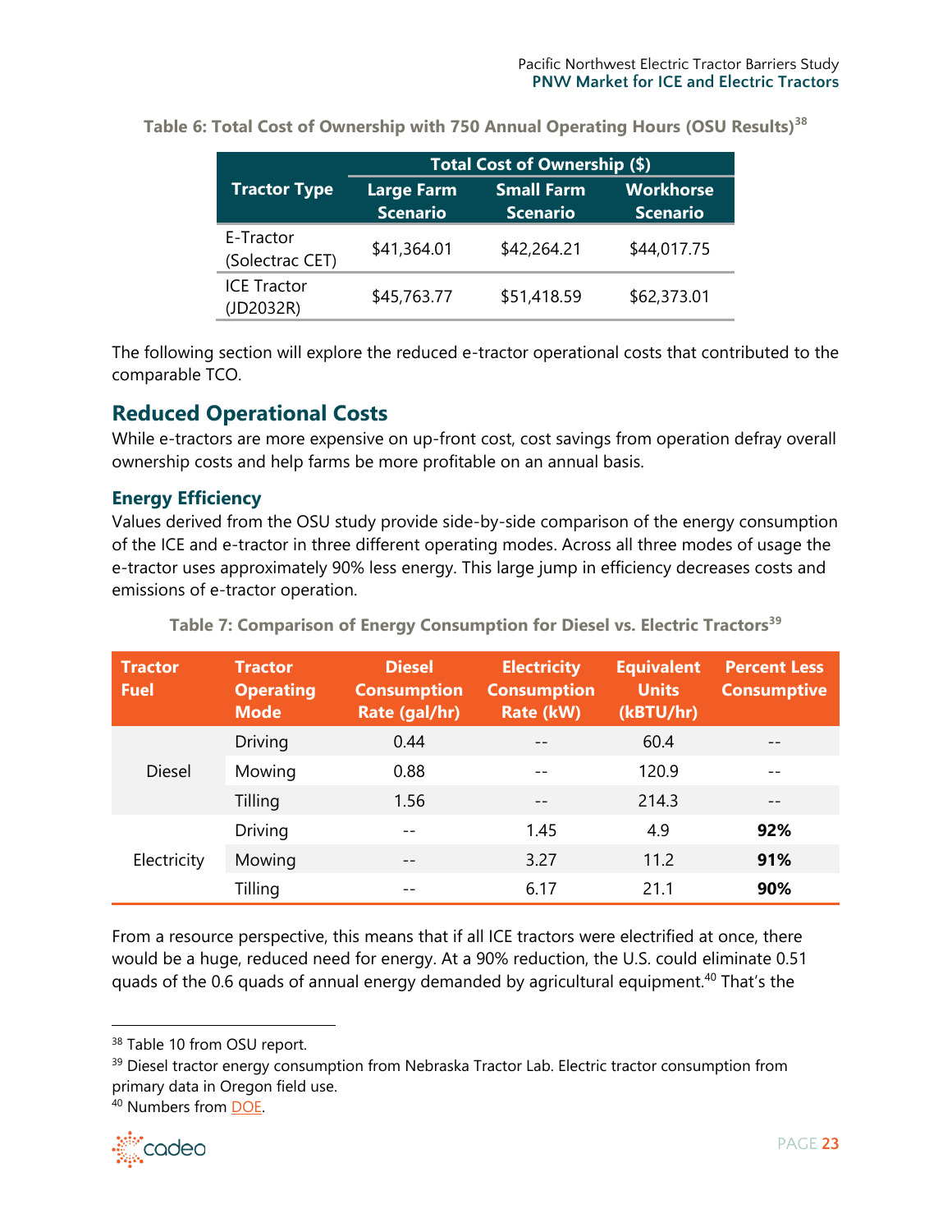**Table 6: Total Cost of Ownership with 750 Annual Operating Hours (OSU Results)[38]**

| Tractor Type | Total Cost of Ownership ($) | | |
|---|---|---|---|
| | Large Farm Scenario | Small Farm Scenario | Workhorse Scenario |
| E-Tractor (Solectrac CET) | $41,364.01 | $42,264.21 | $44,017.75 |
| ICE Tractor (JD2032R) | $45,763.77 | $51,418.59 | $62,373.01 |

The following section will explore the reduced e-tractor operational costs that contributed to the comparable TCO.

## Reduced Operational Costs

While e-tractors are more expensive on up-front cost, cost savings from operation defray overall ownership costs and help farms be more profitable on an annual basis.

### Energy Efficiency

Values derived from the OSU study provide side-by-side comparison of the energy consumption of the ICE and e-tractor in three different operating modes. Across all three modes of usage the e-tractor uses approximately 90% less energy. This large jump in efficiency decreases costs and emissions of e-tractor operation.

**Table 7: Comparison of Energy Consumption for Diesel vs. Electric Tractors[39]**

| Tractor Fuel | Tractor Operating Mode | Diesel Consumption Rate (gal/hr) | Electricity Consumption Rate (kW) | Equivalent Units (kBTU/hr) | Percent Less Consumptive |
|---|---|---|---|---|---|
| Diesel | Driving | 0.44 | -- | 60.4 | -- |
| | Mowing | 0.88 | -- | 120.9 | -- |
| | Tilling | 1.56 | -- | 214.3 | -- |
| Electricity | Driving | -- | 1.45 | 4.9 | **92%** |
| | Mowing | -- | 3.27 | 11.2 | **91%** |
| | Tilling | -- | 6.17 | 21.1 | **90%** |

From a resource perspective, this means that if all ICE tractors were electrified at once, there would be a huge, reduced need for energy. At a 90% reduction, the U.S. could eliminate 0.51 quads of the 0.6 quads of annual energy demanded by agricultural equipment.[40] That's the

[38] Table 10 from OSU report.

[39] Diesel tractor energy consumption from Nebraska Tractor Lab. Electric tractor consumption from primary data in Oregon field use.

[40] Numbers from DOE.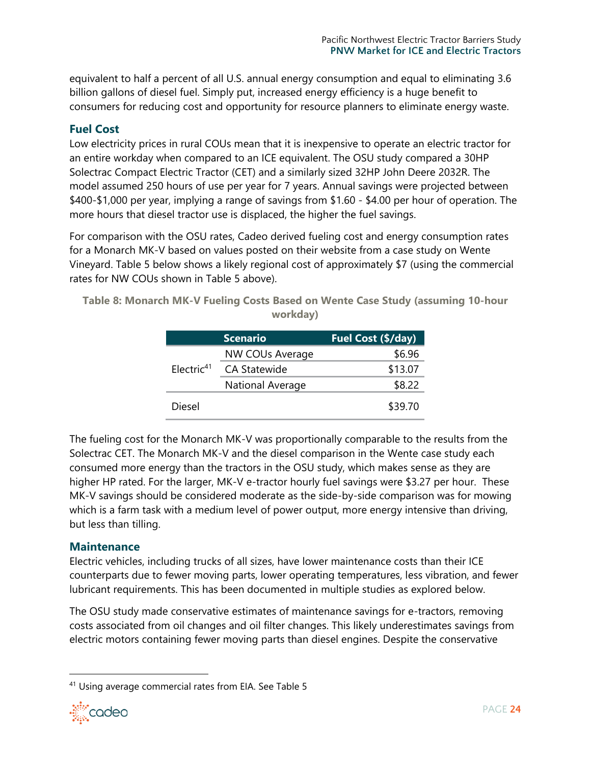equivalent to half a percent of all U.S. annual energy consumption and equal to eliminating 3.6 billion gallons of diesel fuel. Simply put, increased energy efficiency is a huge benefit to consumers for reducing cost and opportunity for resource planners to eliminate energy waste.

## Fuel Cost

Low electricity prices in rural COUs mean that it is inexpensive to operate an electric tractor for an entire workday when compared to an ICE equivalent. The OSU study compared a 30HP Solectrac Compact Electric Tractor (CET) and a similarly sized 32HP John Deere 2032R. The model assumed 250 hours of use per year for 7 years. Annual savings were projected between $400-$1,000 per year, implying a range of savings from $1.60 - $4.00 per hour of operation. The more hours that diesel tractor use is displaced, the higher the fuel savings.

For comparison with the OSU rates, Cadeo derived fueling cost and energy consumption rates for a Monarch MK-V based on values posted on their website from a case study on Wente Vineyard. Table 5 below shows a likely regional cost of approximately $7 (using the commercial rates for NW COUs shown in Table 5 above).

**Table 8: Monarch MK-V Fueling Costs Based on Wente Case Study (assuming 10-hour workday)**

| | Scenario | Fuel Cost ($/day) |
|---|---|---|
| Electric[41] | NW COUs Average | $6.96 |
| | CA Statewide | $13.07 |
| | National Average | $8.22 |
| Diesel | | $39.70 |

The fueling cost for the Monarch MK-V was proportionally comparable to the results from the Solectrac CET. The Monarch MK-V and the diesel comparison in the Wente case study each consumed more energy than the tractors in the OSU study, which makes sense as they are higher HP rated. For the larger, MK-V e-tractor hourly fuel savings were $3.27 per hour. These MK-V savings should be considered moderate as the side-by-side comparison was for mowing which is a farm task with a medium level of power output, more energy intensive than driving, but less than tilling.

## Maintenance

Electric vehicles, including trucks of all sizes, have lower maintenance costs than their ICE counterparts due to fewer moving parts, lower operating temperatures, less vibration, and fewer lubricant requirements. This has been documented in multiple studies as explored below.

The OSU study made conservative estimates of maintenance savings for e-tractors, removing costs associated from oil changes and oil filter changes. This likely underestimates savings from electric motors containing fewer moving parts than diesel engines. Despite the conservative

[41] Using average commercial rates from EIA. See Table 5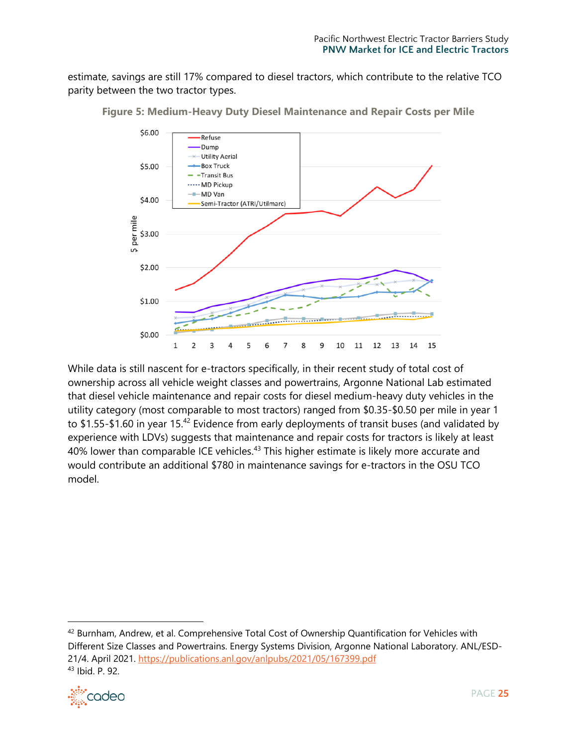estimate, savings are still 17% compared to diesel tractors, which contribute to the relative TCO parity between the two tractor types.

**Figure 5: Medium-Heavy Duty Diesel Maintenance and Repair Costs per Mile**

While data is still nascent for e-tractors specifically, in their recent study of total cost of ownership across all vehicle weight classes and powertrains, Argonne National Lab estimated that diesel vehicle maintenance and repair costs for diesel medium-heavy duty vehicles in the utility category (most comparable to most tractors) ranged from $0.35-$0.50 per mile in year 1 to $1.55-$1.60 in year 15.[42] Evidence from early deployments of transit buses (and validated by experience with LDVs) suggests that maintenance and repair costs for tractors is likely at least 40% lower than comparable ICE vehicles.[43] This higher estimate is likely more accurate and would contribute an additional $780 in maintenance savings for e-tractors in the OSU TCO model.

---

[42] Burnham, Andrew, et al. Comprehensive Total Cost of Ownership Quantification for Vehicles with Different Size Classes and Powertrains. Energy Systems Division, Argonne National Laboratory. ANL/ESD-21/4. April 2021. https://publications.anl.gov/anlpubs/2021/05/167399.pdf

[43] Ibid. P. 92.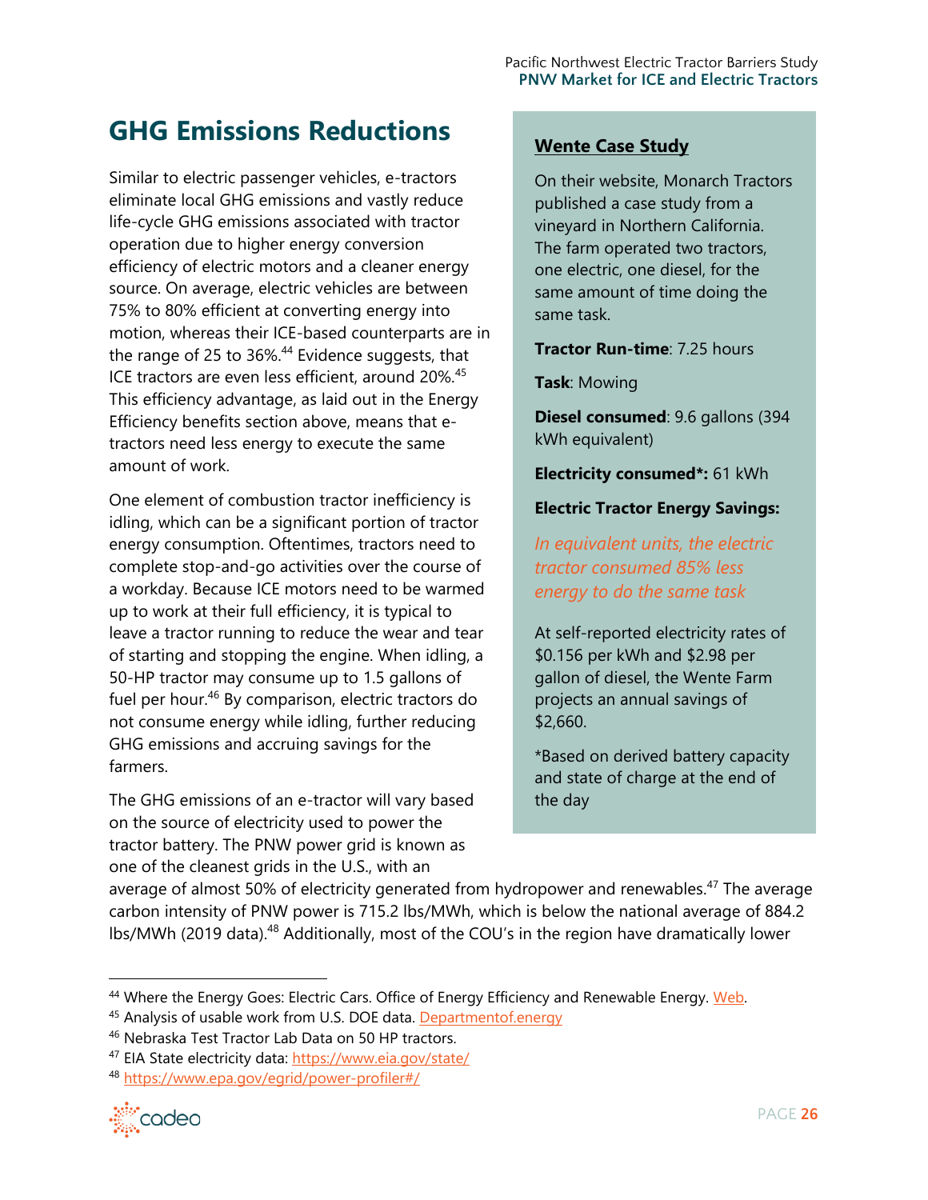# GHG Emissions Reductions

Similar to electric passenger vehicles, e-tractors eliminate local GHG emissions and vastly reduce life-cycle GHG emissions associated with tractor operation due to higher energy conversion efficiency of electric motors and a cleaner energy source. On average, electric vehicles are between 75% to 80% efficient at converting energy into motion, whereas their ICE-based counterparts are in the range of 25 to 36%.[44] Evidence suggests, that ICE tractors are even less efficient, around 20%.[45] This efficiency advantage, as laid out in the Energy Efficiency benefits section above, means that e-tractors need less energy to execute the same amount of work.

One element of combustion tractor inefficiency is idling, which can be a significant portion of tractor energy consumption. Oftentimes, tractors need to complete stop-and-go activities over the course of a workday. Because ICE motors need to be warmed up to work at their full efficiency, it is typical to leave a tractor running to reduce the wear and tear of starting and stopping the engine. When idling, a 50-HP tractor may consume up to 1.5 gallons of fuel per hour.[46] By comparison, electric tractors do not consume energy while idling, further reducing GHG emissions and accruing savings for the farmers.

The GHG emissions of an e-tractor will vary based on the source of electricity used to power the tractor battery. The PNW power grid is known as one of the cleanest grids in the U.S., with an average of almost 50% of electricity generated from hydropower and renewables.[47] The average carbon intensity of PNW power is 715.2 lbs/MWh, which is below the national average of 884.2 lbs/MWh (2019 data).[48] Additionally, most of the COU's in the region have dramatically lower

## Wente Case Study

On their website, Monarch Tractors published a case study from a vineyard in Northern California. The farm operated two tractors, one electric, one diesel, for the same amount of time doing the same task.

**Tractor Run-time**: 7.25 hours

**Task**: Mowing

**Diesel consumed**: 9.6 gallons (394 kWh equivalent)

**Electricity consumed*:** 61 kWh

**Electric Tractor Energy Savings:**

*In equivalent units, the electric tractor consumed 85% less energy to do the same task*

At self-reported electricity rates of $0.156 per kWh and $2.98 per gallon of diesel, the Wente Farm projects an annual savings of $2,660.

*Based on derived battery capacity and state of charge at the end of the day

---

[44] Where the Energy Goes: Electric Cars. Office of Energy Efficiency and Renewable Energy. Web.

[45] Analysis of usable work from U.S. DOE data. Departmentof.energy

[46] Nebraska Test Tractor Lab Data on 50 HP tractors.

[47] EIA State electricity data: https://www.eia.gov/state/

[48] https://www.epa.gov/egrid/power-profiler#/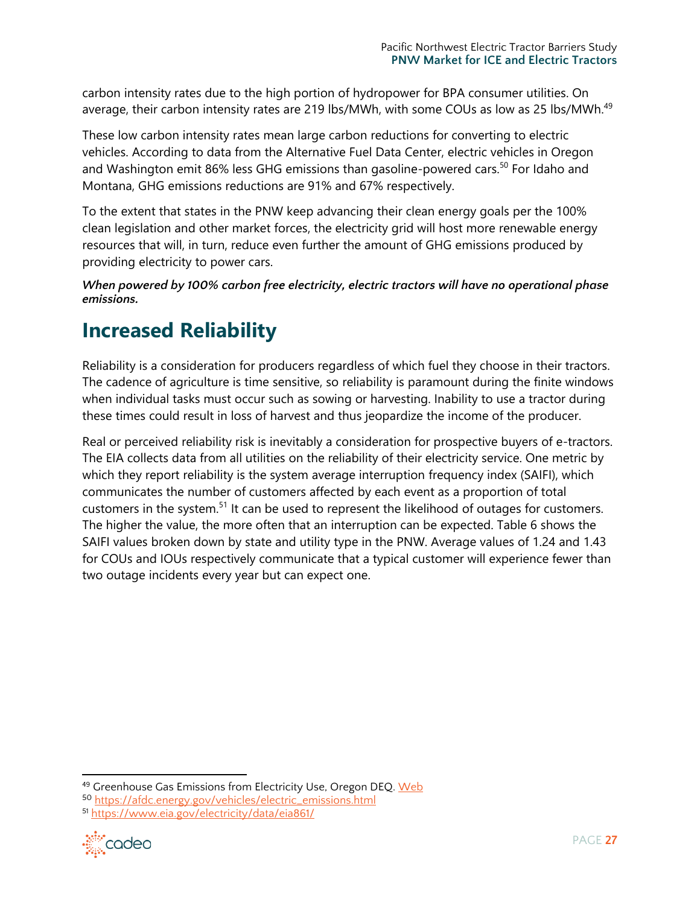carbon intensity rates due to the high portion of hydropower for BPA consumer utilities. On average, their carbon intensity rates are 219 lbs/MWh, with some COUs as low as 25 lbs/MWh.[49]

These low carbon intensity rates mean large carbon reductions for converting to electric vehicles. According to data from the Alternative Fuel Data Center, electric vehicles in Oregon and Washington emit 86% less GHG emissions than gasoline-powered cars.[50] For Idaho and Montana, GHG emissions reductions are 91% and 67% respectively.

To the extent that states in the PNW keep advancing their clean energy goals per the 100% clean legislation and other market forces, the electricity grid will host more renewable energy resources that will, in turn, reduce even further the amount of GHG emissions produced by providing electricity to power cars.

***When powered by 100% carbon free electricity, electric tractors will have no operational phase emissions.***

# Increased Reliability

Reliability is a consideration for producers regardless of which fuel they choose in their tractors. The cadence of agriculture is time sensitive, so reliability is paramount during the finite windows when individual tasks must occur such as sowing or harvesting. Inability to use a tractor during these times could result in loss of harvest and thus jeopardize the income of the producer.

Real or perceived reliability risk is inevitably a consideration for prospective buyers of e-tractors. The EIA collects data from all utilities on the reliability of their electricity service. One metric by which they report reliability is the system average interruption frequency index (SAIFI), which communicates the number of customers affected by each event as a proportion of total customers in the system.[51] It can be used to represent the likelihood of outages for customers. The higher the value, the more often that an interruption can be expected. Table 6 shows the SAIFI values broken down by state and utility type in the PNW. Average values of 1.24 and 1.43 for COUs and IOUs respectively communicate that a typical customer will experience fewer than two outage incidents every year but can expect one.

---

[49] Greenhouse Gas Emissions from Electricity Use, Oregon DEQ. Web

[50] https://afdc.energy.gov/vehicles/electric_emissions.html

[51] https://www.eia.gov/electricity/data/eia861/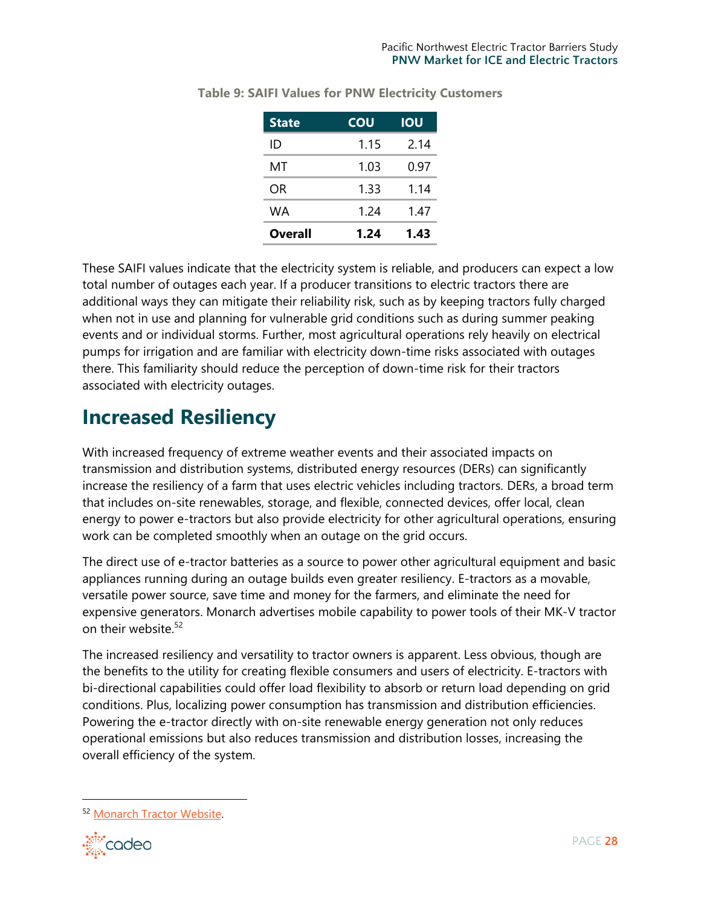**Table 9: SAIFI Values for PNW Electricity Customers**

| State | COU | IOU |
|---|---|---|
| ID | 1.15 | 2.14 |
| MT | 1.03 | 0.97 |
| OR | 1.33 | 1.14 |
| WA | 1.24 | 1.47 |
| **Overall** | **1.24** | **1.43** |

These SAIFI values indicate that the electricity system is reliable, and producers can expect a low total number of outages each year. If a producer transitions to electric tractors there are additional ways they can mitigate their reliability risk, such as by keeping tractors fully charged when not in use and planning for vulnerable grid conditions such as during summer peaking events and or individual storms. Further, most agricultural operations rely heavily on electrical pumps for irrigation and are familiar with electricity down-time risks associated with outages there. This familiarity should reduce the perception of down-time risk for their tractors associated with electricity outages.

## Increased Resiliency

With increased frequency of extreme weather events and their associated impacts on transmission and distribution systems, distributed energy resources (DERs) can significantly increase the resiliency of a farm that uses electric vehicles including tractors. DERs, a broad term that includes on-site renewables, storage, and flexible, connected devices, offer local, clean energy to power e-tractors but also provide electricity for other agricultural operations, ensuring work can be completed smoothly when an outage on the grid occurs.

The direct use of e-tractor batteries as a source to power other agricultural equipment and basic appliances running during an outage builds even greater resiliency. E-tractors as a movable, versatile power source, save time and money for the farmers, and eliminate the need for expensive generators. Monarch advertises mobile capability to power tools of their MK-V tractor on their website.[52]

The increased resiliency and versatility to tractor owners is apparent. Less obvious, though are the benefits to the utility for creating flexible consumers and users of electricity. E-tractors with bi-directional capabilities could offer load flexibility to absorb or return load depending on grid conditions. Plus, localizing power consumption has transmission and distribution efficiencies. Powering the e-tractor directly with on-site renewable energy generation not only reduces operational emissions but also reduces transmission and distribution losses, increasing the overall efficiency of the system.

[52] Monarch Tractor Website.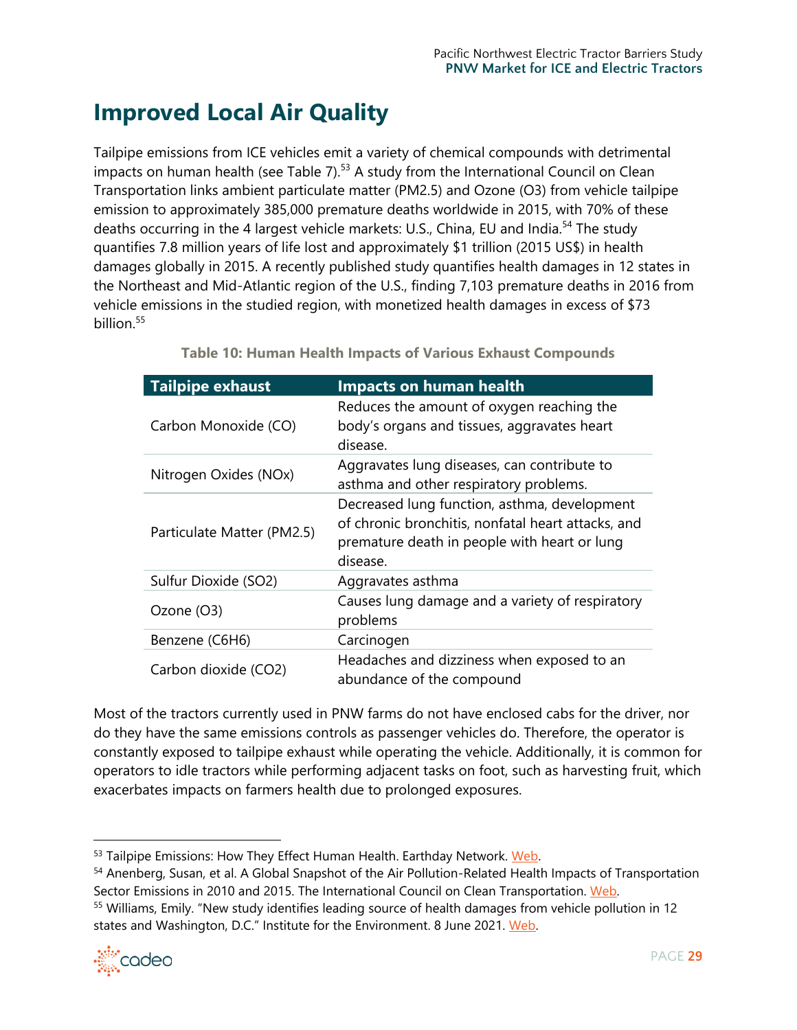# Improved Local Air Quality

Tailpipe emissions from ICE vehicles emit a variety of chemical compounds with detrimental impacts on human health (see Table 7).[53] A study from the International Council on Clean Transportation links ambient particulate matter (PM2.5) and Ozone (O3) from vehicle tailpipe emission to approximately 385,000 premature deaths worldwide in 2015, with 70% of these deaths occurring in the 4 largest vehicle markets: U.S., China, EU and India.[54] The study quantifies 7.8 million years of life lost and approximately $1 trillion (2015 US$) in health damages globally in 2015. A recently published study quantifies health damages in 12 states in the Northeast and Mid-Atlantic region of the U.S., finding 7,103 premature deaths in 2016 from vehicle emissions in the studied region, with monetized health damages in excess of $73 billion.[55]

**Table 10: Human Health Impacts of Various Exhaust Compounds**

| Tailpipe exhaust | Impacts on human health |
| --- | --- |
| Carbon Monoxide (CO) | Reduces the amount of oxygen reaching the body's organs and tissues, aggravates heart disease. |
| Nitrogen Oxides (NOx) | Aggravates lung diseases, can contribute to asthma and other respiratory problems. |
| Particulate Matter (PM2.5) | Decreased lung function, asthma, development of chronic bronchitis, nonfatal heart attacks, and premature death in people with heart or lung disease. |
| Sulfur Dioxide (SO2) | Aggravates asthma |
| Ozone (O3) | Causes lung damage and a variety of respiratory problems |
| Benzene (C6H6) | Carcinogen |
| Carbon dioxide (CO2) | Headaches and dizziness when exposed to an abundance of the compound |

Most of the tractors currently used in PNW farms do not have enclosed cabs for the driver, nor do they have the same emissions controls as passenger vehicles do. Therefore, the operator is constantly exposed to tailpipe exhaust while operating the vehicle. Additionally, it is common for operators to idle tractors while performing adjacent tasks on foot, such as harvesting fruit, which exacerbates impacts on farmers health due to prolonged exposures.

---

[53] Tailpipe Emissions: How They Effect Human Health. Earthday Network. Web.

[54] Anenberg, Susan, et al. A Global Snapshot of the Air Pollution-Related Health Impacts of Transportation Sector Emissions in 2010 and 2015. The International Council on Clean Transportation. Web.

[55] Williams, Emily. "New study identifies leading source of health damages from vehicle pollution in 12 states and Washington, D.C." Institute for the Environment. 8 June 2021. Web.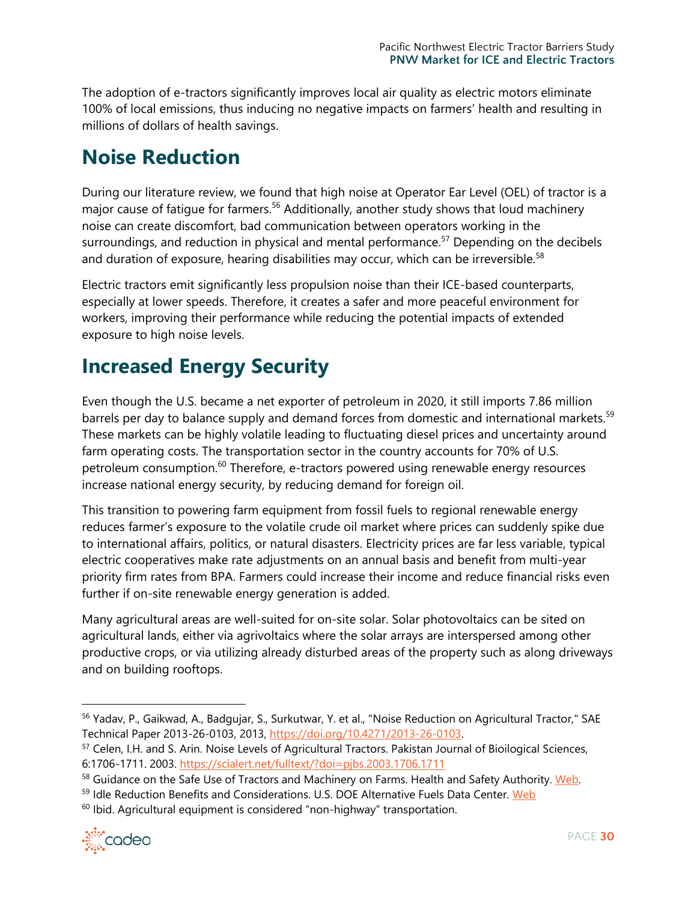The adoption of e-tractors significantly improves local air quality as electric motors eliminate 100% of local emissions, thus inducing no negative impacts on farmers' health and resulting in millions of dollars of health savings.

## Noise Reduction

During our literature review, we found that high noise at Operator Ear Level (OEL) of tractor is a major cause of fatigue for farmers.[56] Additionally, another study shows that loud machinery noise can create discomfort, bad communication between operators working in the surroundings, and reduction in physical and mental performance.[57] Depending on the decibels and duration of exposure, hearing disabilities may occur, which can be irreversible.[58]

Electric tractors emit significantly less propulsion noise than their ICE-based counterparts, especially at lower speeds. Therefore, it creates a safer and more peaceful environment for workers, improving their performance while reducing the potential impacts of extended exposure to high noise levels.

## Increased Energy Security

Even though the U.S. became a net exporter of petroleum in 2020, it still imports 7.86 million barrels per day to balance supply and demand forces from domestic and international markets.[59] These markets can be highly volatile leading to fluctuating diesel prices and uncertainty around farm operating costs. The transportation sector in the country accounts for 70% of U.S. petroleum consumption.[60] Therefore, e-tractors powered using renewable energy resources increase national energy security, by reducing demand for foreign oil.

This transition to powering farm equipment from fossil fuels to regional renewable energy reduces farmer's exposure to the volatile crude oil market where prices can suddenly spike due to international affairs, politics, or natural disasters. Electricity prices are far less variable, typical electric cooperatives make rate adjustments on an annual basis and benefit from multi-year priority firm rates from BPA. Farmers could increase their income and reduce financial risks even further if on-site renewable energy generation is added.

Many agricultural areas are well-suited for on-site solar. Solar photovoltaics can be sited on agricultural lands, either via agrivoltaics where the solar arrays are interspersed among other productive crops, or via utilizing already disturbed areas of the property such as along driveways and on building rooftops.

---

[56] Yadav, P., Gaikwad, A., Badgujar, S., Surkutwar, Y. et al., "Noise Reduction on Agricultural Tractor," SAE Technical Paper 2013-26-0103, 2013, https://doi.org/10.4271/2013-26-0103.

[57] Celen, I.H. and S. Arin. Noise Levels of Agricultural Tractors. Pakistan Journal of Bioilogical Sciences, 6:1706-1711. 2003. https://scialert.net/fulltext/?doi=pjbs.2003.1706.1711

[58] Guidance on the Safe Use of Tractors and Machinery on Farms. Health and Safety Authority. Web.

[59] Idle Reduction Benefits and Considerations. U.S. DOE Alternative Fuels Data Center. Web

[60] Ibid. Agricultural equipment is considered "non-highway" transportation.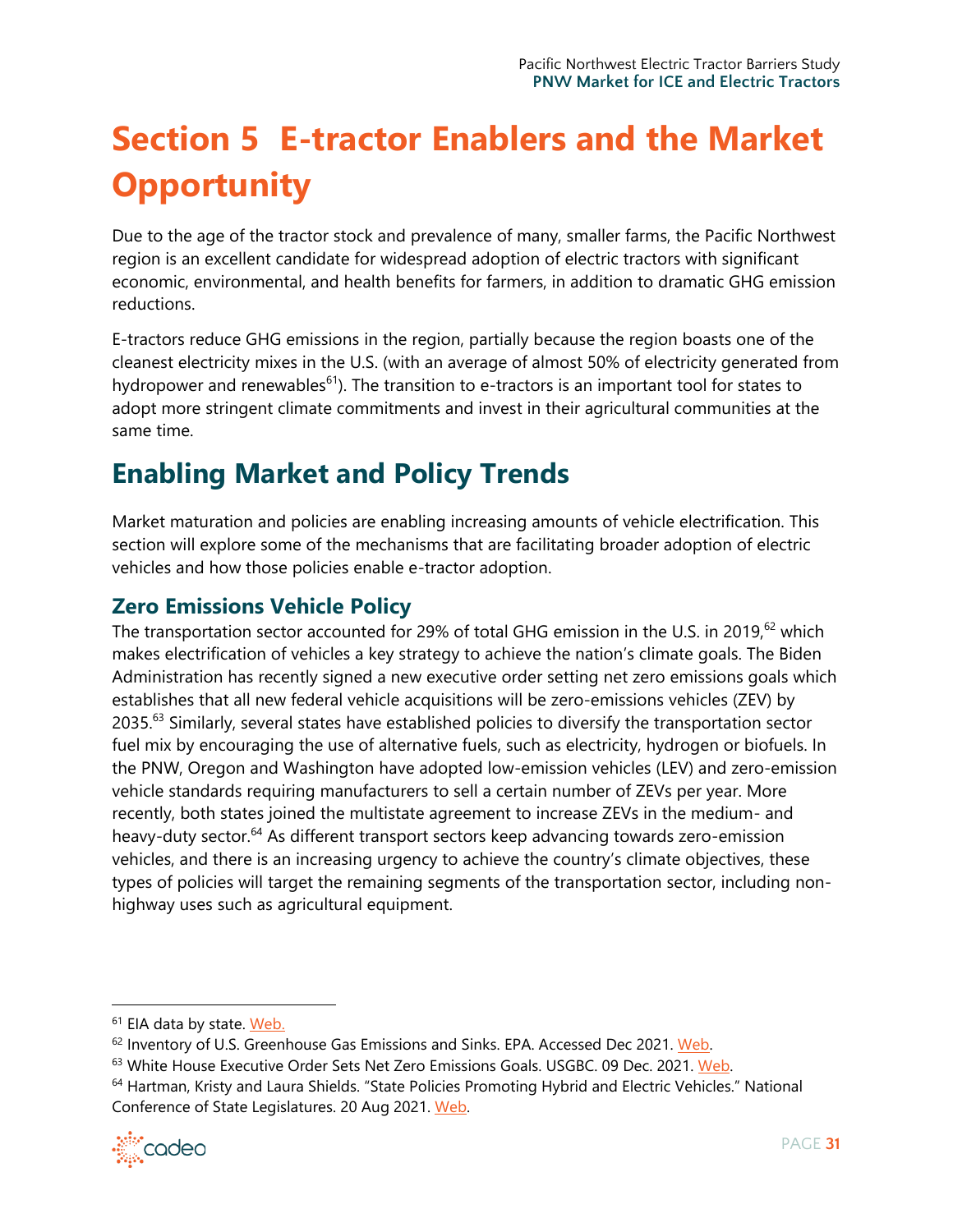# Section 5 E-tractor Enablers and the Market Opportunity

Due to the age of the tractor stock and prevalence of many, smaller farms, the Pacific Northwest region is an excellent candidate for widespread adoption of electric tractors with significant economic, environmental, and health benefits for farmers, in addition to dramatic GHG emission reductions.

E-tractors reduce GHG emissions in the region, partially because the region boasts one of the cleanest electricity mixes in the U.S. (with an average of almost 50% of electricity generated from hydropower and renewables[61]). The transition to e-tractors is an important tool for states to adopt more stringent climate commitments and invest in their agricultural communities at the same time.

## Enabling Market and Policy Trends

Market maturation and policies are enabling increasing amounts of vehicle electrification. This section will explore some of the mechanisms that are facilitating broader adoption of electric vehicles and how those policies enable e-tractor adoption.

### Zero Emissions Vehicle Policy

The transportation sector accounted for 29% of total GHG emission in the U.S. in 2019,[62] which makes electrification of vehicles a key strategy to achieve the nation's climate goals. The Biden Administration has recently signed a new executive order setting net zero emissions goals which establishes that all new federal vehicle acquisitions will be zero-emissions vehicles (ZEV) by 2035.[63] Similarly, several states have established policies to diversify the transportation sector fuel mix by encouraging the use of alternative fuels, such as electricity, hydrogen or biofuels. In the PNW, Oregon and Washington have adopted low-emission vehicles (LEV) and zero-emission vehicle standards requiring manufacturers to sell a certain number of ZEVs per year. More recently, both states joined the multistate agreement to increase ZEVs in the medium- and heavy-duty sector.[64] As different transport sectors keep advancing towards zero-emission vehicles, and there is an increasing urgency to achieve the country's climate objectives, these types of policies will target the remaining segments of the transportation sector, including non-highway uses such as agricultural equipment.

---

[61] EIA data by state. Web.

[62] Inventory of U.S. Greenhouse Gas Emissions and Sinks. EPA. Accessed Dec 2021. Web.

[63] White House Executive Order Sets Net Zero Emissions Goals. USGBC. 09 Dec. 2021. Web.

[64] Hartman, Kristy and Laura Shields. "State Policies Promoting Hybrid and Electric Vehicles." National Conference of State Legislatures. 20 Aug 2021. Web.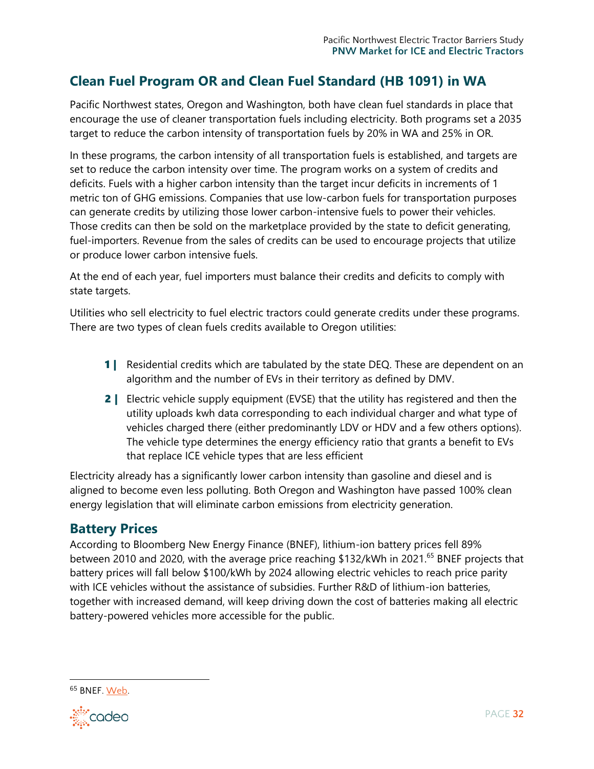## Clean Fuel Program OR and Clean Fuel Standard (HB 1091) in WA

Pacific Northwest states, Oregon and Washington, both have clean fuel standards in place that encourage the use of cleaner transportation fuels including electricity. Both programs set a 2035 target to reduce the carbon intensity of transportation fuels by 20% in WA and 25% in OR.

In these programs, the carbon intensity of all transportation fuels is established, and targets are set to reduce the carbon intensity over time. The program works on a system of credits and deficits. Fuels with a higher carbon intensity than the target incur deficits in increments of 1 metric ton of GHG emissions. Companies that use low-carbon fuels for transportation purposes can generate credits by utilizing those lower carbon-intensive fuels to power their vehicles. Those credits can then be sold on the marketplace provided by the state to deficit generating, fuel-importers. Revenue from the sales of credits can be used to encourage projects that utilize or produce lower carbon intensive fuels.

At the end of each year, fuel importers must balance their credits and deficits to comply with state targets.

Utilities who sell electricity to fuel electric tractors could generate credits under these programs. There are two types of clean fuels credits available to Oregon utilities:

1. Residential credits which are tabulated by the state DEQ. These are dependent on an algorithm and the number of EVs in their territory as defined by DMV.
2. Electric vehicle supply equipment (EVSE) that the utility has registered and then the utility uploads kwh data corresponding to each individual charger and what type of vehicles charged there (either predominantly LDV or HDV and a few others options). The vehicle type determines the energy efficiency ratio that grants a benefit to EVs that replace ICE vehicle types that are less efficient

Electricity already has a significantly lower carbon intensity than gasoline and diesel and is aligned to become even less polluting. Both Oregon and Washington have passed 100% clean energy legislation that will eliminate carbon emissions from electricity generation.

## Battery Prices

According to Bloomberg New Energy Finance (BNEF), lithium-ion battery prices fell 89% between 2010 and 2020, with the average price reaching $132/kWh in 2021.[65] BNEF projects that battery prices will fall below $100/kWh by 2024 allowing electric vehicles to reach price parity with ICE vehicles without the assistance of subsidies. Further R&D of lithium-ion batteries, together with increased demand, will keep driving down the cost of batteries making all electric battery-powered vehicles more accessible for the public.

[65] BNEF. Web.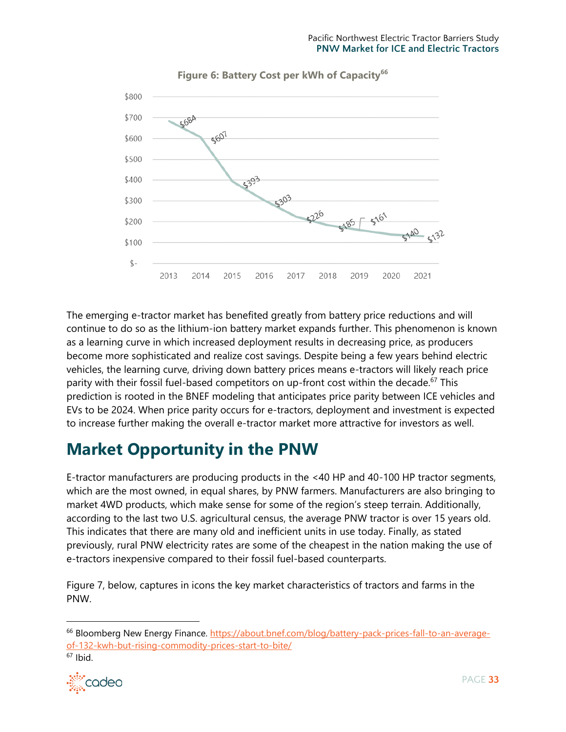**Figure 6: Battery Cost per kWh of Capacity[66]**

The emerging e-tractor market has benefited greatly from battery price reductions and will continue to do so as the lithium-ion battery market expands further. This phenomenon is known as a learning curve in which increased deployment results in decreasing price, as producers become more sophisticated and realize cost savings. Despite being a few years behind electric vehicles, the learning curve, driving down battery prices means e-tractors will likely reach price parity with their fossil fuel-based competitors on up-front cost within the decade.[67] This prediction is rooted in the BNEF modeling that anticipates price parity between ICE vehicles and EVs to be 2024. When price parity occurs for e-tractors, deployment and investment is expected to increase further making the overall e-tractor market more attractive for investors as well.

# Market Opportunity in the PNW

E-tractor manufacturers are producing products in the <40 HP and 40-100 HP tractor segments, which are the most owned, in equal shares, by PNW farmers. Manufacturers are also bringing to market 4WD products, which make sense for some of the region's steep terrain. Additionally, according to the last two U.S. agricultural census, the average PNW tractor is over 15 years old. This indicates that there are many old and inefficient units in use today. Finally, as stated previously, rural PNW electricity rates are some of the cheapest in the nation making the use of e-tractors inexpensive compared to their fossil fuel-based counterparts.

Figure 7, below, captures in icons the key market characteristics of tractors and farms in the PNW.

---

[66] Bloomberg New Energy Finance. https://about.bnef.com/blog/battery-pack-prices-fall-to-an-average-of-132-kwh-but-rising-commodity-prices-start-to-bite/

[67] Ibid.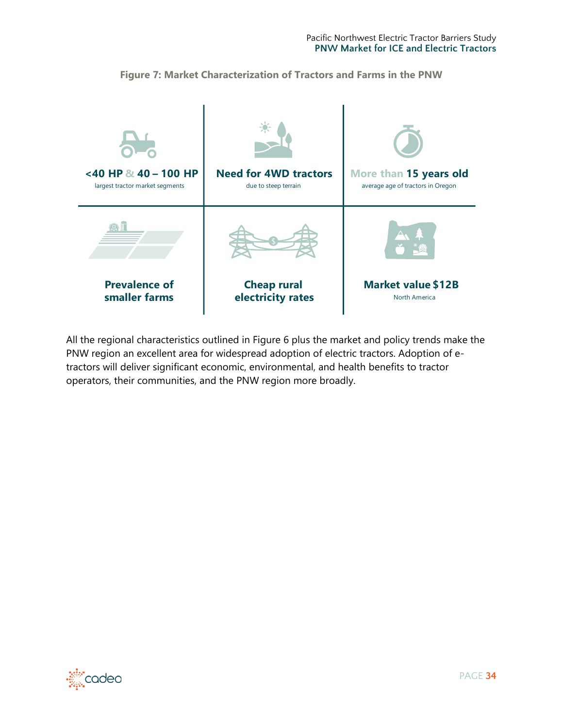**Figure 7: Market Characterization of Tractors and Farms in the PNW**

| | | |
|---|---|---|
| **<40 HP & 40 – 100 HP**<br>largest tractor market segments | **Need for 4WD tractors**<br>due to steep terrain | **More than 15 years old**<br>average age of tractors in Oregon |
| **Prevalence of smaller farms** | **Cheap rural electricity rates** | **Market value $12B**<br>North America |

All the regional characteristics outlined in Figure 6 plus the market and policy trends make the PNW region an excellent area for widespread adoption of electric tractors. Adoption of e-tractors will deliver significant economic, environmental, and health benefits to tractor operators, their communities, and the PNW region more broadly.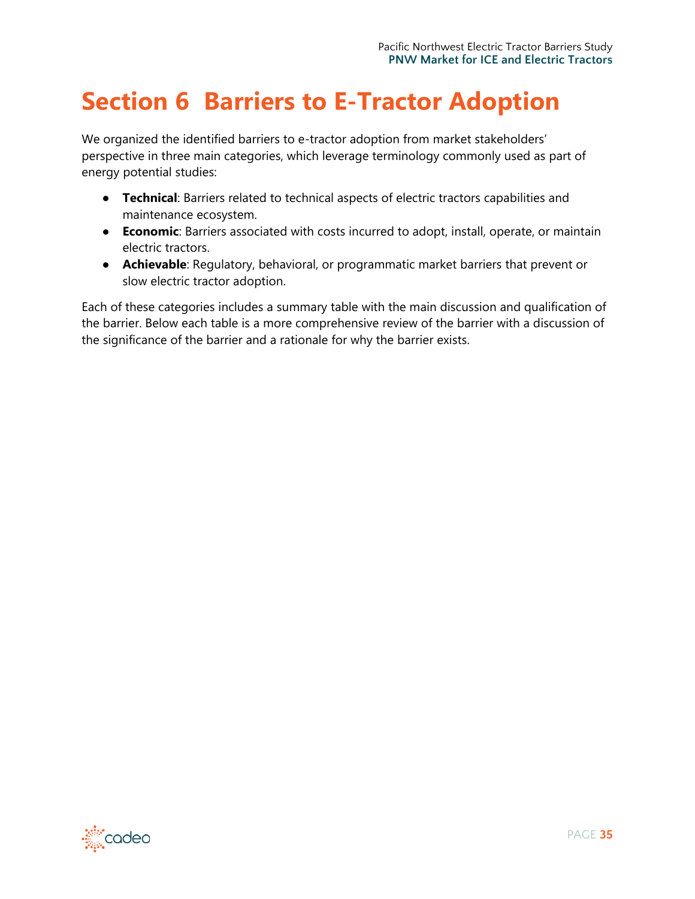# Section 6 Barriers to E-Tractor Adoption

We organized the identified barriers to e-tractor adoption from market stakeholders' perspective in three main categories, which leverage terminology commonly used as part of energy potential studies:

- **Technical**: Barriers related to technical aspects of electric tractors capabilities and maintenance ecosystem.
- **Economic**: Barriers associated with costs incurred to adopt, install, operate, or maintain electric tractors.
- **Achievable**: Regulatory, behavioral, or programmatic market barriers that prevent or slow electric tractor adoption.

Each of these categories includes a summary table with the main discussion and qualification of the barrier. Below each table is a more comprehensive review of the barrier with a discussion of the significance of the barrier and a rationale for why the barrier exists.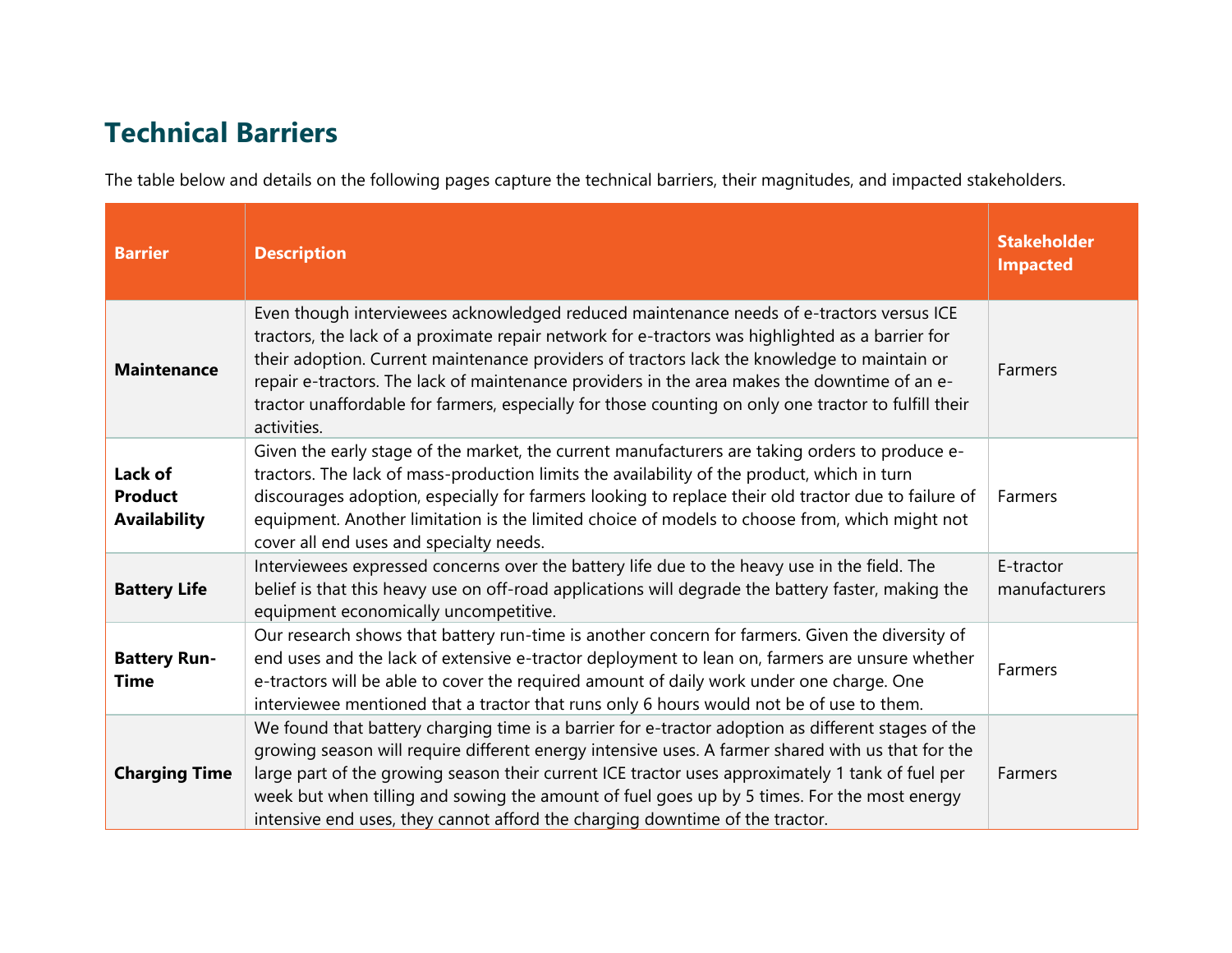## Technical Barriers

The table below and details on the following pages capture the technical barriers, their magnitudes, and impacted stakeholders.

| Barrier | Description | Stakeholder Impacted |
|---|---|---|
| **Maintenance** | Even though interviewees acknowledged reduced maintenance needs of e-tractors versus ICE tractors, the lack of a proximate repair network for e-tractors was highlighted as a barrier for their adoption. Current maintenance providers of tractors lack the knowledge to maintain or repair e-tractors. The lack of maintenance providers in the area makes the downtime of an e-tractor unaffordable for farmers, especially for those counting on only one tractor to fulfill their activities. | Farmers |
| **Lack of Product Availability** | Given the early stage of the market, the current manufacturers are taking orders to produce e-tractors. The lack of mass-production limits the availability of the product, which in turn discourages adoption, especially for farmers looking to replace their old tractor due to failure of equipment. Another limitation is the limited choice of models to choose from, which might not cover all end uses and specialty needs. | Farmers |
| **Battery Life** | Interviewees expressed concerns over the battery life due to the heavy use in the field. The belief is that this heavy use on off-road applications will degrade the battery faster, making the equipment economically uncompetitive. | E-tractor manufacturers |
| **Battery Run-Time** | Our research shows that battery run-time is another concern for farmers. Given the diversity of end uses and the lack of extensive e-tractor deployment to lean on, farmers are unsure whether e-tractors will be able to cover the required amount of daily work under one charge. One interviewee mentioned that a tractor that runs only 6 hours would not be of use to them. | Farmers |
| **Charging Time** | We found that battery charging time is a barrier for e-tractor adoption as different stages of the growing season will require different energy intensive uses. A farmer shared with us that for the large part of the growing season their current ICE tractor uses approximately 1 tank of fuel per week but when tilling and sowing the amount of fuel goes up by 5 times. For the most energy intensive end uses, they cannot afford the charging downtime of the tractor. | Farmers |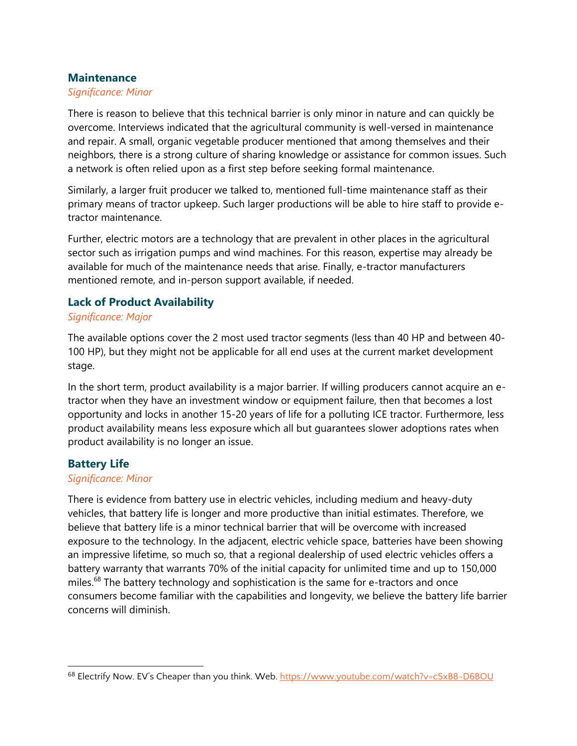### Maintenance

*Significance: Minor*

There is reason to believe that this technical barrier is only minor in nature and can quickly be overcome. Interviews indicated that the agricultural community is well-versed in maintenance and repair. A small, organic vegetable producer mentioned that among themselves and their neighbors, there is a strong culture of sharing knowledge or assistance for common issues. Such a network is often relied upon as a first step before seeking formal maintenance.

Similarly, a larger fruit producer we talked to, mentioned full-time maintenance staff as their primary means of tractor upkeep. Such larger productions will be able to hire staff to provide e-tractor maintenance.

Further, electric motors are a technology that are prevalent in other places in the agricultural sector such as irrigation pumps and wind machines. For this reason, expertise may already be available for much of the maintenance needs that arise. Finally, e-tractor manufacturers mentioned remote, and in-person support available, if needed.

### Lack of Product Availability

*Significance: Major*

The available options cover the 2 most used tractor segments (less than 40 HP and between 40-100 HP), but they might not be applicable for all end uses at the current market development stage.

In the short term, product availability is a major barrier. If willing producers cannot acquire an e-tractor when they have an investment window or equipment failure, then that becomes a lost opportunity and locks in another 15-20 years of life for a polluting ICE tractor. Furthermore, less product availability means less exposure which all but guarantees slower adoptions rates when product availability is no longer an issue.

### Battery Life

*Significance: Minor*

There is evidence from battery use in electric vehicles, including medium and heavy-duty vehicles, that battery life is longer and more productive than initial estimates. Therefore, we believe that battery life is a minor technical barrier that will be overcome with increased exposure to the technology. In the adjacent, electric vehicle space, batteries have been showing an impressive lifetime, so much so, that a regional dealership of used electric vehicles offers a battery warranty that warrants 70% of the initial capacity for unlimited time and up to 150,000 miles.[68] The battery technology and sophistication is the same for e-tractors and once consumers become familiar with the capabilities and longevity, we believe the battery life barrier concerns will diminish.

---

[68] Electrify Now. EV's Cheaper than you think. Web. https://www.youtube.com/watch?v=cSxB8-D6BOU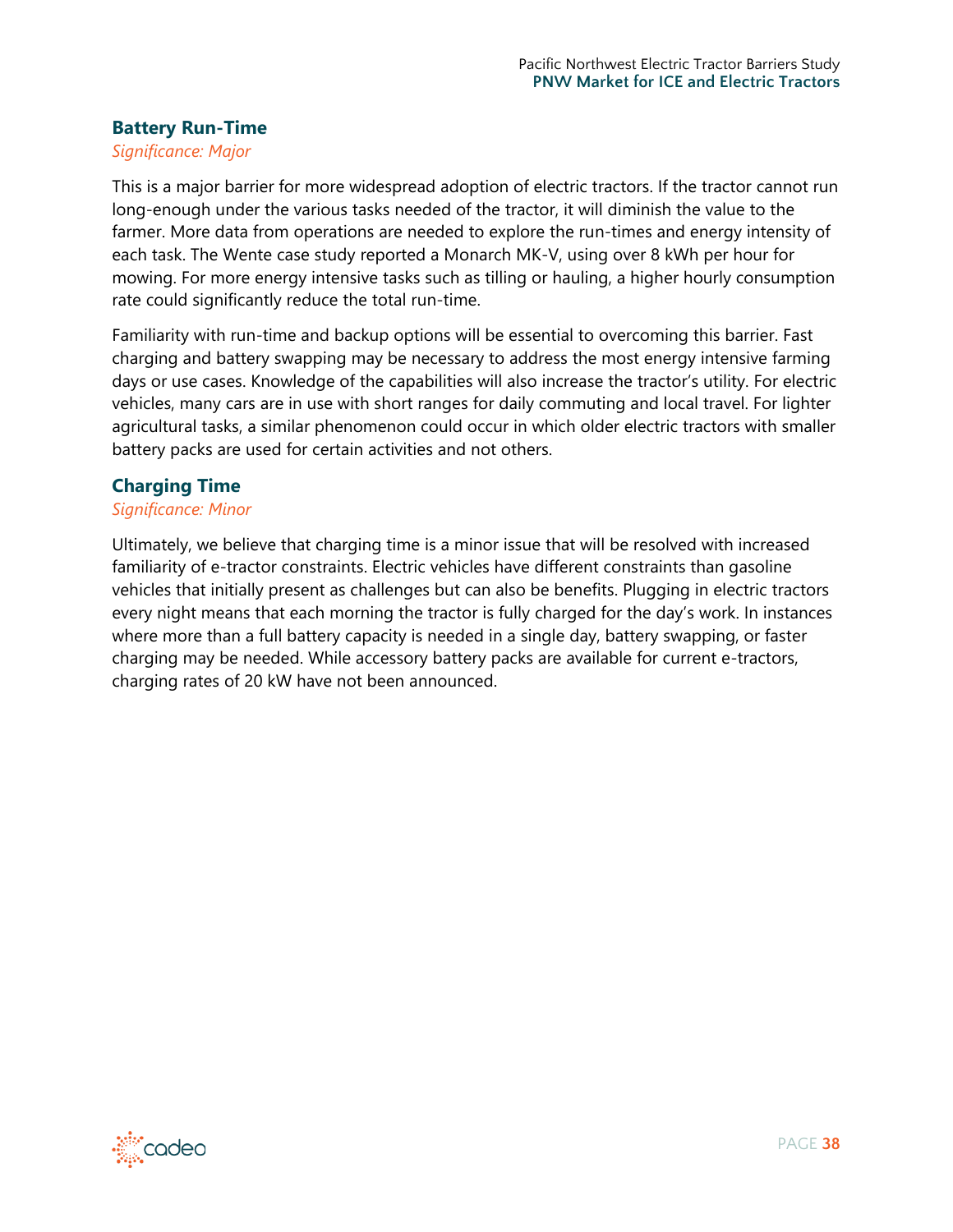### Battery Run-Time

*Significance: Major*

This is a major barrier for more widespread adoption of electric tractors. If the tractor cannot run long-enough under the various tasks needed of the tractor, it will diminish the value to the farmer. More data from operations are needed to explore the run-times and energy intensity of each task. The Wente case study reported a Monarch MK-V, using over 8 kWh per hour for mowing. For more energy intensive tasks such as tilling or hauling, a higher hourly consumption rate could significantly reduce the total run-time.

Familiarity with run-time and backup options will be essential to overcoming this barrier. Fast charging and battery swapping may be necessary to address the most energy intensive farming days or use cases. Knowledge of the capabilities will also increase the tractor's utility. For electric vehicles, many cars are in use with short ranges for daily commuting and local travel. For lighter agricultural tasks, a similar phenomenon could occur in which older electric tractors with smaller battery packs are used for certain activities and not others.

### Charging Time

*Significance: Minor*

Ultimately, we believe that charging time is a minor issue that will be resolved with increased familiarity of e-tractor constraints. Electric vehicles have different constraints than gasoline vehicles that initially present as challenges but can also be benefits. Plugging in electric tractors every night means that each morning the tractor is fully charged for the day's work. In instances where more than a full battery capacity is needed in a single day, battery swapping, or faster charging may be needed. While accessory battery packs are available for current e-tractors, charging rates of 20 kW have not been announced.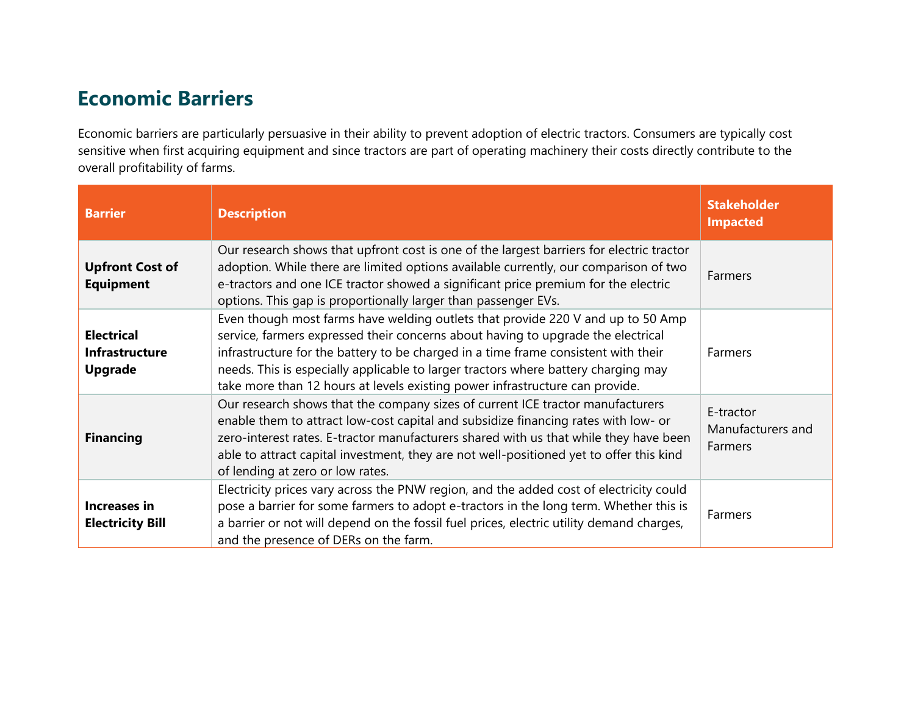## Economic Barriers

Economic barriers are particularly persuasive in their ability to prevent adoption of electric tractors. Consumers are typically cost sensitive when first acquiring equipment and since tractors are part of operating machinery their costs directly contribute to the overall profitability of farms.

| Barrier | Description | Stakeholder Impacted |
| --- | --- | --- |
| **Upfront Cost of Equipment** | Our research shows that upfront cost is one of the largest barriers for electric tractor adoption. While there are limited options available currently, our comparison of two e-tractors and one ICE tractor showed a significant price premium for the electric options. This gap is proportionally larger than passenger EVs. | Farmers |
| **Electrical Infrastructure Upgrade** | Even though most farms have welding outlets that provide 220 V and up to 50 Amp service, farmers expressed their concerns about having to upgrade the electrical infrastructure for the battery to be charged in a time frame consistent with their needs. This is especially applicable to larger tractors where battery charging may take more than 12 hours at levels existing power infrastructure can provide. | Farmers |
| **Financing** | Our research shows that the company sizes of current ICE tractor manufacturers enable them to attract low-cost capital and subsidize financing rates with low- or zero-interest rates. E-tractor manufacturers shared with us that while they have been able to attract capital investment, they are not well-positioned yet to offer this kind of lending at zero or low rates. | E-tractor Manufacturers and Farmers |
| **Increases in Electricity Bill** | Electricity prices vary across the PNW region, and the added cost of electricity could pose a barrier for some farmers to adopt e-tractors in the long term. Whether this is a barrier or not will depend on the fossil fuel prices, electric utility demand charges, and the presence of DERs on the farm. | Farmers |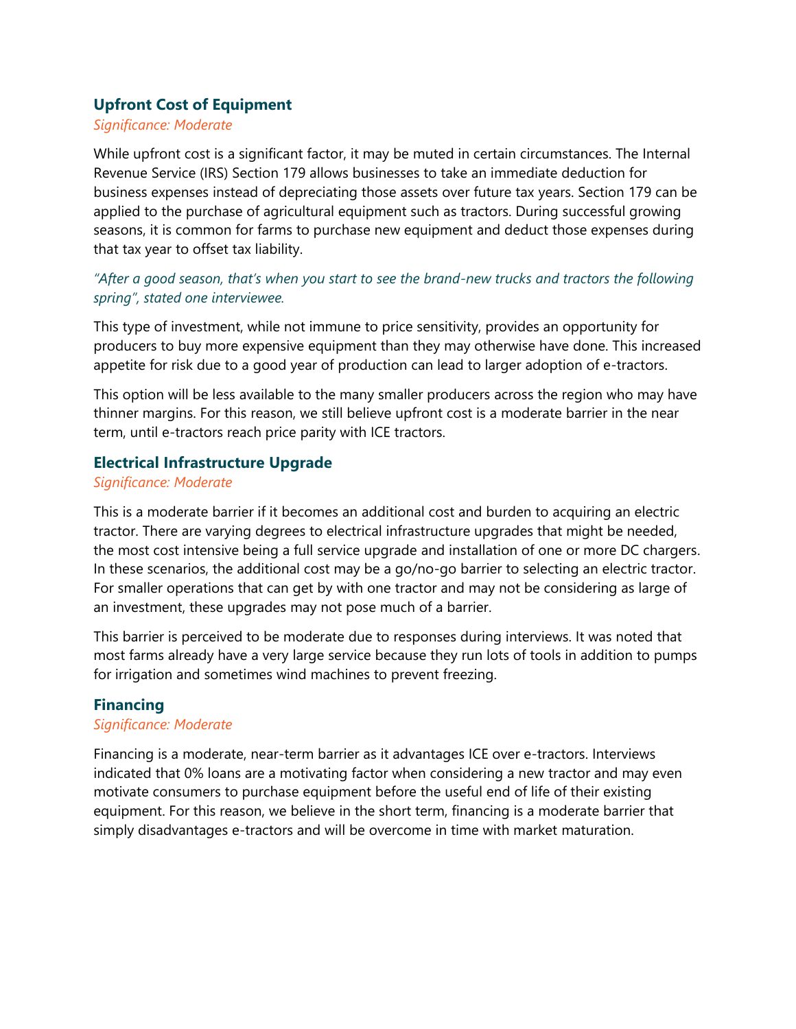### Upfront Cost of Equipment

*Significance: Moderate*

While upfront cost is a significant factor, it may be muted in certain circumstances. The Internal Revenue Service (IRS) Section 179 allows businesses to take an immediate deduction for business expenses instead of depreciating those assets over future tax years. Section 179 can be applied to the purchase of agricultural equipment such as tractors. During successful growing seasons, it is common for farms to purchase new equipment and deduct those expenses during that tax year to offset tax liability.

*"After a good season, that's when you start to see the brand-new trucks and tractors the following spring", stated one interviewee.*

This type of investment, while not immune to price sensitivity, provides an opportunity for producers to buy more expensive equipment than they may otherwise have done. This increased appetite for risk due to a good year of production can lead to larger adoption of e-tractors.

This option will be less available to the many smaller producers across the region who may have thinner margins. For this reason, we still believe upfront cost is a moderate barrier in the near term, until e-tractors reach price parity with ICE tractors.

### Electrical Infrastructure Upgrade

*Significance: Moderate*

This is a moderate barrier if it becomes an additional cost and burden to acquiring an electric tractor. There are varying degrees to electrical infrastructure upgrades that might be needed, the most cost intensive being a full service upgrade and installation of one or more DC chargers. In these scenarios, the additional cost may be a go/no-go barrier to selecting an electric tractor. For smaller operations that can get by with one tractor and may not be considering as large of an investment, these upgrades may not pose much of a barrier.

This barrier is perceived to be moderate due to responses during interviews. It was noted that most farms already have a very large service because they run lots of tools in addition to pumps for irrigation and sometimes wind machines to prevent freezing.

### Financing

*Significance: Moderate*

Financing is a moderate, near-term barrier as it advantages ICE over e-tractors. Interviews indicated that 0% loans are a motivating factor when considering a new tractor and may even motivate consumers to purchase equipment before the useful end of life of their existing equipment. For this reason, we believe in the short term, financing is a moderate barrier that simply disadvantages e-tractors and will be overcome in time with market maturation.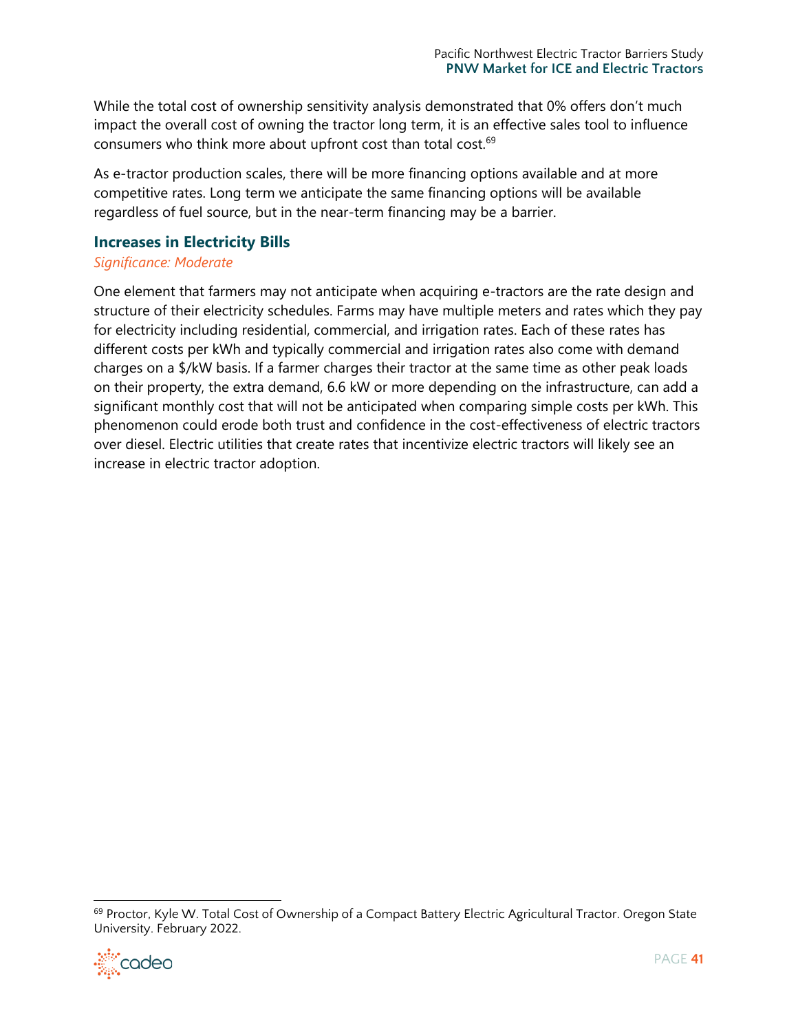While the total cost of ownership sensitivity analysis demonstrated that 0% offers don't much impact the overall cost of owning the tractor long term, it is an effective sales tool to influence consumers who think more about upfront cost than total cost.[69]

As e-tractor production scales, there will be more financing options available and at more competitive rates. Long term we anticipate the same financing options will be available regardless of fuel source, but in the near-term financing may be a barrier.

### Increases in Electricity Bills

*Significance: Moderate*

One element that farmers may not anticipate when acquiring e-tractors are the rate design and structure of their electricity schedules. Farms may have multiple meters and rates which they pay for electricity including residential, commercial, and irrigation rates. Each of these rates has different costs per kWh and typically commercial and irrigation rates also come with demand charges on a $/kW basis. If a farmer charges their tractor at the same time as other peak loads on their property, the extra demand, 6.6 kW or more depending on the infrastructure, can add a significant monthly cost that will not be anticipated when comparing simple costs per kWh. This phenomenon could erode both trust and confidence in the cost-effectiveness of electric tractors over diesel. Electric utilities that create rates that incentivize electric tractors will likely see an increase in electric tractor adoption.

---

[69] Proctor, Kyle W. Total Cost of Ownership of a Compact Battery Electric Agricultural Tractor. Oregon State University. February 2022.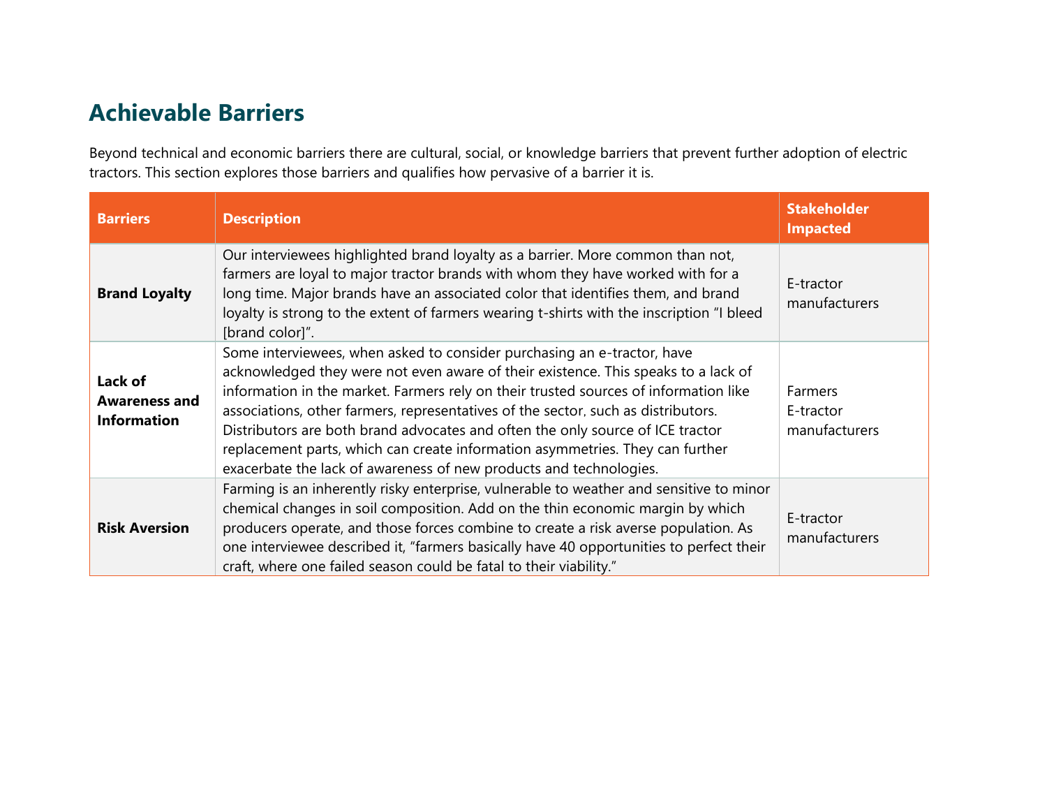## Achievable Barriers

Beyond technical and economic barriers there are cultural, social, or knowledge barriers that prevent further adoption of electric tractors. This section explores those barriers and qualifies how pervasive of a barrier it is.

| Barriers | Description | Stakeholder Impacted |
|---|---|---|
| **Brand Loyalty** | Our interviewees highlighted brand loyalty as a barrier. More common than not, farmers are loyal to major tractor brands with whom they have worked with for a long time. Major brands have an associated color that identifies them, and brand loyalty is strong to the extent of farmers wearing t-shirts with the inscription "I bleed [brand color]". | E-tractor manufacturers |
| **Lack of Awareness and Information** | Some interviewees, when asked to consider purchasing an e-tractor, have acknowledged they were not even aware of their existence. This speaks to a lack of information in the market. Farmers rely on their trusted sources of information like associations, other farmers, representatives of the sector, such as distributors. Distributors are both brand advocates and often the only source of ICE tractor replacement parts, which can create information asymmetries. They can further exacerbate the lack of awareness of new products and technologies. | Farmers<br>E-tractor manufacturers |
| **Risk Aversion** | Farming is an inherently risky enterprise, vulnerable to weather and sensitive to minor chemical changes in soil composition. Add on the thin economic margin by which producers operate, and those forces combine to create a risk averse population. As one interviewee described it, "farmers basically have 40 opportunities to perfect their craft, where one failed season could be fatal to their viability." | E-tractor manufacturers |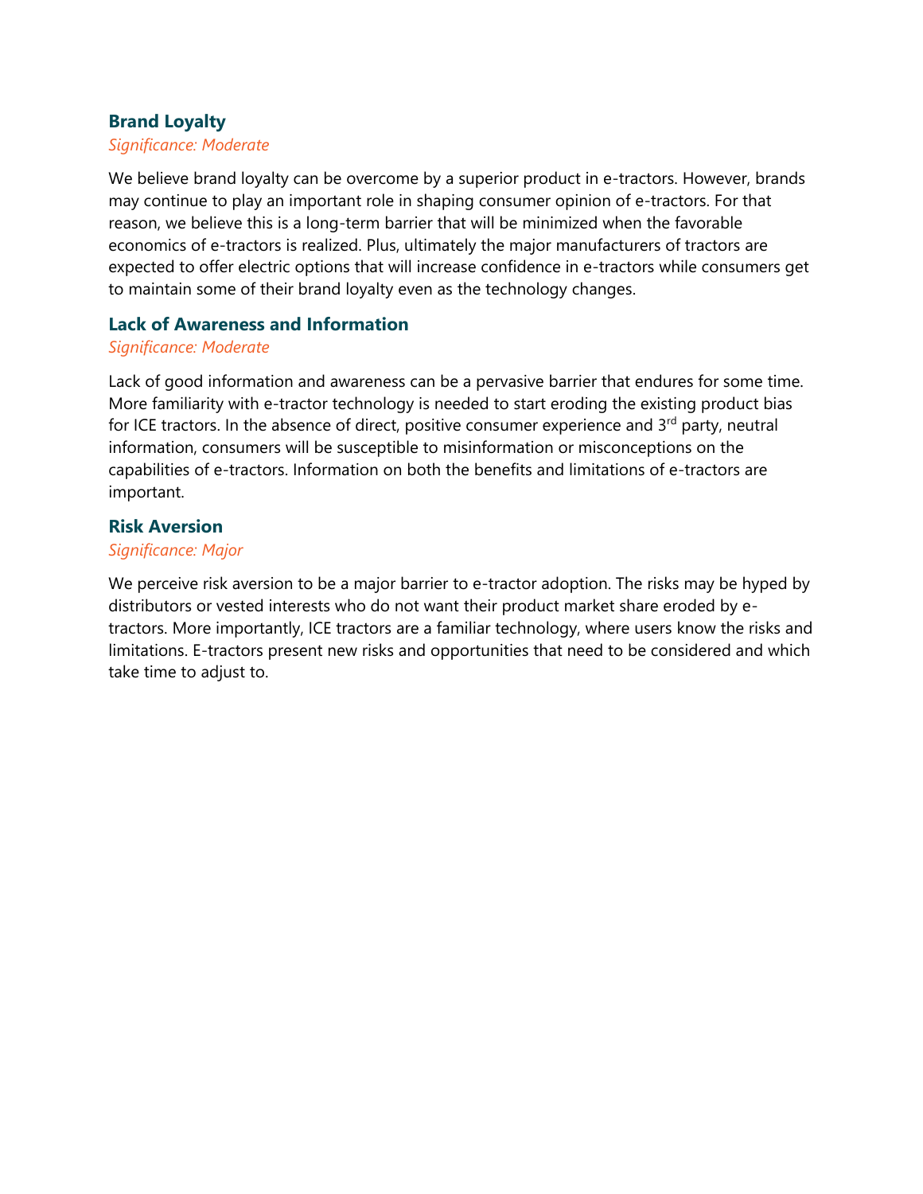### Brand Loyalty

*Significance: Moderate*

We believe brand loyalty can be overcome by a superior product in e-tractors. However, brands may continue to play an important role in shaping consumer opinion of e-tractors. For that reason, we believe this is a long-term barrier that will be minimized when the favorable economics of e-tractors is realized. Plus, ultimately the major manufacturers of tractors are expected to offer electric options that will increase confidence in e-tractors while consumers get to maintain some of their brand loyalty even as the technology changes.

### Lack of Awareness and Information

*Significance: Moderate*

Lack of good information and awareness can be a pervasive barrier that endures for some time. More familiarity with e-tractor technology is needed to start eroding the existing product bias for ICE tractors. In the absence of direct, positive consumer experience and 3rd party, neutral information, consumers will be susceptible to misinformation or misconceptions on the capabilities of e-tractors. Information on both the benefits and limitations of e-tractors are important.

### Risk Aversion

*Significance: Major*

We perceive risk aversion to be a major barrier to e-tractor adoption. The risks may be hyped by distributors or vested interests who do not want their product market share eroded by e-tractors. More importantly, ICE tractors are a familiar technology, where users know the risks and limitations. E-tractors present new risks and opportunities that need to be considered and which take time to adjust to.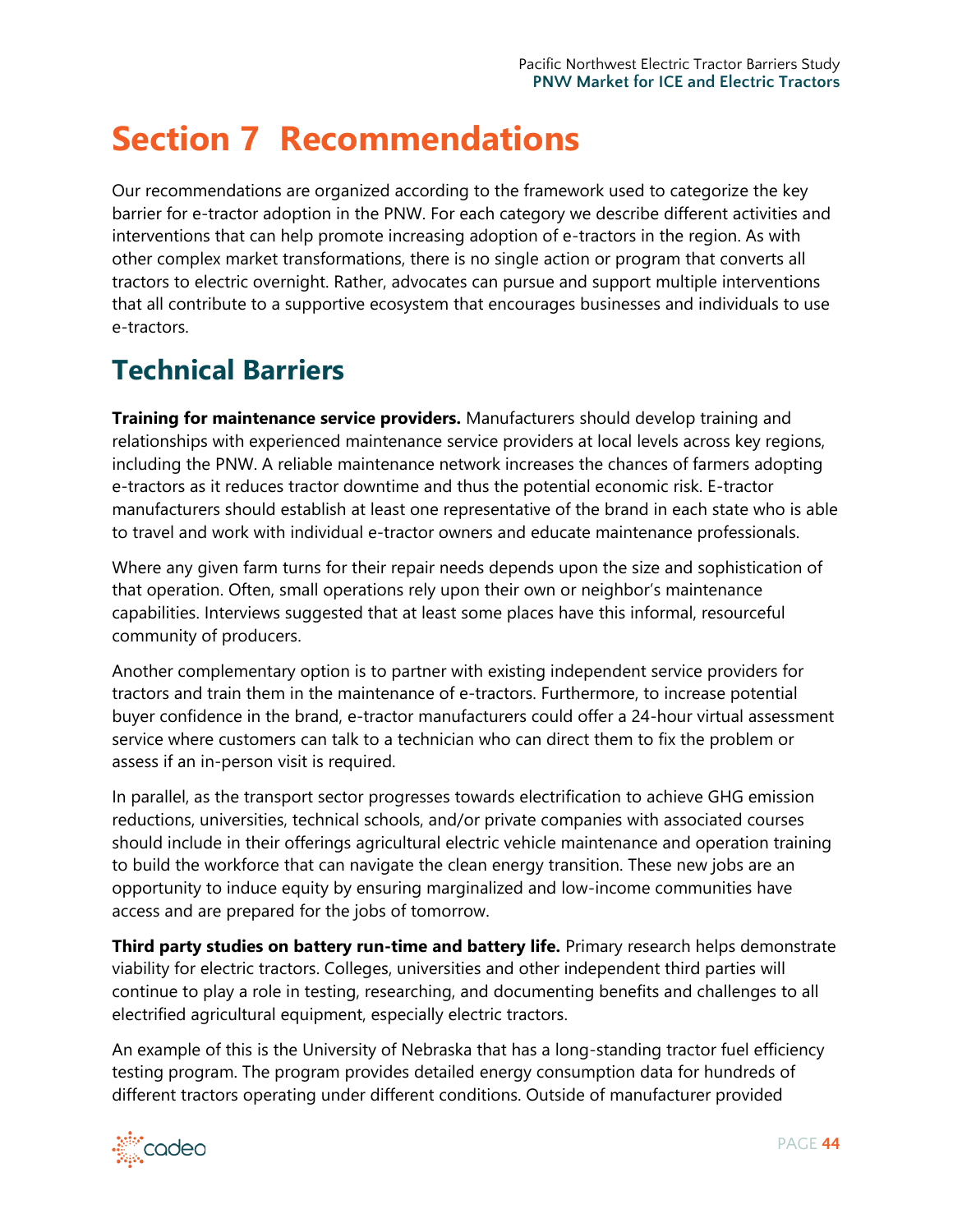# Section 7 Recommendations

Our recommendations are organized according to the framework used to categorize the key barrier for e-tractor adoption in the PNW. For each category we describe different activities and interventions that can help promote increasing adoption of e-tractors in the region. As with other complex market transformations, there is no single action or program that converts all tractors to electric overnight. Rather, advocates can pursue and support multiple interventions that all contribute to a supportive ecosystem that encourages businesses and individuals to use e-tractors.

## Technical Barriers

**Training for maintenance service providers.** Manufacturers should develop training and relationships with experienced maintenance service providers at local levels across key regions, including the PNW. A reliable maintenance network increases the chances of farmers adopting e-tractors as it reduces tractor downtime and thus the potential economic risk. E-tractor manufacturers should establish at least one representative of the brand in each state who is able to travel and work with individual e-tractor owners and educate maintenance professionals.

Where any given farm turns for their repair needs depends upon the size and sophistication of that operation. Often, small operations rely upon their own or neighbor's maintenance capabilities. Interviews suggested that at least some places have this informal, resourceful community of producers.

Another complementary option is to partner with existing independent service providers for tractors and train them in the maintenance of e-tractors. Furthermore, to increase potential buyer confidence in the brand, e-tractor manufacturers could offer a 24-hour virtual assessment service where customers can talk to a technician who can direct them to fix the problem or assess if an in-person visit is required.

In parallel, as the transport sector progresses towards electrification to achieve GHG emission reductions, universities, technical schools, and/or private companies with associated courses should include in their offerings agricultural electric vehicle maintenance and operation training to build the workforce that can navigate the clean energy transition. These new jobs are an opportunity to induce equity by ensuring marginalized and low-income communities have access and are prepared for the jobs of tomorrow.

**Third party studies on battery run-time and battery life.** Primary research helps demonstrate viability for electric tractors. Colleges, universities and other independent third parties will continue to play a role in testing, researching, and documenting benefits and challenges to all electrified agricultural equipment, especially electric tractors.

An example of this is the University of Nebraska that has a long-standing tractor fuel efficiency testing program. The program provides detailed energy consumption data for hundreds of different tractors operating under different conditions. Outside of manufacturer provided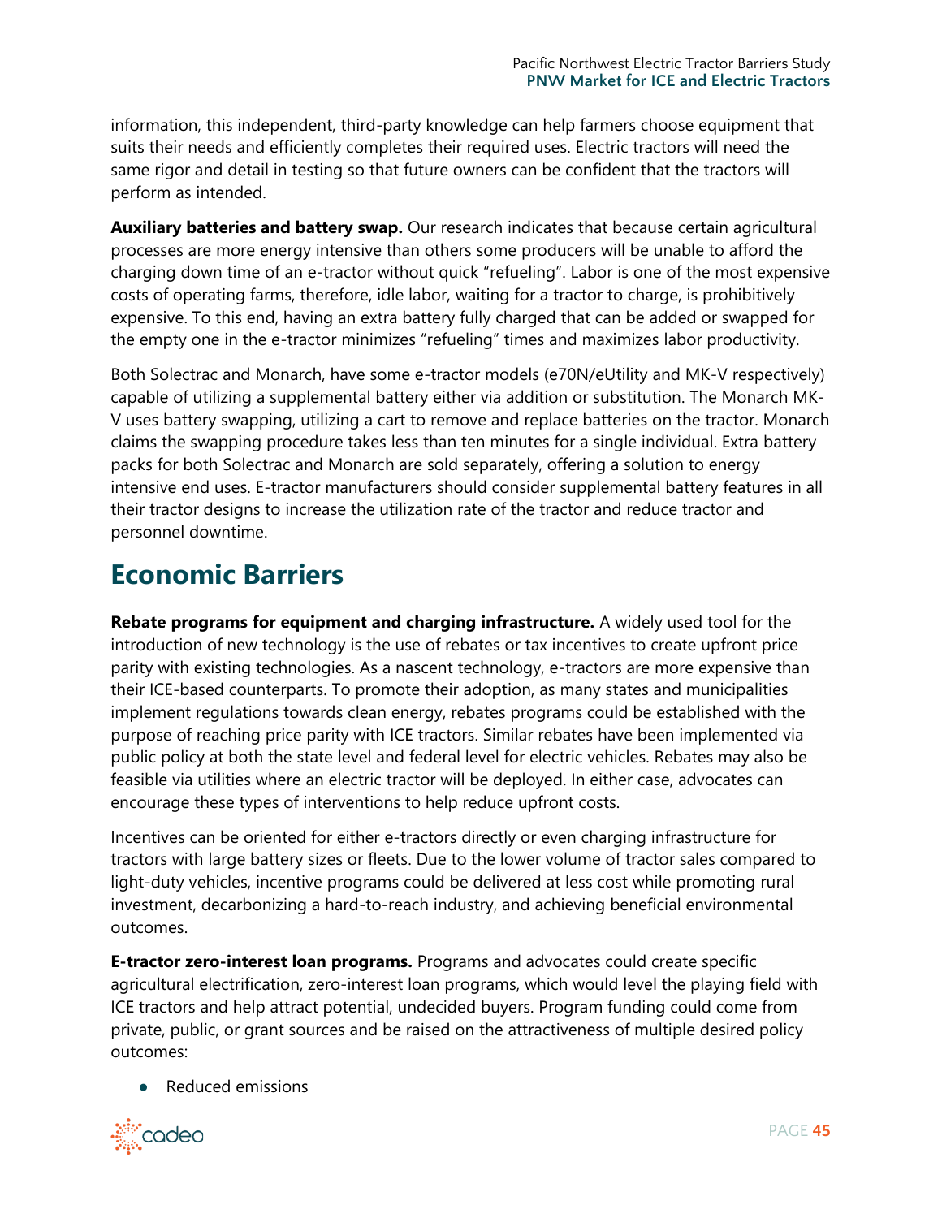information, this independent, third-party knowledge can help farmers choose equipment that suits their needs and efficiently completes their required uses. Electric tractors will need the same rigor and detail in testing so that future owners can be confident that the tractors will perform as intended.

**Auxiliary batteries and battery swap.** Our research indicates that because certain agricultural processes are more energy intensive than others some producers will be unable to afford the charging down time of an e-tractor without quick "refueling". Labor is one of the most expensive costs of operating farms, therefore, idle labor, waiting for a tractor to charge, is prohibitively expensive. To this end, having an extra battery fully charged that can be added or swapped for the empty one in the e-tractor minimizes "refueling" times and maximizes labor productivity.

Both Solectrac and Monarch, have some e-tractor models (e70N/eUtility and MK-V respectively) capable of utilizing a supplemental battery either via addition or substitution. The Monarch MK-V uses battery swapping, utilizing a cart to remove and replace batteries on the tractor. Monarch claims the swapping procedure takes less than ten minutes for a single individual. Extra battery packs for both Solectrac and Monarch are sold separately, offering a solution to energy intensive end uses. E-tractor manufacturers should consider supplemental battery features in all their tractor designs to increase the utilization rate of the tractor and reduce tractor and personnel downtime.

# Economic Barriers

**Rebate programs for equipment and charging infrastructure.** A widely used tool for the introduction of new technology is the use of rebates or tax incentives to create upfront price parity with existing technologies. As a nascent technology, e-tractors are more expensive than their ICE-based counterparts. To promote their adoption, as many states and municipalities implement regulations towards clean energy, rebates programs could be established with the purpose of reaching price parity with ICE tractors. Similar rebates have been implemented via public policy at both the state level and federal level for electric vehicles. Rebates may also be feasible via utilities where an electric tractor will be deployed. In either case, advocates can encourage these types of interventions to help reduce upfront costs.

Incentives can be oriented for either e-tractors directly or even charging infrastructure for tractors with large battery sizes or fleets. Due to the lower volume of tractor sales compared to light-duty vehicles, incentive programs could be delivered at less cost while promoting rural investment, decarbonizing a hard-to-reach industry, and achieving beneficial environmental outcomes.

**E-tractor zero-interest loan programs.** Programs and advocates could create specific agricultural electrification, zero-interest loan programs, which would level the playing field with ICE tractors and help attract potential, undecided buyers. Program funding could come from private, public, or grant sources and be raised on the attractiveness of multiple desired policy outcomes:

- Reduced emissions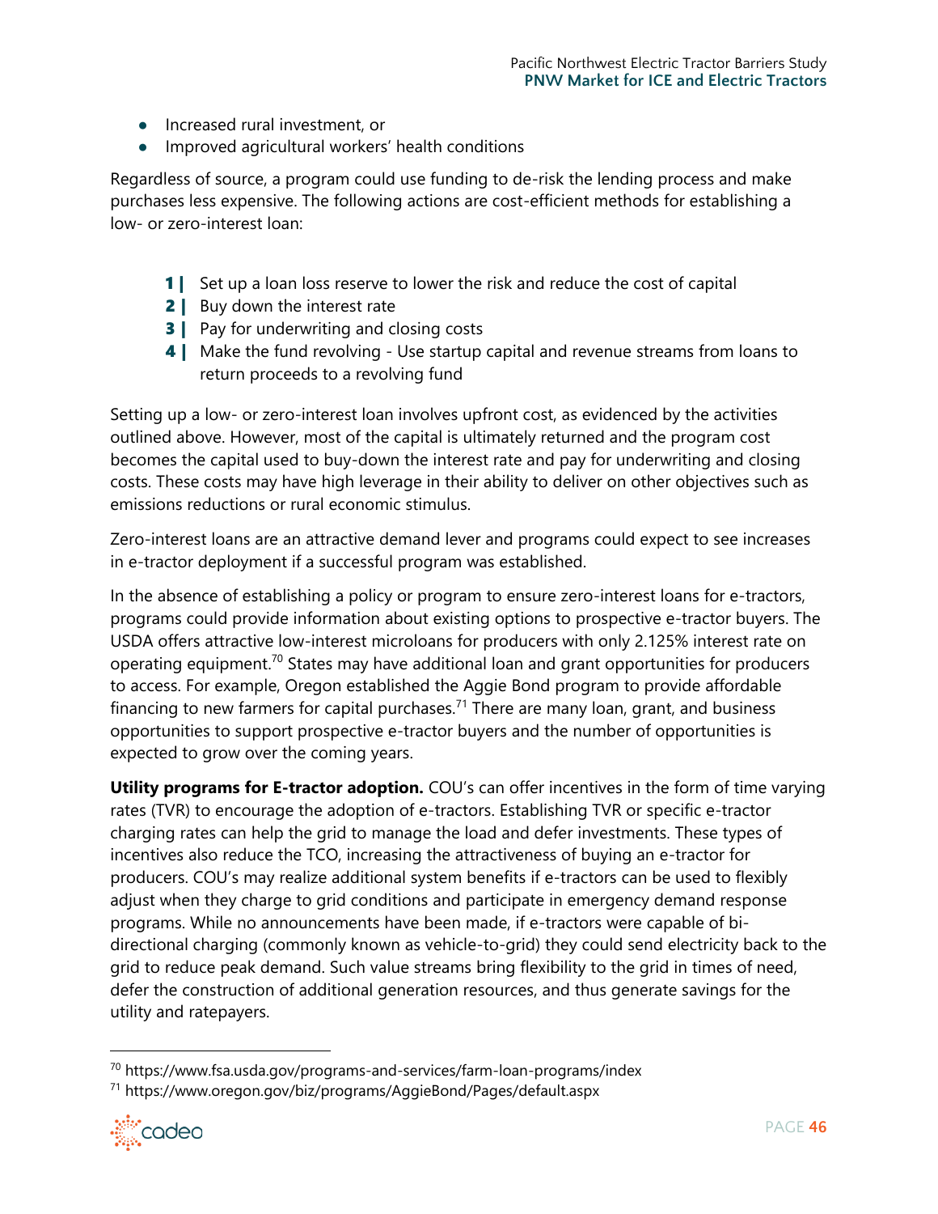- Increased rural investment, or
- Improved agricultural workers' health conditions

Regardless of source, a program could use funding to de-risk the lending process and make purchases less expensive. The following actions are cost-efficient methods for establishing a low- or zero-interest loan:

1. Set up a loan loss reserve to lower the risk and reduce the cost of capital
2. Buy down the interest rate
3. Pay for underwriting and closing costs
4. Make the fund revolving - Use startup capital and revenue streams from loans to return proceeds to a revolving fund

Setting up a low- or zero-interest loan involves upfront cost, as evidenced by the activities outlined above. However, most of the capital is ultimately returned and the program cost becomes the capital used to buy-down the interest rate and pay for underwriting and closing costs. These costs may have high leverage in their ability to deliver on other objectives such as emissions reductions or rural economic stimulus.

Zero-interest loans are an attractive demand lever and programs could expect to see increases in e-tractor deployment if a successful program was established.

In the absence of establishing a policy or program to ensure zero-interest loans for e-tractors, programs could provide information about existing options to prospective e-tractor buyers. The USDA offers attractive low-interest microloans for producers with only 2.125% interest rate on operating equipment.[70] States may have additional loan and grant opportunities for producers to access. For example, Oregon established the Aggie Bond program to provide affordable financing to new farmers for capital purchases.[71] There are many loan, grant, and business opportunities to support prospective e-tractor buyers and the number of opportunities is expected to grow over the coming years.

**Utility programs for E-tractor adoption.** COU's can offer incentives in the form of time varying rates (TVR) to encourage the adoption of e-tractors. Establishing TVR or specific e-tractor charging rates can help the grid to manage the load and defer investments. These types of incentives also reduce the TCO, increasing the attractiveness of buying an e-tractor for producers. COU's may realize additional system benefits if e-tractors can be used to flexibly adjust when they charge to grid conditions and participate in emergency demand response programs. While no announcements have been made, if e-tractors were capable of bi-directional charging (commonly known as vehicle-to-grid) they could send electricity back to the grid to reduce peak demand. Such value streams bring flexibility to the grid in times of need, defer the construction of additional generation resources, and thus generate savings for the utility and ratepayers.

[70] https://www.fsa.usda.gov/programs-and-services/farm-loan-programs/index

[71] https://www.oregon.gov/biz/programs/AggieBond/Pages/default.aspx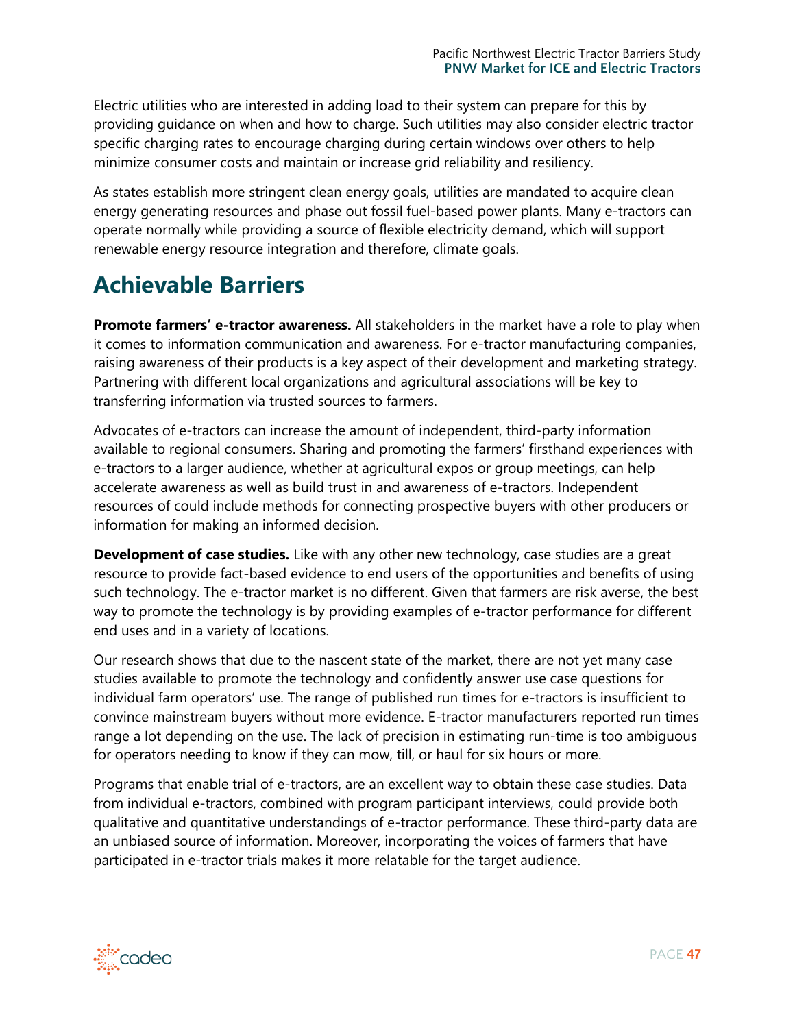Electric utilities who are interested in adding load to their system can prepare for this by providing guidance on when and how to charge. Such utilities may also consider electric tractor specific charging rates to encourage charging during certain windows over others to help minimize consumer costs and maintain or increase grid reliability and resiliency.

As states establish more stringent clean energy goals, utilities are mandated to acquire clean energy generating resources and phase out fossil fuel-based power plants. Many e-tractors can operate normally while providing a source of flexible electricity demand, which will support renewable energy resource integration and therefore, climate goals.

# Achievable Barriers

**Promote farmers' e-tractor awareness.** All stakeholders in the market have a role to play when it comes to information communication and awareness. For e-tractor manufacturing companies, raising awareness of their products is a key aspect of their development and marketing strategy. Partnering with different local organizations and agricultural associations will be key to transferring information via trusted sources to farmers.

Advocates of e-tractors can increase the amount of independent, third-party information available to regional consumers. Sharing and promoting the farmers' firsthand experiences with e-tractors to a larger audience, whether at agricultural expos or group meetings, can help accelerate awareness as well as build trust in and awareness of e-tractors. Independent resources of could include methods for connecting prospective buyers with other producers or information for making an informed decision.

**Development of case studies.** Like with any other new technology, case studies are a great resource to provide fact-based evidence to end users of the opportunities and benefits of using such technology. The e-tractor market is no different. Given that farmers are risk averse, the best way to promote the technology is by providing examples of e-tractor performance for different end uses and in a variety of locations.

Our research shows that due to the nascent state of the market, there are not yet many case studies available to promote the technology and confidently answer use case questions for individual farm operators' use. The range of published run times for e-tractors is insufficient to convince mainstream buyers without more evidence. E-tractor manufacturers reported run times range a lot depending on the use. The lack of precision in estimating run-time is too ambiguous for operators needing to know if they can mow, till, or haul for six hours or more.

Programs that enable trial of e-tractors, are an excellent way to obtain these case studies. Data from individual e-tractors, combined with program participant interviews, could provide both qualitative and quantitative understandings of e-tractor performance. These third-party data are an unbiased source of information. Moreover, incorporating the voices of farmers that have participated in e-tractor trials makes it more relatable for the target audience.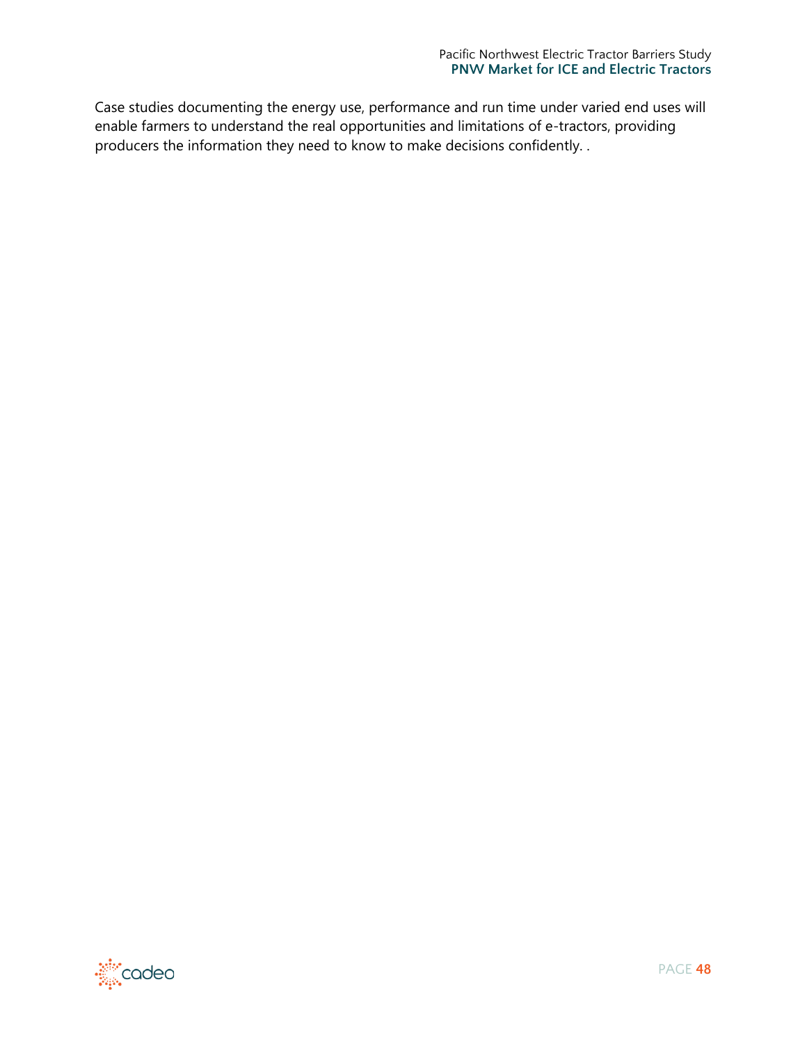Case studies documenting the energy use, performance and run time under varied end uses will enable farmers to understand the real opportunities and limitations of e-tractors, providing producers the information they need to know to make decisions confidently. .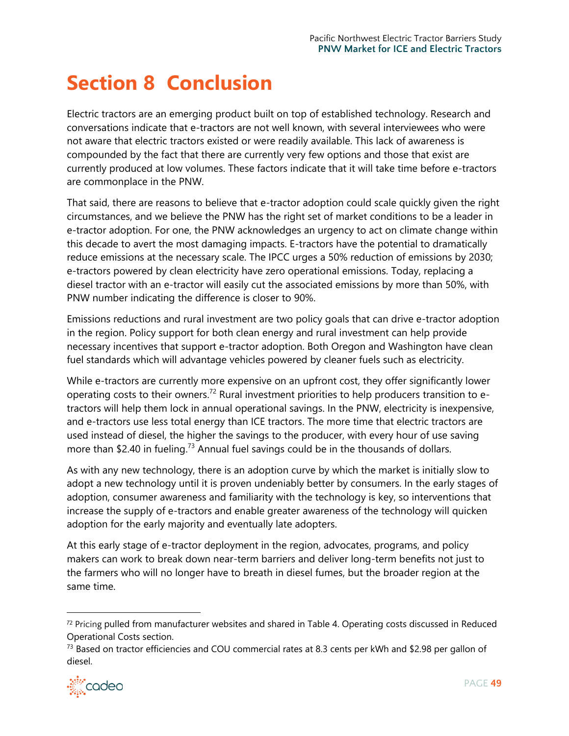# Section 8 Conclusion

Electric tractors are an emerging product built on top of established technology. Research and conversations indicate that e-tractors are not well known, with several interviewees who were not aware that electric tractors existed or were readily available. This lack of awareness is compounded by the fact that there are currently very few options and those that exist are currently produced at low volumes. These factors indicate that it will take time before e-tractors are commonplace in the PNW.

That said, there are reasons to believe that e-tractor adoption could scale quickly given the right circumstances, and we believe the PNW has the right set of market conditions to be a leader in e-tractor adoption. For one, the PNW acknowledges an urgency to act on climate change within this decade to avert the most damaging impacts. E-tractors have the potential to dramatically reduce emissions at the necessary scale. The IPCC urges a 50% reduction of emissions by 2030; e-tractors powered by clean electricity have zero operational emissions. Today, replacing a diesel tractor with an e-tractor will easily cut the associated emissions by more than 50%, with PNW number indicating the difference is closer to 90%.

Emissions reductions and rural investment are two policy goals that can drive e-tractor adoption in the region. Policy support for both clean energy and rural investment can help provide necessary incentives that support e-tractor adoption. Both Oregon and Washington have clean fuel standards which will advantage vehicles powered by cleaner fuels such as electricity.

While e-tractors are currently more expensive on an upfront cost, they offer significantly lower operating costs to their owners.[72] Rural investment priorities to help producers transition to e-tractors will help them lock in annual operational savings. In the PNW, electricity is inexpensive, and e-tractors use less total energy than ICE tractors. The more time that electric tractors are used instead of diesel, the higher the savings to the producer, with every hour of use saving more than $2.40 in fueling.[73] Annual fuel savings could be in the thousands of dollars.

As with any new technology, there is an adoption curve by which the market is initially slow to adopt a new technology until it is proven undeniably better by consumers. In the early stages of adoption, consumer awareness and familiarity with the technology is key, so interventions that increase the supply of e-tractors and enable greater awareness of the technology will quicken adoption for the early majority and eventually late adopters.

At this early stage of e-tractor deployment in the region, advocates, programs, and policy makers can work to break down near-term barriers and deliver long-term benefits not just to the farmers who will no longer have to breath in diesel fumes, but the broader region at the same time.

---

[72] Pricing pulled from manufacturer websites and shared in Table 4. Operating costs discussed in Reduced Operational Costs section.

[73] Based on tractor efficiencies and COU commercial rates at 8.3 cents per kWh and $2.98 per gallon of diesel.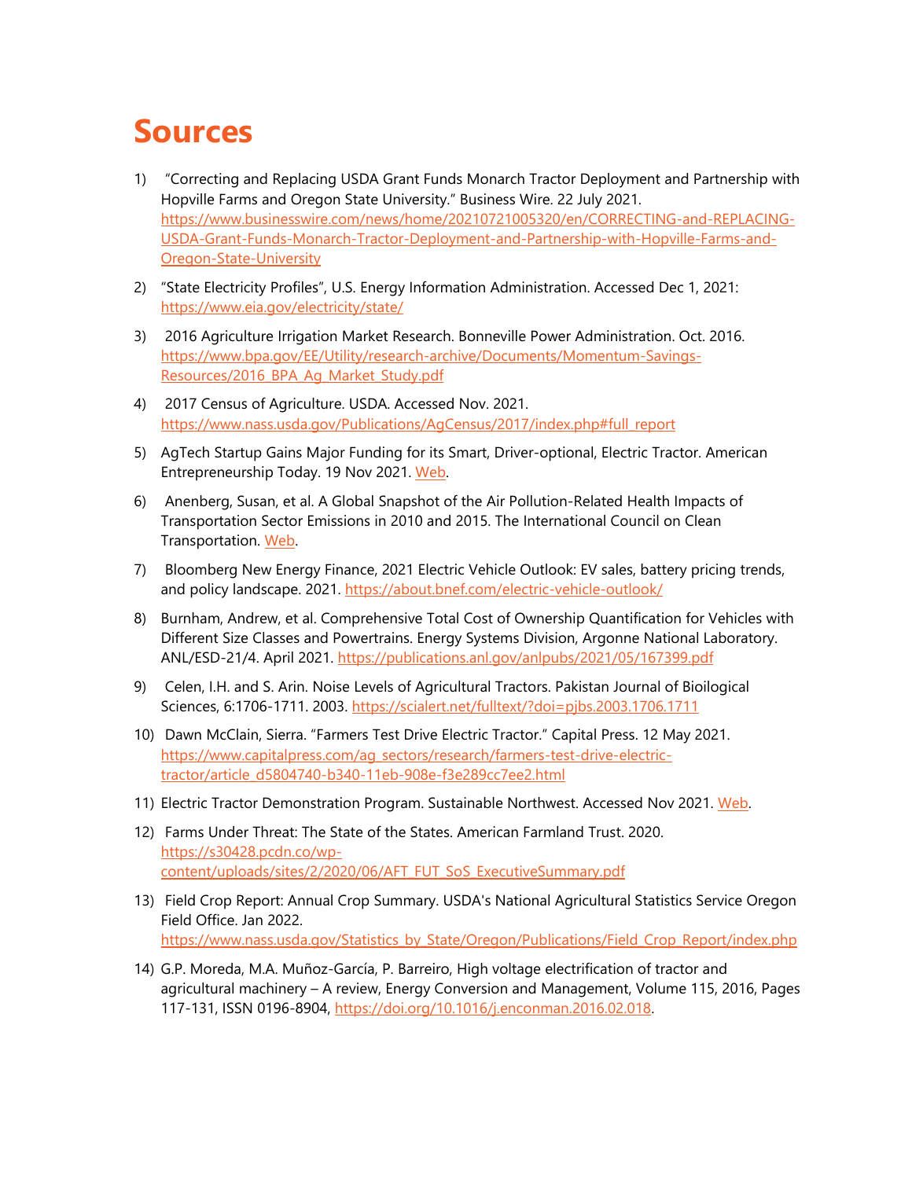# Sources

1) "Correcting and Replacing USDA Grant Funds Monarch Tractor Deployment and Partnership with Hopville Farms and Oregon State University." Business Wire. 22 July 2021. https://www.businesswire.com/news/home/20210721005320/en/CORRECTING-and-REPLACING-USDA-Grant-Funds-Monarch-Tractor-Deployment-and-Partnership-with-Hopville-Farms-and-Oregon-State-University

2) "State Electricity Profiles", U.S. Energy Information Administration. Accessed Dec 1, 2021: https://www.eia.gov/electricity/state/

3) 2016 Agriculture Irrigation Market Research. Bonneville Power Administration. Oct. 2016. https://www.bpa.gov/EE/Utility/research-archive/Documents/Momentum-Savings-Resources/2016_BPA_Ag_Market_Study.pdf

4) 2017 Census of Agriculture. USDA. Accessed Nov. 2021. https://www.nass.usda.gov/Publications/AgCensus/2017/index.php#full_report

5) AgTech Startup Gains Major Funding for its Smart, Driver-optional, Electric Tractor. American Entrepreneurship Today. 19 Nov 2021. Web.

6) Anenberg, Susan, et al. A Global Snapshot of the Air Pollution-Related Health Impacts of Transportation Sector Emissions in 2010 and 2015. The International Council on Clean Transportation. Web.

7) Bloomberg New Energy Finance, 2021 Electric Vehicle Outlook: EV sales, battery pricing trends, and policy landscape. 2021. https://about.bnef.com/electric-vehicle-outlook/

8) Burnham, Andrew, et al. Comprehensive Total Cost of Ownership Quantification for Vehicles with Different Size Classes and Powertrains. Energy Systems Division, Argonne National Laboratory. ANL/ESD-21/4. April 2021. https://publications.anl.gov/anlpubs/2021/05/167399.pdf

9) Celen, I.H. and S. Arin. Noise Levels of Agricultural Tractors. Pakistan Journal of Bioilogical Sciences, 6:1706-1711. 2003. https://scialert.net/fulltext/?doi=pjbs.2003.1706.1711

10) Dawn McClain, Sierra. "Farmers Test Drive Electric Tractor." Capital Press. 12 May 2021. https://www.capitalpress.com/ag_sectors/research/farmers-test-drive-electric-tractor/article_d5804740-b340-11eb-908e-f3e289cc7ee2.html

11) Electric Tractor Demonstration Program. Sustainable Northwest. Accessed Nov 2021. Web.

12) Farms Under Threat: The State of the States. American Farmland Trust. 2020. https://s30428.pcdn.co/wp-content/uploads/sites/2/2020/06/AFT_FUT_SoS_ExecutiveSummary.pdf

13) Field Crop Report: Annual Crop Summary. USDA's National Agricultural Statistics Service Oregon Field Office. Jan 2022. https://www.nass.usda.gov/Statistics_by_State/Oregon/Publications/Field_Crop_Report/index.php

14) G.P. Moreda, M.A. Muñoz-García, P. Barreiro, High voltage electrification of tractor and agricultural machinery – A review, Energy Conversion and Management, Volume 115, 2016, Pages 117-131, ISSN 0196-8904, https://doi.org/10.1016/j.enconman.2016.02.018.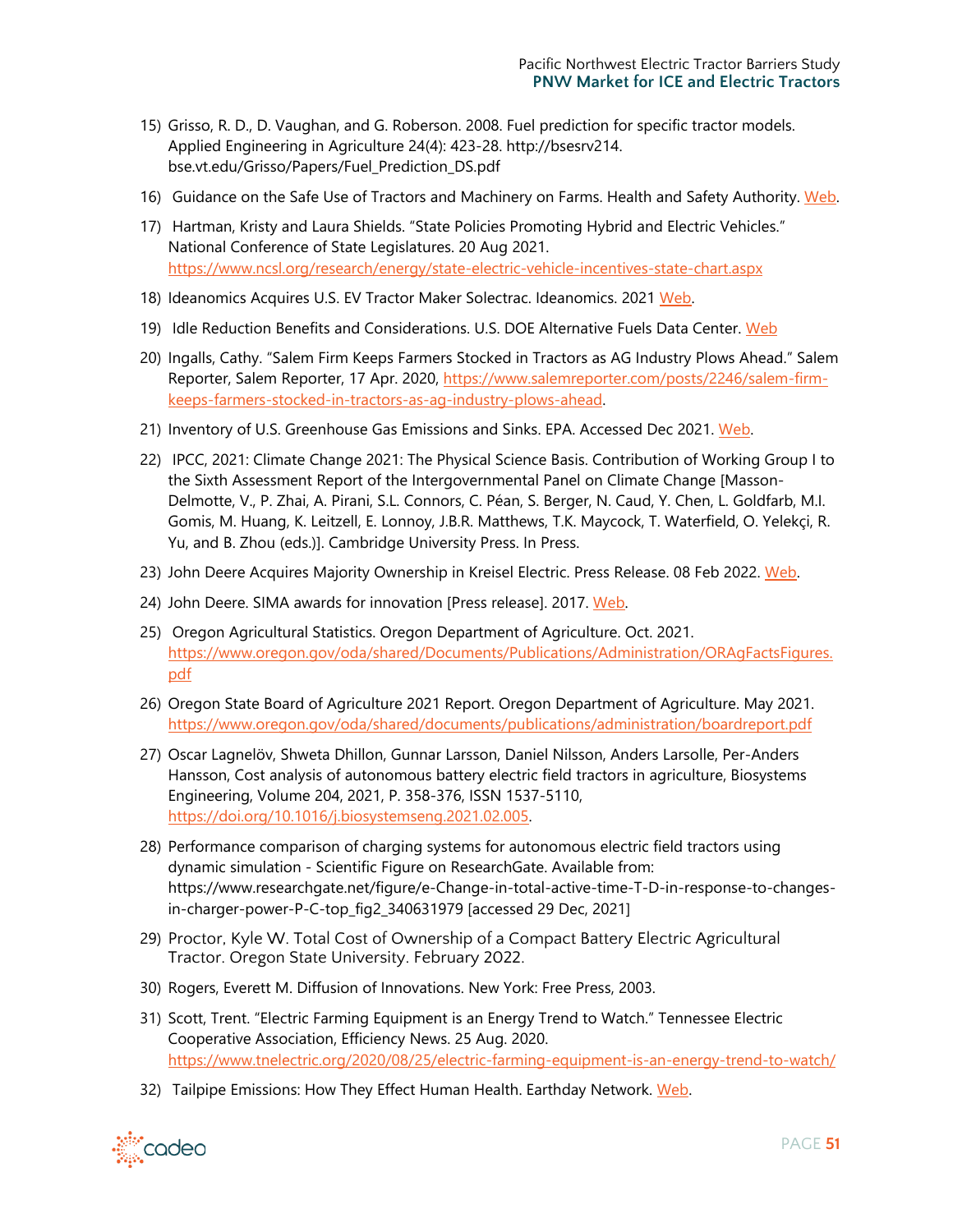15) Grisso, R. D., D. Vaughan, and G. Roberson. 2008. Fuel prediction for specific tractor models. Applied Engineering in Agriculture 24(4): 423-28. http://bsesrv214. bse.vt.edu/Grisso/Papers/Fuel_Prediction_DS.pdf

16) Guidance on the Safe Use of Tractors and Machinery on Farms. Health and Safety Authority. Web.

17) Hartman, Kristy and Laura Shields. "State Policies Promoting Hybrid and Electric Vehicles." National Conference of State Legislatures. 20 Aug 2021. https://www.ncsl.org/research/energy/state-electric-vehicle-incentives-state-chart.aspx

18) Ideanomics Acquires U.S. EV Tractor Maker Solectrac. Ideanomics. 2021 Web.

19) Idle Reduction Benefits and Considerations. U.S. DOE Alternative Fuels Data Center. Web

20) Ingalls, Cathy. "Salem Firm Keeps Farmers Stocked in Tractors as AG Industry Plows Ahead." Salem Reporter, Salem Reporter, 17 Apr. 2020, https://www.salemreporter.com/posts/2246/salem-firm-keeps-farmers-stocked-in-tractors-as-ag-industry-plows-ahead.

21) Inventory of U.S. Greenhouse Gas Emissions and Sinks. EPA. Accessed Dec 2021. Web.

22) IPCC, 2021: Climate Change 2021: The Physical Science Basis. Contribution of Working Group I to the Sixth Assessment Report of the Intergovernmental Panel on Climate Change [Masson-Delmotte, V., P. Zhai, A. Pirani, S.L. Connors, C. Péan, S. Berger, N. Caud, Y. Chen, L. Goldfarb, M.I. Gomis, M. Huang, K. Leitzell, E. Lonnoy, J.B.R. Matthews, T.K. Maycock, T. Waterfield, O. Yelekçi, R. Yu, and B. Zhou (eds.)]. Cambridge University Press. In Press.

23) John Deere Acquires Majority Ownership in Kreisel Electric. Press Release. 08 Feb 2022. Web.

24) John Deere. SIMA awards for innovation [Press release]. 2017. Web.

25) Oregon Agricultural Statistics. Oregon Department of Agriculture. Oct. 2021. https://www.oregon.gov/oda/shared/Documents/Publications/Administration/ORAgFactsFigures.pdf

26) Oregon State Board of Agriculture 2021 Report. Oregon Department of Agriculture. May 2021. https://www.oregon.gov/oda/shared/documents/publications/administration/boardreport.pdf

27) Oscar Lagnelöv, Shweta Dhillon, Gunnar Larsson, Daniel Nilsson, Anders Larsolle, Per-Anders Hansson, Cost analysis of autonomous battery electric field tractors in agriculture, Biosystems Engineering, Volume 204, 2021, P. 358-376, ISSN 1537-5110, https://doi.org/10.1016/j.biosystemseng.2021.02.005.

28) Performance comparison of charging systems for autonomous electric field tractors using dynamic simulation - Scientific Figure on ResearchGate. Available from: https://www.researchgate.net/figure/e-Change-in-total-active-time-T-D-in-response-to-changes-in-charger-power-P-C-top_fig2_340631979 [accessed 29 Dec, 2021]

29) Proctor, Kyle W. Total Cost of Ownership of a Compact Battery Electric Agricultural Tractor. Oregon State University. February 2022.

30) Rogers, Everett M. Diffusion of Innovations. New York: Free Press, 2003.

31) Scott, Trent. "Electric Farming Equipment is an Energy Trend to Watch." Tennessee Electric Cooperative Association, Efficiency News. 25 Aug. 2020. https://www.tnelectric.org/2020/08/25/electric-farming-equipment-is-an-energy-trend-to-watch/

32) Tailpipe Emissions: How They Effect Human Health. Earthday Network. Web.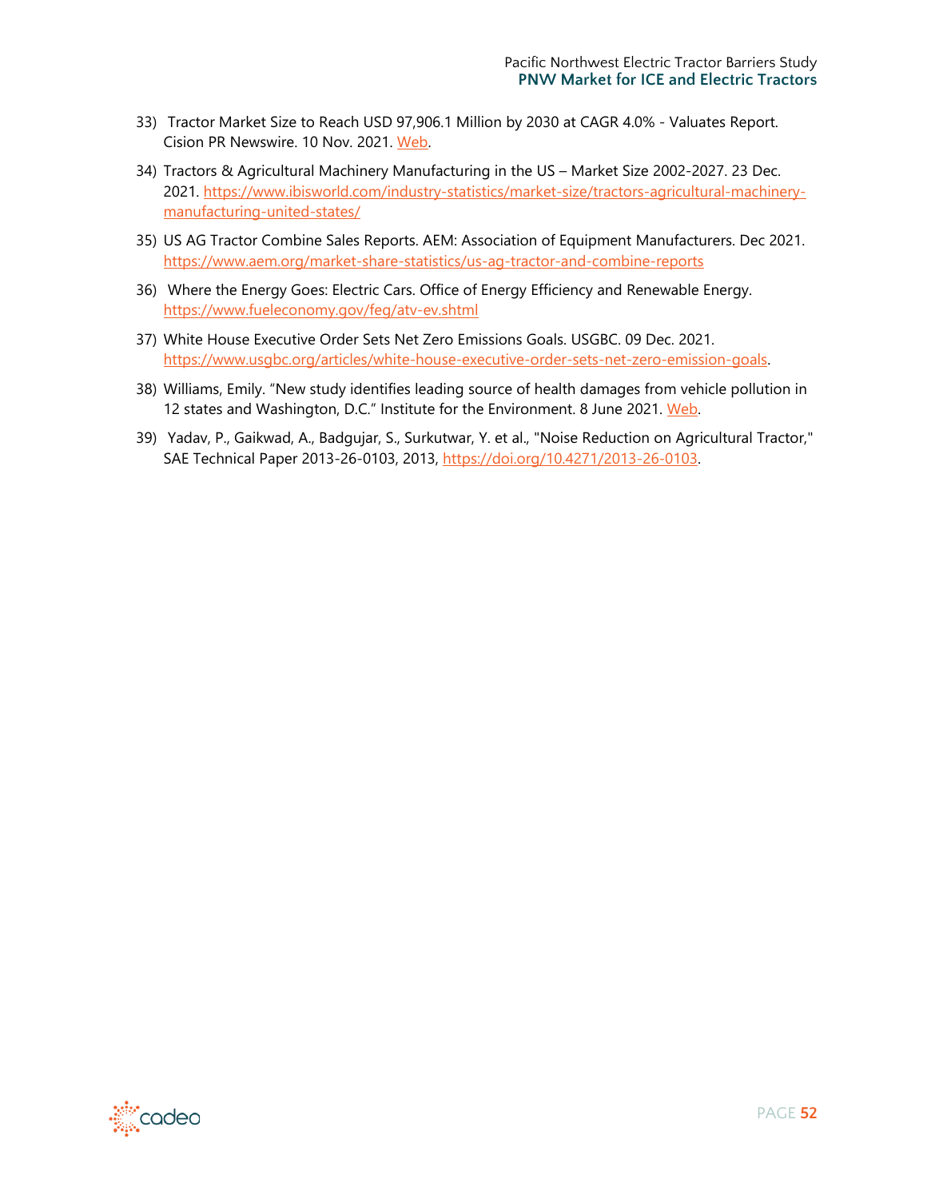33) Tractor Market Size to Reach USD 97,906.1 Million by 2030 at CAGR 4.0% - Valuates Report. Cision PR Newswire. 10 Nov. 2021. Web.

34) Tractors & Agricultural Machinery Manufacturing in the US – Market Size 2002-2027. 23 Dec. 2021. https://www.ibisworld.com/industry-statistics/market-size/tractors-agricultural-machinery-manufacturing-united-states/

35) US AG Tractor Combine Sales Reports. AEM: Association of Equipment Manufacturers. Dec 2021. https://www.aem.org/market-share-statistics/us-ag-tractor-and-combine-reports

36) Where the Energy Goes: Electric Cars. Office of Energy Efficiency and Renewable Energy. https://www.fueleconomy.gov/feg/atv-ev.shtml

37) White House Executive Order Sets Net Zero Emissions Goals. USGBC. 09 Dec. 2021. https://www.usgbc.org/articles/white-house-executive-order-sets-net-zero-emission-goals.

38) Williams, Emily. "New study identifies leading source of health damages from vehicle pollution in 12 states and Washington, D.C." Institute for the Environment. 8 June 2021. Web.

39) Yadav, P., Gaikwad, A., Badgujar, S., Surkutwar, Y. et al., "Noise Reduction on Agricultural Tractor," SAE Technical Paper 2013-26-0103, 2013, https://doi.org/10.4271/2013-26-0103.